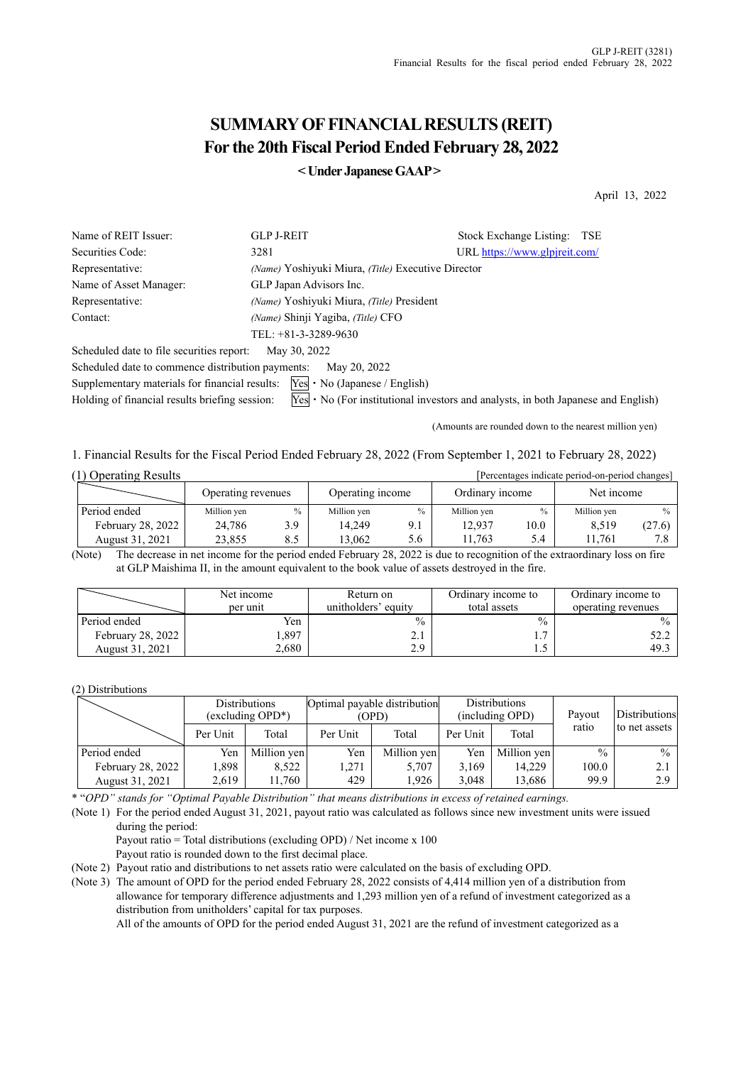# SUMMARY OF FINANCIAL RESULTS (REIT)
# For the 20th Fiscal Period Ended February 28, 2022

**< Under Japanese GAAP >**

April 13, 2022

| | | |
|---|---|---|
| Name of REIT Issuer: | GLP J-REIT | Stock Exchange Listing: TSE |
| Securities Code: | 3281 | URL https://www.glpjreit.com/ |
| Representative: | *(Name)* Yoshiyuki Miura, *(Title)* Executive Director | |
| Name of Asset Manager: | GLP Japan Advisors Inc. | |
| Representative: | *(Name)* Yoshiyuki Miura, *(Title)* President | |
| Contact: | *(Name)* Shinji Yagiba, *(Title)* CFO | |
| | TEL: +81-3-3289-9630 | |

Scheduled date to file securities report: May 30, 2022

Scheduled date to commence distribution payments: May 20, 2022

Supplementary materials for financial results: Yes・No (Japanese / English)

Holding of financial results briefing session: Yes・No (For institutional investors and analysts, in both Japanese and English)

(Amounts are rounded down to the nearest million yen)

1. Financial Results for the Fiscal Period Ended February 28, 2022 (From September 1, 2021 to February 28, 2022)

(1) Operating Results

[Percentages indicate period-on-period changes]

| | Operating revenues | | Operating income | | Ordinary income | | Net income | |
|---|---|---|---|---|---|---|---|---|
| Period ended | Million yen | % | Million yen | % | Million yen | % | Million yen | % |
| February 28, 2022 | 24,786 | 3.9 | 14,249 | 9.1 | 12,937 | 10.0 | 8,519 | (27.6) |
| August 31, 2021 | 23,855 | 8.5 | 13,062 | 5.6 | 11,763 | 5.4 | 11,761 | 7.8 |

(Note) The decrease in net income for the period ended February 28, 2022 is due to recognition of the extraordinary loss on fire at GLP Maishima II, in the amount equivalent to the book value of assets destroyed in the fire.

| | Net income per unit | Return on unitholders' equity | Ordinary income to total assets | Ordinary income to operating revenues |
|---|---|---|---|---|
| Period ended | Yen | % | % | % |
| February 28, 2022 | 1,897 | 2.1 | 1.7 | 52.2 |
| August 31, 2021 | 2,680 | 2.9 | 1.5 | 49.3 |

(2) Distributions

| | Distributions (excluding OPD*) | | Optimal payable distribution (OPD) | | Distributions (including OPD) | | Payout ratio | Distributions to net assets |
|---|---|---|---|---|---|---|---|---|
| | Per Unit | Total | Per Unit | Total | Per Unit | Total | | |
| Period ended | Yen | Million yen | Yen | Million yen | Yen | Million yen | % | % |
| February 28, 2022 | 1,898 | 8,522 | 1,271 | 5,707 | 3,169 | 14,229 | 100.0 | 2.1 |
| August 31, 2021 | 2,619 | 11,760 | 429 | 1,926 | 3,048 | 13,686 | 99.9 | 2.9 |

* *"OPD" stands for "Optimal Payable Distribution" that means distributions in excess of retained earnings.*

(Note 1) For the period ended August 31, 2021, payout ratio was calculated as follows since new investment units were issued during the period:
Payout ratio = Total distributions (excluding OPD) / Net income x 100
Payout ratio is rounded down to the first decimal place.

(Note 2) Payout ratio and distributions to net assets ratio were calculated on the basis of excluding OPD.

(Note 3) The amount of OPD for the period ended February 28, 2022 consists of 4,414 million yen of a distribution from allowance for temporary difference adjustments and 1,293 million yen of a refund of investment categorized as a distribution from unitholders' capital for tax purposes.
All of the amounts of OPD for the period ended August 31, 2021 are the refund of investment categorized as a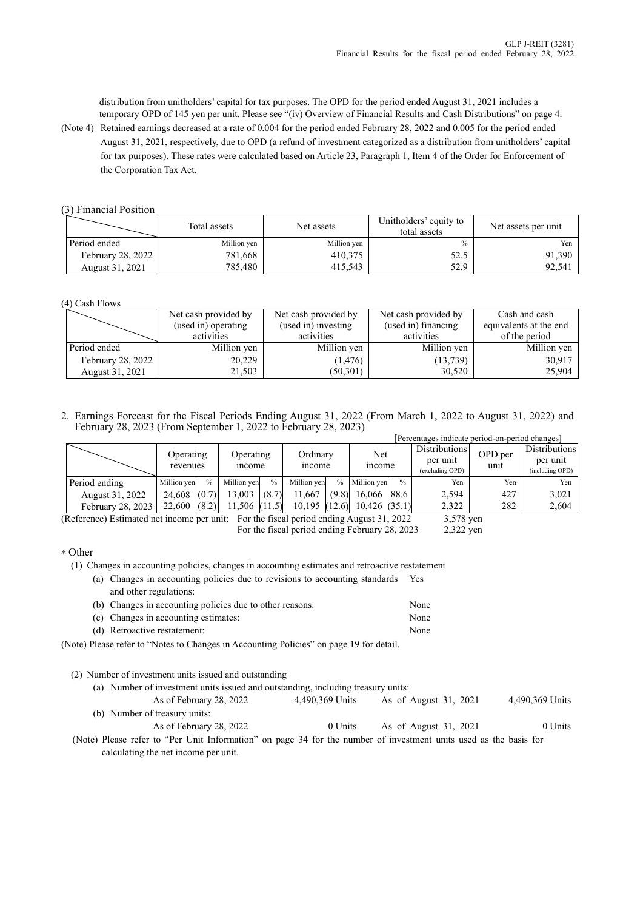distribution from unitholders' capital for tax purposes. The OPD for the period ended August 31, 2021 includes a temporary OPD of 145 yen per unit. Please see "(iv) Overview of Financial Results and Cash Distributions" on page 4.

(Note 4) Retained earnings decreased at a rate of 0.004 for the period ended February 28, 2022 and 0.005 for the period ended August 31, 2021, respectively, due to OPD (a refund of investment categorized as a distribution from unitholders' capital for tax purposes). These rates were calculated based on Article 23, Paragraph 1, Item 4 of the Order for Enforcement of the Corporation Tax Act.

(3) Financial Position

| | Total assets | Net assets | Unitholders' equity to total assets | Net assets per unit |
|---|---|---|---|---|
| Period ended | Million yen | Million yen | % | Yen |
| February 28, 2022 | 781,668 | 410,375 | 52.5 | 91,390 |
| August 31, 2021 | 785,480 | 415,543 | 52.9 | 92,541 |

(4) Cash Flows

| | Net cash provided by (used in) operating activities | Net cash provided by (used in) investing activities | Net cash provided by (used in) financing activities | Cash and cash equivalents at the end of the period |
|---|---|---|---|---|
| Period ended | Million yen | Million yen | Million yen | Million yen |
| February 28, 2022 | 20,229 | (1,476) | (13,739) | 30,917 |
| August 31, 2021 | 21,503 | (50,301) | 30,520 | 25,904 |

2. Earnings Forecast for the Fiscal Periods Ending August 31, 2022 (From March 1, 2022 to August 31, 2022) and February 28, 2023 (From September 1, 2022 to February 28, 2023)

[Percentages indicate period-on-period changes]

| | Operating revenues | | Operating income | | Ordinary income | | Net income | | Distributions per unit (excluding OPD) | OPD per unit | Distributions per unit (including OPD) |
|---|---|---|---|---|---|---|---|---|---|---|---|
| Period ending | Million yen | % | Million yen | % | Million yen | % | Million yen | % | Yen | Yen | Yen |
| August 31, 2022 | 24,608 | (0.7) | 13,003 | (8.7) | 11,667 | (9.8) | 16,066 | 88.6 | 2,594 | 427 | 3,021 |
| February 28, 2023 | 22,600 | (8.2) | 11,506 | (11.5) | 10,195 | (12.6) | 10,426 | (35.1) | 2,322 | 282 | 2,604 |

(Reference) Estimated net income per unit: For the fiscal period ending August 31, 2022 3,578 yen
For the fiscal period ending February 28, 2023 2,322 yen

∗ Other

(1) Changes in accounting policies, changes in accounting estimates and retroactive restatement

(a) Changes in accounting policies due to revisions to accounting standards and other regulations: Yes

(b) Changes in accounting policies due to other reasons: None

(c) Changes in accounting estimates: None

(d) Retroactive restatement: None

(Note) Please refer to "Notes to Changes in Accounting Policies" on page 19 for detail.

(2) Number of investment units issued and outstanding

(a) Number of investment units issued and outstanding, including treasury units:
As of February 28, 2022 4,490,369 Units As of August 31, 2021 4,490,369 Units

(b) Number of treasury units:
As of February 28, 2022 0 Units As of August 31, 2021 0 Units

(Note) Please refer to "Per Unit Information" on page 34 for the number of investment units used as the basis for calculating the net income per unit.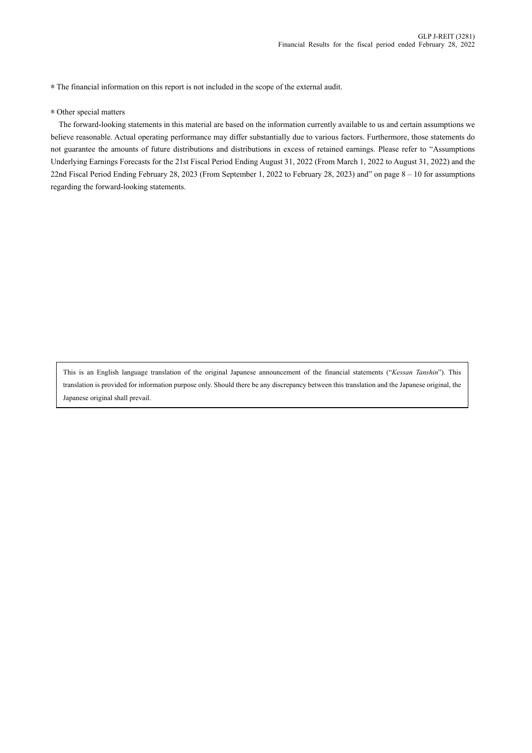* The financial information on this report is not included in the scope of the external audit.

* Other special matters

The forward-looking statements in this material are based on the information currently available to us and certain assumptions we believe reasonable. Actual operating performance may differ substantially due to various factors. Furthermore, those statements do not guarantee the amounts of future distributions and distributions in excess of retained earnings. Please refer to "Assumptions Underlying Earnings Forecasts for the 21st Fiscal Period Ending August 31, 2022 (From March 1, 2022 to August 31, 2022) and the 22nd Fiscal Period Ending February 28, 2023 (From September 1, 2022 to February 28, 2023) and" on page 8 – 10 for assumptions regarding the forward-looking statements.

This is an English language translation of the original Japanese announcement of the financial statements ("*Kessan Tanshin*"). This translation is provided for information purpose only. Should there be any discrepancy between this translation and the Japanese original, the Japanese original shall prevail.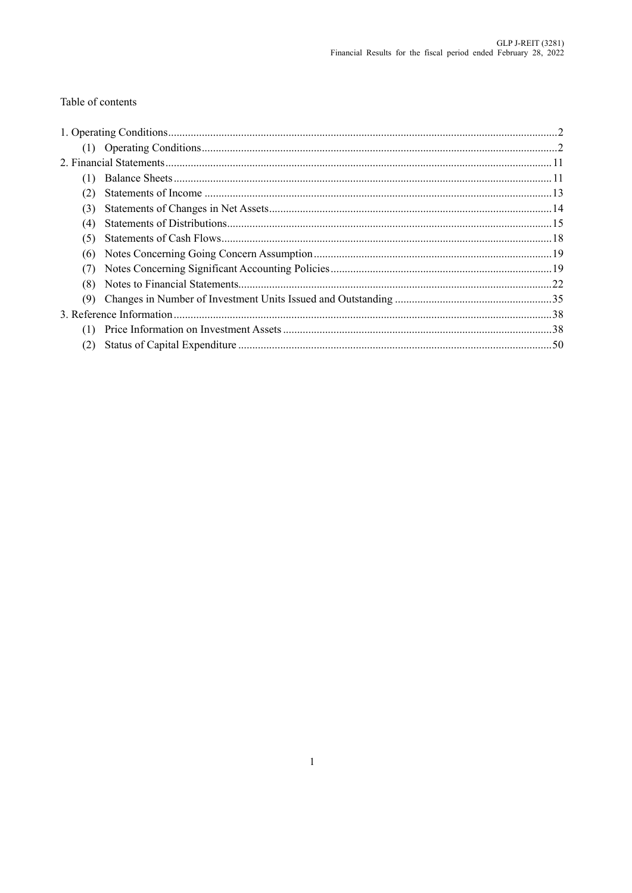Table of contents

1. Operating Conditions ... 2
   (1) Operating Conditions ... 2
2. Financial Statements ... 11
   (1) Balance Sheets ... 11
   (2) Statements of Income ... 13
   (3) Statements of Changes in Net Assets ... 14
   (4) Statements of Distributions ... 15
   (5) Statements of Cash Flows ... 18
   (6) Notes Concerning Going Concern Assumption ... 19
   (7) Notes Concerning Significant Accounting Policies ... 19
   (8) Notes to Financial Statements ... 22
   (9) Changes in Number of Investment Units Issued and Outstanding ... 35
3. Reference Information ... 38
   (1) Price Information on Investment Assets ... 38
   (2) Status of Capital Expenditure ... 50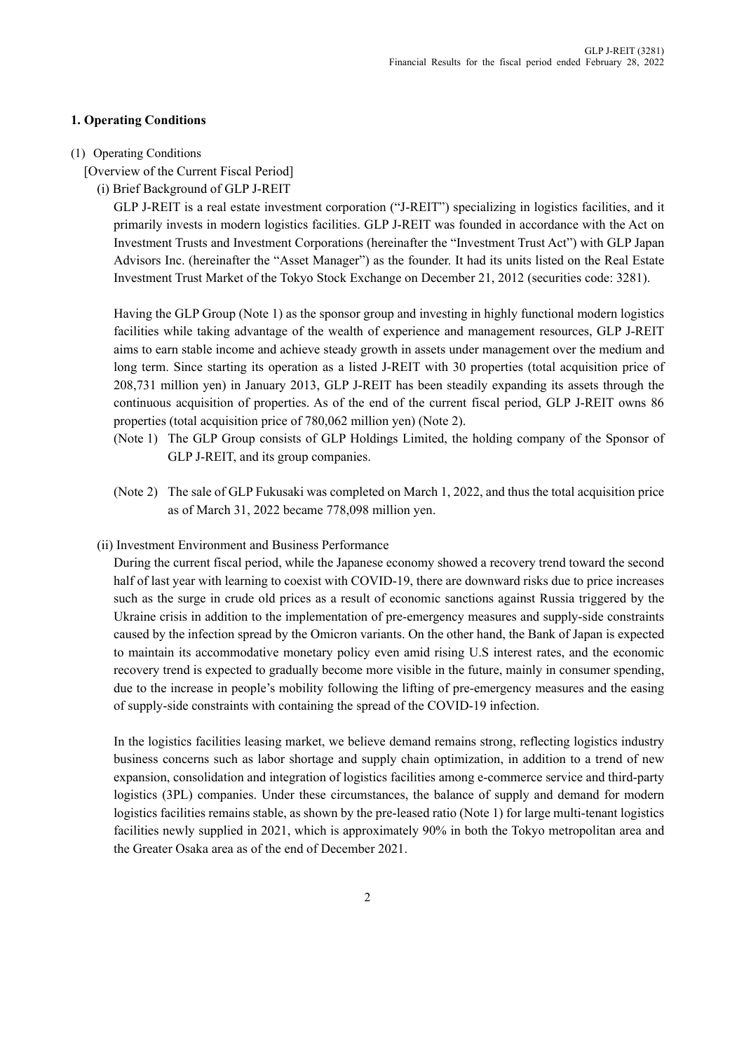## 1. Operating Conditions

(1) Operating Conditions

[Overview of the Current Fiscal Period]

(i) Brief Background of GLP J-REIT

GLP J-REIT is a real estate investment corporation ("J-REIT") specializing in logistics facilities, and it primarily invests in modern logistics facilities. GLP J-REIT was founded in accordance with the Act on Investment Trusts and Investment Corporations (hereinafter the "Investment Trust Act") with GLP Japan Advisors Inc. (hereinafter the "Asset Manager") as the founder. It had its units listed on the Real Estate Investment Trust Market of the Tokyo Stock Exchange on December 21, 2012 (securities code: 3281).

Having the GLP Group (Note 1) as the sponsor group and investing in highly functional modern logistics facilities while taking advantage of the wealth of experience and management resources, GLP J-REIT aims to earn stable income and achieve steady growth in assets under management over the medium and long term. Since starting its operation as a listed J-REIT with 30 properties (total acquisition price of 208,731 million yen) in January 2013, GLP J-REIT has been steadily expanding its assets through the continuous acquisition of properties. As of the end of the current fiscal period, GLP J-REIT owns 86 properties (total acquisition price of 780,062 million yen) (Note 2).

(Note 1) The GLP Group consists of GLP Holdings Limited, the holding company of the Sponsor of GLP J-REIT, and its group companies.

(Note 2) The sale of GLP Fukusaki was completed on March 1, 2022, and thus the total acquisition price as of March 31, 2022 became 778,098 million yen.

(ii) Investment Environment and Business Performance

During the current fiscal period, while the Japanese economy showed a recovery trend toward the second half of last year with learning to coexist with COVID-19, there are downward risks due to price increases such as the surge in crude old prices as a result of economic sanctions against Russia triggered by the Ukraine crisis in addition to the implementation of pre-emergency measures and supply-side constraints caused by the infection spread by the Omicron variants. On the other hand, the Bank of Japan is expected to maintain its accommodative monetary policy even amid rising U.S interest rates, and the economic recovery trend is expected to gradually become more visible in the future, mainly in consumer spending, due to the increase in people's mobility following the lifting of pre-emergency measures and the easing of supply-side constraints with containing the spread of the COVID-19 infection.

In the logistics facilities leasing market, we believe demand remains strong, reflecting logistics industry business concerns such as labor shortage and supply chain optimization, in addition to a trend of new expansion, consolidation and integration of logistics facilities among e-commerce service and third-party logistics (3PL) companies. Under these circumstances, the balance of supply and demand for modern logistics facilities remains stable, as shown by the pre-leased ratio (Note 1) for large multi-tenant logistics facilities newly supplied in 2021, which is approximately 90% in both the Tokyo metropolitan area and the Greater Osaka area as of the end of December 2021.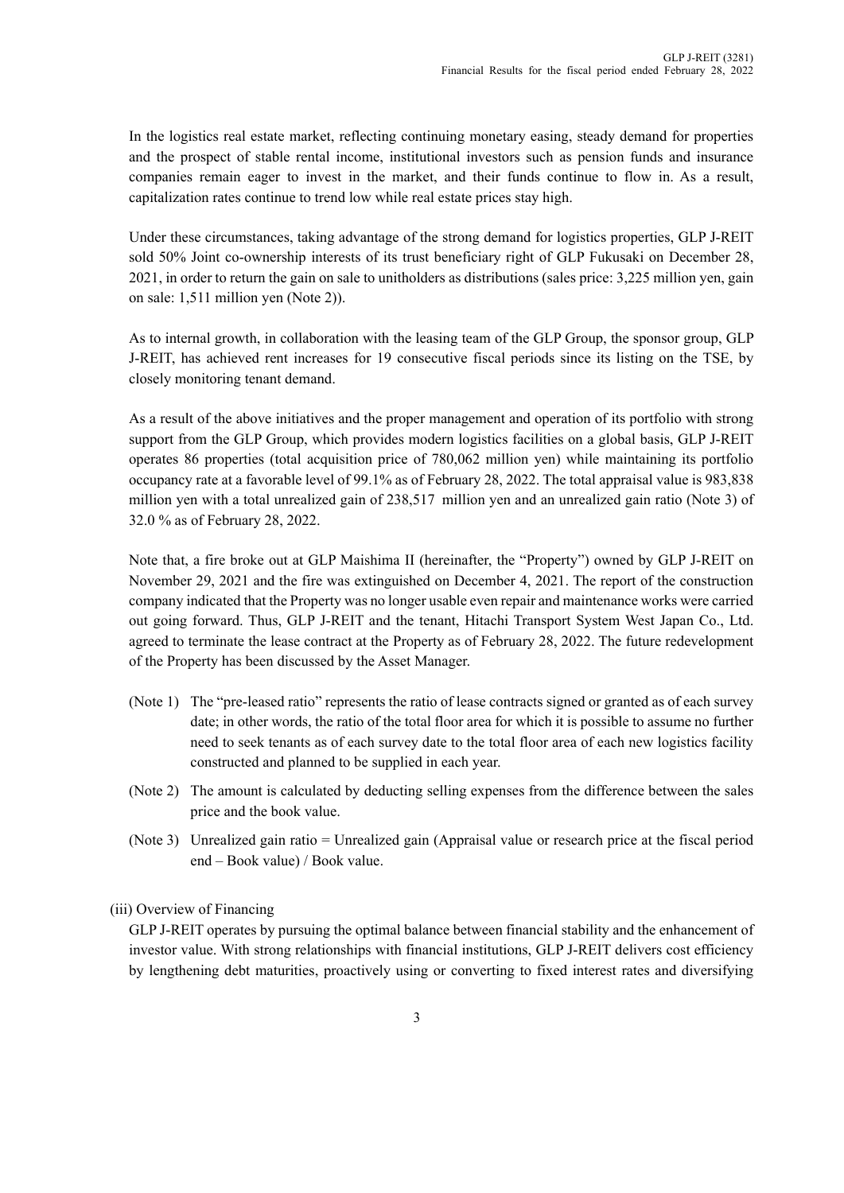In the logistics real estate market, reflecting continuing monetary easing, steady demand for properties and the prospect of stable rental income, institutional investors such as pension funds and insurance companies remain eager to invest in the market, and their funds continue to flow in. As a result, capitalization rates continue to trend low while real estate prices stay high.

Under these circumstances, taking advantage of the strong demand for logistics properties, GLP J-REIT sold 50% Joint co-ownership interests of its trust beneficiary right of GLP Fukusaki on December 28, 2021, in order to return the gain on sale to unitholders as distributions (sales price: 3,225 million yen, gain on sale: 1,511 million yen (Note 2)).

As to internal growth, in collaboration with the leasing team of the GLP Group, the sponsor group, GLP J-REIT, has achieved rent increases for 19 consecutive fiscal periods since its listing on the TSE, by closely monitoring tenant demand.

As a result of the above initiatives and the proper management and operation of its portfolio with strong support from the GLP Group, which provides modern logistics facilities on a global basis, GLP J-REIT operates 86 properties (total acquisition price of 780,062 million yen) while maintaining its portfolio occupancy rate at a favorable level of 99.1% as of February 28, 2022. The total appraisal value is 983,838 million yen with a total unrealized gain of 238,517 million yen and an unrealized gain ratio (Note 3) of 32.0 % as of February 28, 2022.

Note that, a fire broke out at GLP Maishima II (hereinafter, the "Property") owned by GLP J-REIT on November 29, 2021 and the fire was extinguished on December 4, 2021. The report of the construction company indicated that the Property was no longer usable even repair and maintenance works were carried out going forward. Thus, GLP J-REIT and the tenant, Hitachi Transport System West Japan Co., Ltd. agreed to terminate the lease contract at the Property as of February 28, 2022. The future redevelopment of the Property has been discussed by the Asset Manager.

(Note 1) The "pre-leased ratio" represents the ratio of lease contracts signed or granted as of each survey date; in other words, the ratio of the total floor area for which it is possible to assume no further need to seek tenants as of each survey date to the total floor area of each new logistics facility constructed and planned to be supplied in each year.

(Note 2) The amount is calculated by deducting selling expenses from the difference between the sales price and the book value.

(Note 3) Unrealized gain ratio = Unrealized gain (Appraisal value or research price at the fiscal period end – Book value) / Book value.

(iii) Overview of Financing

GLP J-REIT operates by pursuing the optimal balance between financial stability and the enhancement of investor value. With strong relationships with financial institutions, GLP J-REIT delivers cost efficiency by lengthening debt maturities, proactively using or converting to fixed interest rates and diversifying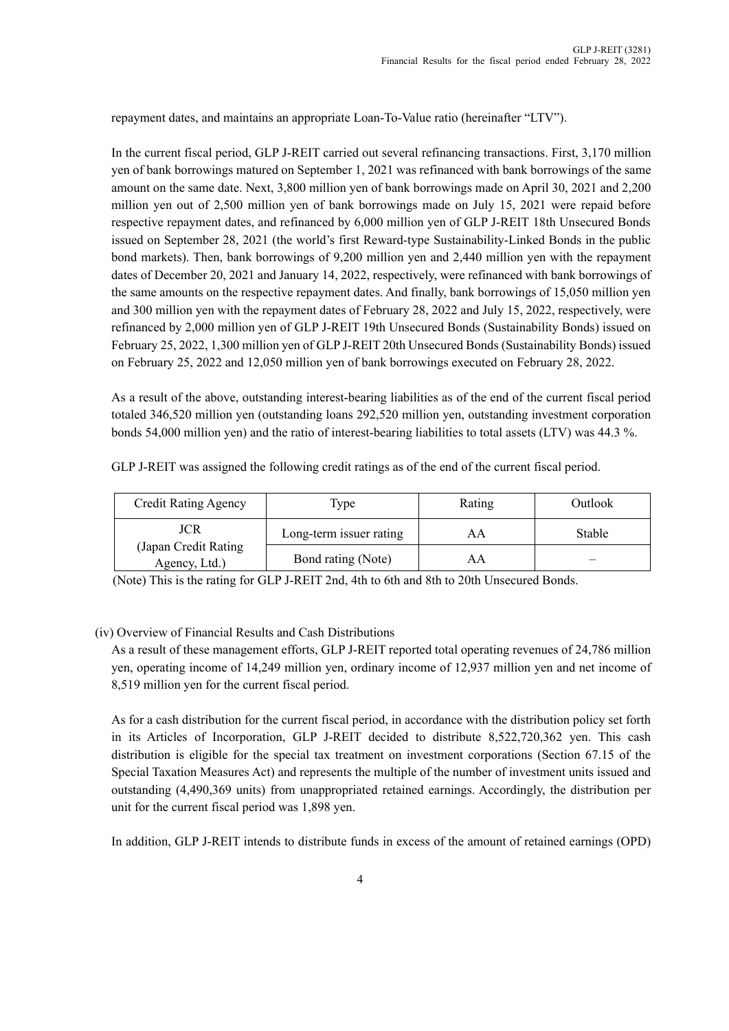repayment dates, and maintains an appropriate Loan-To-Value ratio (hereinafter "LTV").

In the current fiscal period, GLP J-REIT carried out several refinancing transactions. First, 3,170 million yen of bank borrowings matured on September 1, 2021 was refinanced with bank borrowings of the same amount on the same date. Next, 3,800 million yen of bank borrowings made on April 30, 2021 and 2,200 million yen out of 2,500 million yen of bank borrowings made on July 15, 2021 were repaid before respective repayment dates, and refinanced by 6,000 million yen of GLP J-REIT 18th Unsecured Bonds issued on September 28, 2021 (the world's first Reward-type Sustainability-Linked Bonds in the public bond markets). Then, bank borrowings of 9,200 million yen and 2,440 million yen with the repayment dates of December 20, 2021 and January 14, 2022, respectively, were refinanced with bank borrowings of the same amounts on the respective repayment dates. And finally, bank borrowings of 15,050 million yen and 300 million yen with the repayment dates of February 28, 2022 and July 15, 2022, respectively, were refinanced by 2,000 million yen of GLP J-REIT 19th Unsecured Bonds (Sustainability Bonds) issued on February 25, 2022, 1,300 million yen of GLP J-REIT 20th Unsecured Bonds (Sustainability Bonds) issued on February 25, 2022 and 12,050 million yen of bank borrowings executed on February 28, 2022.

As a result of the above, outstanding interest-bearing liabilities as of the end of the current fiscal period totaled 346,520 million yen (outstanding loans 292,520 million yen, outstanding investment corporation bonds 54,000 million yen) and the ratio of interest-bearing liabilities to total assets (LTV) was 44.3 %.

GLP J-REIT was assigned the following credit ratings as of the end of the current fiscal period.

| Credit Rating Agency | Type | Rating | Outlook |
|---|---|---|---|
| JCR (Japan Credit Rating Agency, Ltd.) | Long-term issuer rating | AA | Stable |
| | Bond rating (Note) | AA | – |

(Note) This is the rating for GLP J-REIT 2nd, 4th to 6th and 8th to 20th Unsecured Bonds.

(iv) Overview of Financial Results and Cash Distributions

As a result of these management efforts, GLP J-REIT reported total operating revenues of 24,786 million yen, operating income of 14,249 million yen, ordinary income of 12,937 million yen and net income of 8,519 million yen for the current fiscal period.

As for a cash distribution for the current fiscal period, in accordance with the distribution policy set forth in its Articles of Incorporation, GLP J-REIT decided to distribute 8,522,720,362 yen. This cash distribution is eligible for the special tax treatment on investment corporations (Section 67.15 of the Special Taxation Measures Act) and represents the multiple of the number of investment units issued and outstanding (4,490,369 units) from unappropriated retained earnings. Accordingly, the distribution per unit for the current fiscal period was 1,898 yen.

In addition, GLP J-REIT intends to distribute funds in excess of the amount of retained earnings (OPD)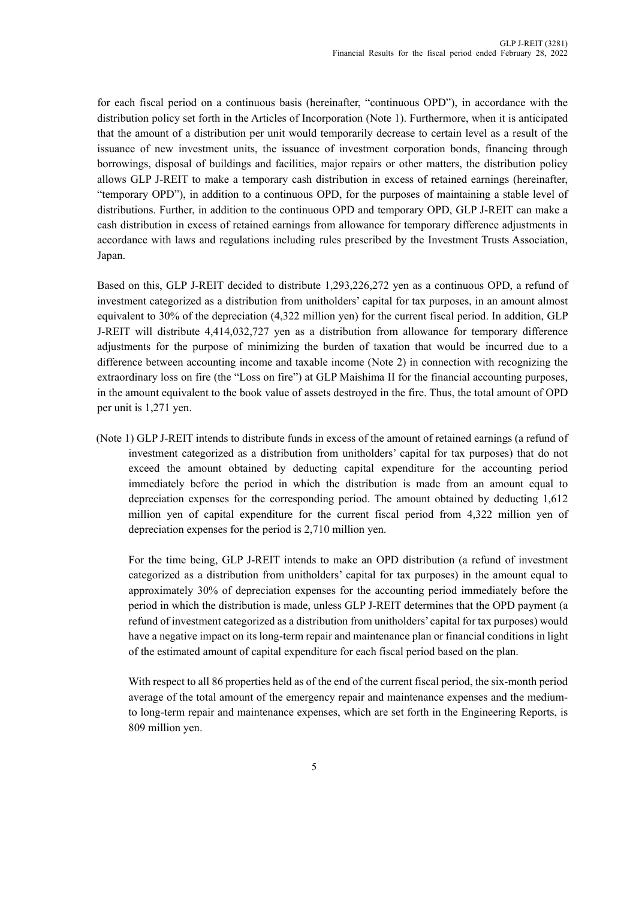for each fiscal period on a continuous basis (hereinafter, "continuous OPD"), in accordance with the distribution policy set forth in the Articles of Incorporation (Note 1). Furthermore, when it is anticipated that the amount of a distribution per unit would temporarily decrease to certain level as a result of the issuance of new investment units, the issuance of investment corporation bonds, financing through borrowings, disposal of buildings and facilities, major repairs or other matters, the distribution policy allows GLP J-REIT to make a temporary cash distribution in excess of retained earnings (hereinafter, "temporary OPD"), in addition to a continuous OPD, for the purposes of maintaining a stable level of distributions. Further, in addition to the continuous OPD and temporary OPD, GLP J-REIT can make a cash distribution in excess of retained earnings from allowance for temporary difference adjustments in accordance with laws and regulations including rules prescribed by the Investment Trusts Association, Japan.

Based on this, GLP J-REIT decided to distribute 1,293,226,272 yen as a continuous OPD, a refund of investment categorized as a distribution from unitholders' capital for tax purposes, in an amount almost equivalent to 30% of the depreciation (4,322 million yen) for the current fiscal period. In addition, GLP J-REIT will distribute 4,414,032,727 yen as a distribution from allowance for temporary difference adjustments for the purpose of minimizing the burden of taxation that would be incurred due to a difference between accounting income and taxable income (Note 2) in connection with recognizing the extraordinary loss on fire (the "Loss on fire") at GLP Maishima II for the financial accounting purposes, in the amount equivalent to the book value of assets destroyed in the fire. Thus, the total amount of OPD per unit is 1,271 yen.

(Note 1) GLP J-REIT intends to distribute funds in excess of the amount of retained earnings (a refund of investment categorized as a distribution from unitholders' capital for tax purposes) that do not exceed the amount obtained by deducting capital expenditure for the accounting period immediately before the period in which the distribution is made from an amount equal to depreciation expenses for the corresponding period. The amount obtained by deducting 1,612 million yen of capital expenditure for the current fiscal period from 4,322 million yen of depreciation expenses for the period is 2,710 million yen.

For the time being, GLP J-REIT intends to make an OPD distribution (a refund of investment categorized as a distribution from unitholders' capital for tax purposes) in the amount equal to approximately 30% of depreciation expenses for the accounting period immediately before the period in which the distribution is made, unless GLP J-REIT determines that the OPD payment (a refund of investment categorized as a distribution from unitholders' capital for tax purposes) would have a negative impact on its long-term repair and maintenance plan or financial conditions in light of the estimated amount of capital expenditure for each fiscal period based on the plan.

With respect to all 86 properties held as of the end of the current fiscal period, the six-month period average of the total amount of the emergency repair and maintenance expenses and the medium-to long-term repair and maintenance expenses, which are set forth in the Engineering Reports, is 809 million yen.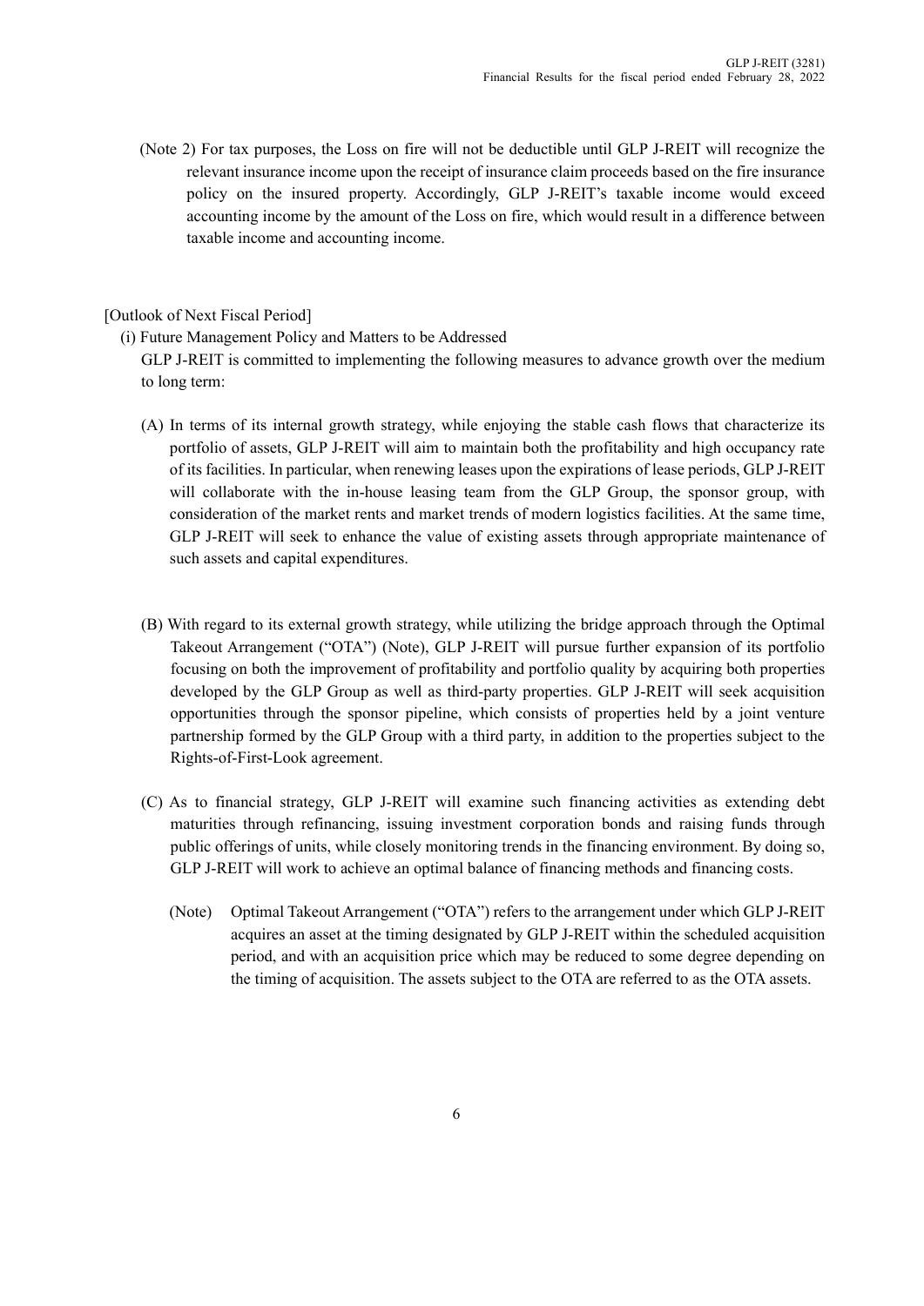(Note 2) For tax purposes, the Loss on fire will not be deductible until GLP J-REIT will recognize the relevant insurance income upon the receipt of insurance claim proceeds based on the fire insurance policy on the insured property. Accordingly, GLP J-REIT's taxable income would exceed accounting income by the amount of the Loss on fire, which would result in a difference between taxable income and accounting income.

[Outlook of Next Fiscal Period]

(i) Future Management Policy and Matters to be Addressed

GLP J-REIT is committed to implementing the following measures to advance growth over the medium to long term:

(A) In terms of its internal growth strategy, while enjoying the stable cash flows that characterize its portfolio of assets, GLP J-REIT will aim to maintain both the profitability and high occupancy rate of its facilities. In particular, when renewing leases upon the expirations of lease periods, GLP J-REIT will collaborate with the in-house leasing team from the GLP Group, the sponsor group, with consideration of the market rents and market trends of modern logistics facilities. At the same time, GLP J-REIT will seek to enhance the value of existing assets through appropriate maintenance of such assets and capital expenditures.

(B) With regard to its external growth strategy, while utilizing the bridge approach through the Optimal Takeout Arrangement ("OTA") (Note), GLP J-REIT will pursue further expansion of its portfolio focusing on both the improvement of profitability and portfolio quality by acquiring both properties developed by the GLP Group as well as third-party properties. GLP J-REIT will seek acquisition opportunities through the sponsor pipeline, which consists of properties held by a joint venture partnership formed by the GLP Group with a third party, in addition to the properties subject to the Rights-of-First-Look agreement.

(C) As to financial strategy, GLP J-REIT will examine such financing activities as extending debt maturities through refinancing, issuing investment corporation bonds and raising funds through public offerings of units, while closely monitoring trends in the financing environment. By doing so, GLP J-REIT will work to achieve an optimal balance of financing methods and financing costs.

(Note) Optimal Takeout Arrangement ("OTA") refers to the arrangement under which GLP J-REIT acquires an asset at the timing designated by GLP J-REIT within the scheduled acquisition period, and with an acquisition price which may be reduced to some degree depending on the timing of acquisition. The assets subject to the OTA are referred to as the OTA assets.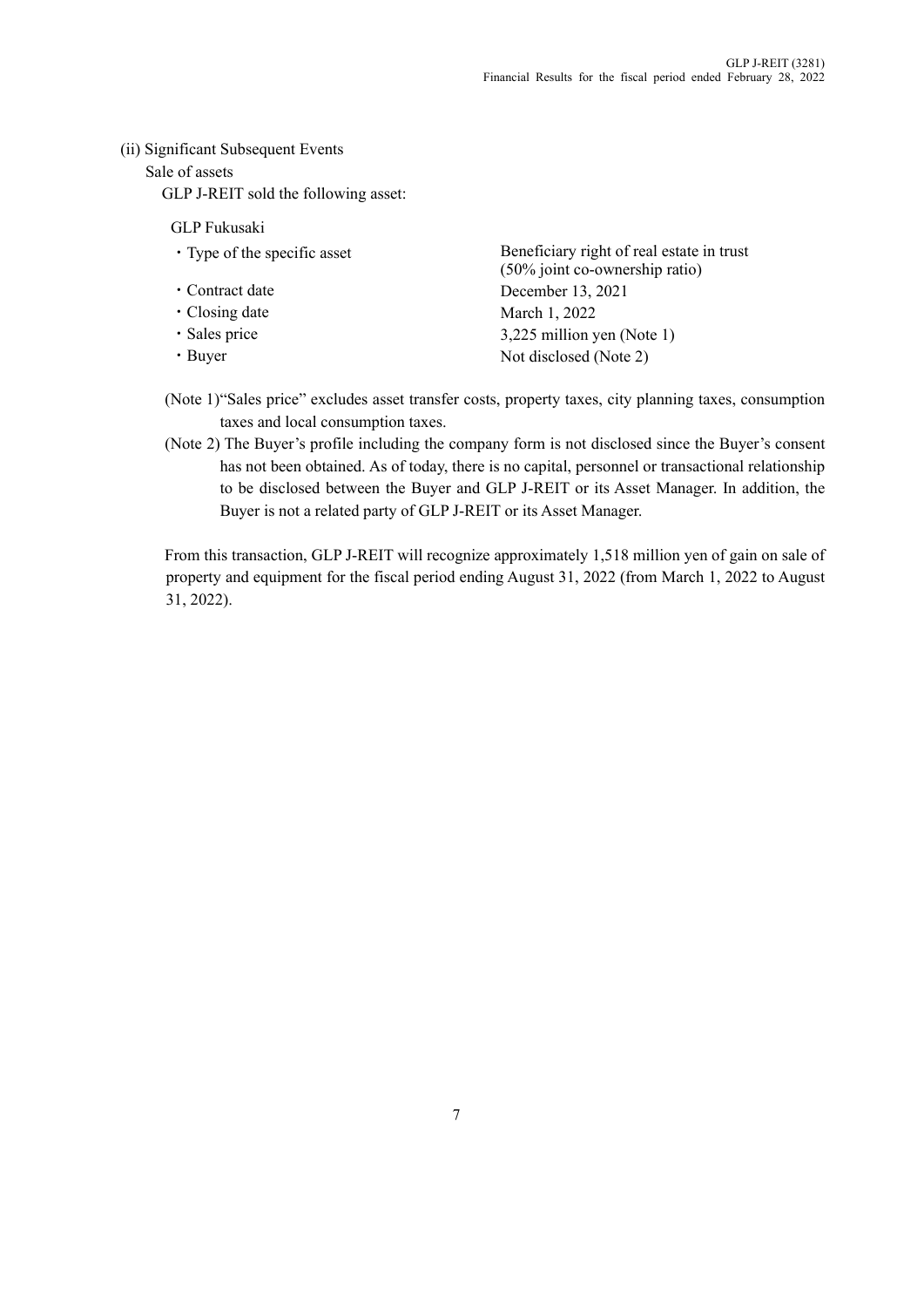(ii) Significant Subsequent Events

Sale of assets

GLP J-REIT sold the following asset:

GLP Fukusaki

| | |
|---|---|
| ・Type of the specific asset | Beneficiary right of real estate in trust (50% joint co-ownership ratio) |
| ・Contract date | December 13, 2021 |
| ・Closing date | March 1, 2022 |
| ・Sales price | 3,225 million yen (Note 1) |
| ・Buyer | Not disclosed (Note 2) |

(Note 1) "Sales price" excludes asset transfer costs, property taxes, city planning taxes, consumption taxes and local consumption taxes.

(Note 2) The Buyer's profile including the company form is not disclosed since the Buyer's consent has not been obtained. As of today, there is no capital, personnel or transactional relationship to be disclosed between the Buyer and GLP J-REIT or its Asset Manager. In addition, the Buyer is not a related party of GLP J-REIT or its Asset Manager.

From this transaction, GLP J-REIT will recognize approximately 1,518 million yen of gain on sale of property and equipment for the fiscal period ending August 31, 2022 (from March 1, 2022 to August 31, 2022).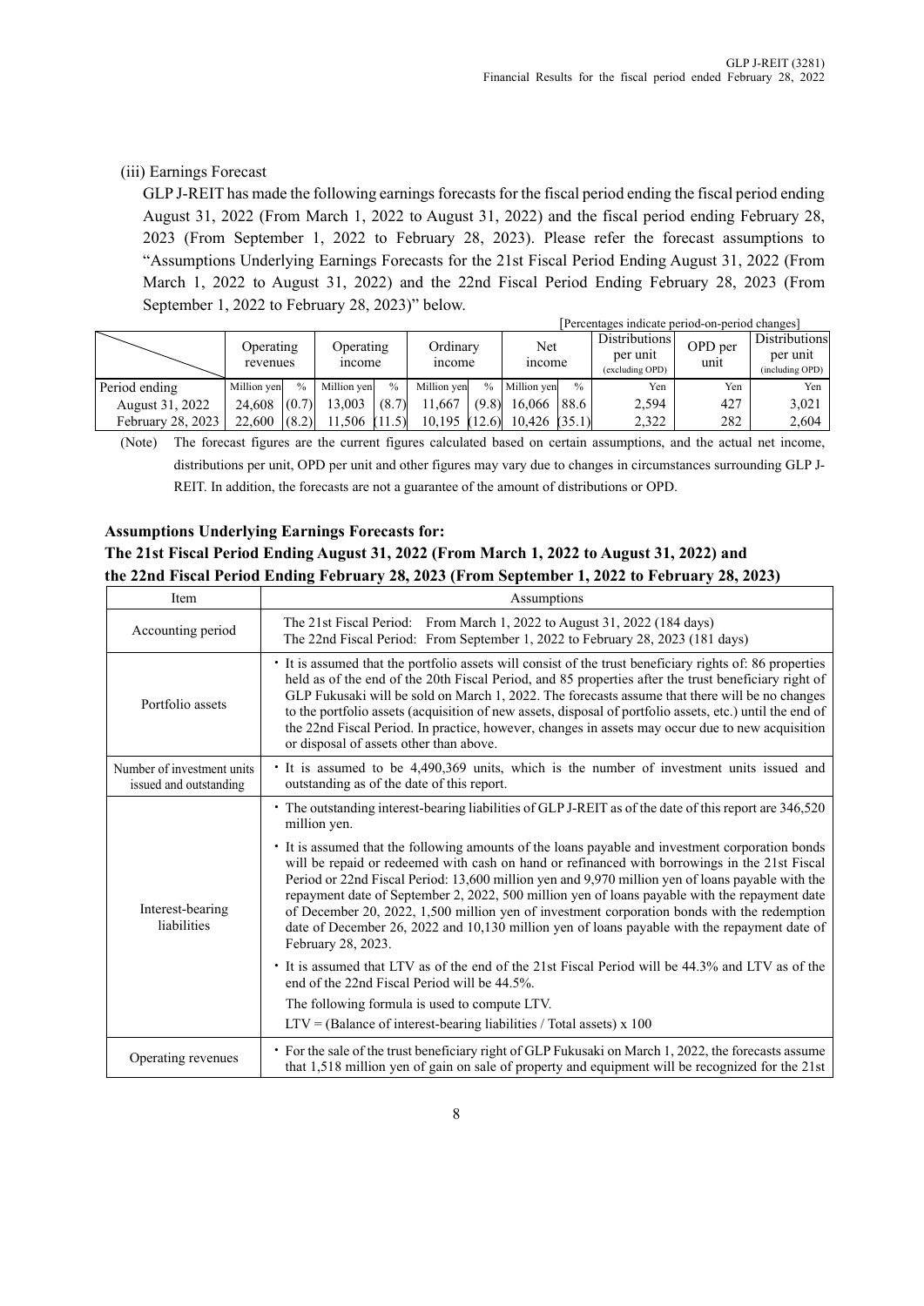(iii) Earnings Forecast

GLP J-REIT has made the following earnings forecasts for the fiscal period ending the fiscal period ending August 31, 2022 (From March 1, 2022 to August 31, 2022) and the fiscal period ending February 28, 2023 (From September 1, 2022 to February 28, 2023). Please refer the forecast assumptions to "Assumptions Underlying Earnings Forecasts for the 21st Fiscal Period Ending August 31, 2022 (From March 1, 2022 to August 31, 2022) and the 22nd Fiscal Period Ending February 28, 2023 (From September 1, 2022 to February 28, 2023)" below.

[Percentages indicate period-on-period changes]

| | Operating revenues | | Operating income | | Ordinary income | | Net income | | Distributions per unit (excluding OPD) | OPD per unit | Distributions per unit (including OPD) |
|---|---|---|---|---|---|---|---|---|---|---|---|
| Period ending | Million yen | % | Million yen | % | Million yen | % | Million yen | % | Yen | Yen | Yen |
| August 31, 2022 | 24,608 | (0.7) | 13,003 | (8.7) | 11,667 | (9.8) | 16,066 | 88.6 | 2,594 | 427 | 3,021 |
| February 28, 2023 | 22,600 | (8.2) | 11,506 | (11.5) | 10,195 | (12.6) | 10,426 | (35.1) | 2,322 | 282 | 2,604 |

(Note) The forecast figures are the current figures calculated based on certain assumptions, and the actual net income, distributions per unit, OPD per unit and other figures may vary due to changes in circumstances surrounding GLP J-REIT. In addition, the forecasts are not a guarantee of the amount of distributions or OPD.

**Assumptions Underlying Earnings Forecasts for:**
**The 21st Fiscal Period Ending August 31, 2022 (From March 1, 2022 to August 31, 2022) and the 22nd Fiscal Period Ending February 28, 2023 (From September 1, 2022 to February 28, 2023)**

| Item | Assumptions |
|---|---|
| Accounting period | The 21st Fiscal Period: From March 1, 2022 to August 31, 2022 (184 days)<br>The 22nd Fiscal Period: From September 1, 2022 to February 28, 2023 (181 days) |
| Portfolio assets | • It is assumed that the portfolio assets will consist of the trust beneficiary rights of: 86 properties held as of the end of the 20th Fiscal Period, and 85 properties after the trust beneficiary right of GLP Fukusaki will be sold on March 1, 2022. The forecasts assume that there will be no changes to the portfolio assets (acquisition of new assets, disposal of portfolio assets, etc.) until the end of the 22nd Fiscal Period. In practice, however, changes in assets may occur due to new acquisition or disposal of assets other than above. |
| Number of investment units issued and outstanding | • It is assumed to be 4,490,369 units, which is the number of investment units issued and outstanding as of the date of this report. |
| Interest-bearing liabilities | • The outstanding interest-bearing liabilities of GLP J-REIT as of the date of this report are 346,520 million yen.<br>• It is assumed that the following amounts of the loans payable and investment corporation bonds will be repaid or redeemed with cash on hand or refinanced with borrowings in the 21st Fiscal Period or 22nd Fiscal Period: 13,600 million yen and 9,970 million yen of loans payable with the repayment date of September 2, 2022, 500 million yen of loans payable with the repayment date of December 20, 2022, 1,500 million yen of investment corporation bonds with the redemption date of December 26, 2022 and 10,130 million yen of loans payable with the repayment date of February 28, 2023.<br>• It is assumed that LTV as of the end of the 21st Fiscal Period will be 44.3% and LTV as of the end of the 22nd Fiscal Period will be 44.5%.<br>The following formula is used to compute LTV.<br>LTV = (Balance of interest-bearing liabilities / Total assets) x 100 |
| Operating revenues | • For the sale of the trust beneficiary right of GLP Fukusaki on March 1, 2022, the forecasts assume that 1,518 million yen of gain on sale of property and equipment will be recognized for the 21st |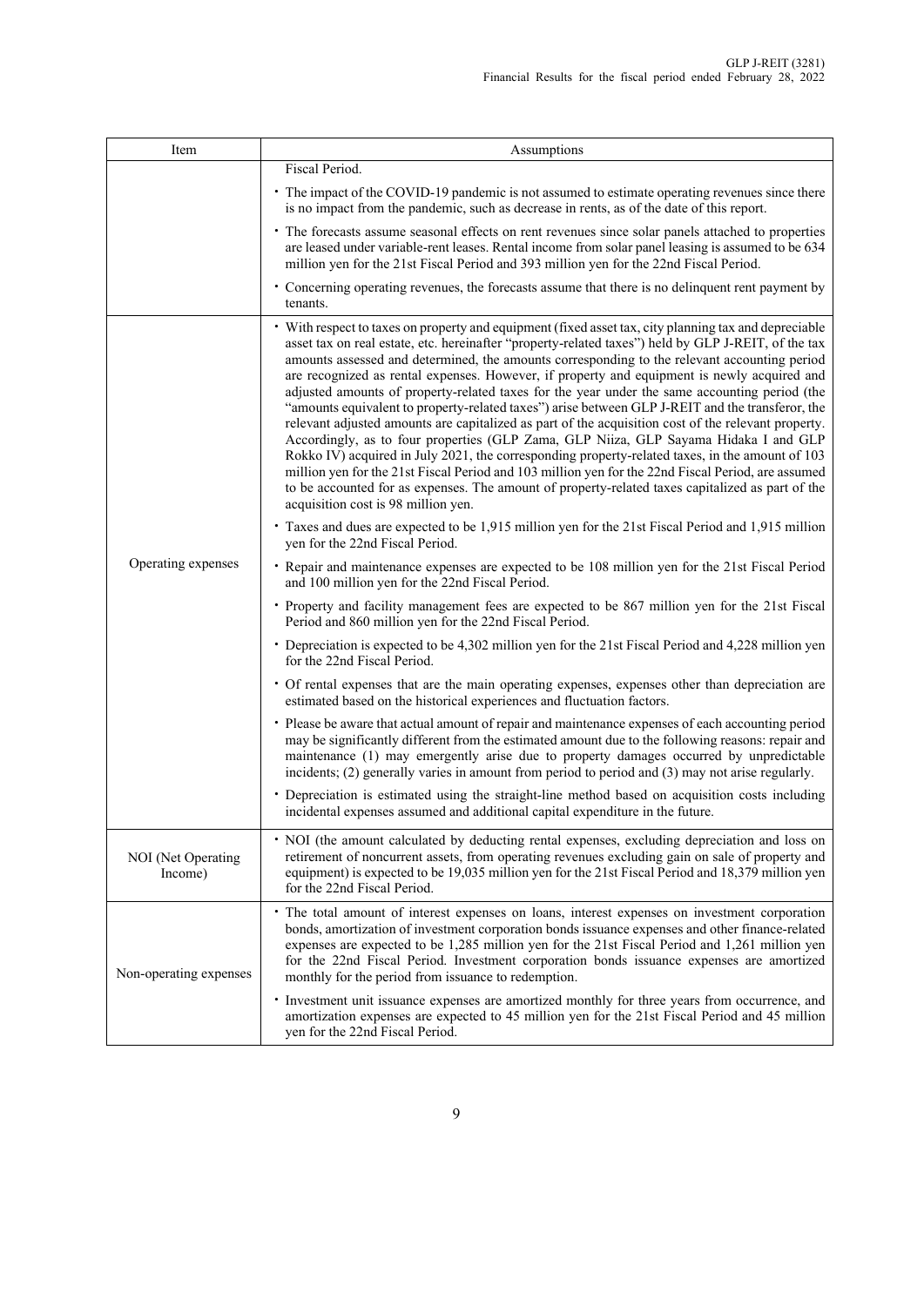| Item | Assumptions |
| --- | --- |
| | Fiscal Period.<br>• The impact of the COVID-19 pandemic is not assumed to estimate operating revenues since there is no impact from the pandemic, such as decrease in rents, as of the date of this report.<br>• The forecasts assume seasonal effects on rent revenues since solar panels attached to properties are leased under variable-rent leases. Rental income from solar panel leasing is assumed to be 634 million yen for the 21st Fiscal Period and 393 million yen for the 22nd Fiscal Period.<br>• Concerning operating revenues, the forecasts assume that there is no delinquent rent payment by tenants. |
| Operating expenses | • With respect to taxes on property and equipment (fixed asset tax, city planning tax and depreciable asset tax on real estate, etc. hereinafter "property-related taxes") held by GLP J-REIT, of the tax amounts assessed and determined, the amounts corresponding to the relevant accounting period are recognized as rental expenses. However, if property and equipment is newly acquired and adjusted amounts of property-related taxes for the year under the same accounting period (the "amounts equivalent to property-related taxes") arise between GLP J-REIT and the transferor, the relevant adjusted amounts are capitalized as part of the acquisition cost of the relevant property. Accordingly, as to four properties (GLP Zama, GLP Niiza, GLP Sayama Hidaka I and GLP Rokko IV) acquired in July 2021, the corresponding property-related taxes, in the amount of 103 million yen for the 21st Fiscal Period and 103 million yen for the 22nd Fiscal Period, are assumed to be accounted for as expenses. The amount of property-related taxes capitalized as part of the acquisition cost is 98 million yen.<br>• Taxes and dues are expected to be 1,915 million yen for the 21st Fiscal Period and 1,915 million yen for the 22nd Fiscal Period.<br>• Repair and maintenance expenses are expected to be 108 million yen for the 21st Fiscal Period and 100 million yen for the 22nd Fiscal Period.<br>• Property and facility management fees are expected to be 867 million yen for the 21st Fiscal Period and 860 million yen for the 22nd Fiscal Period.<br>• Depreciation is expected to be 4,302 million yen for the 21st Fiscal Period and 4,228 million yen for the 22nd Fiscal Period.<br>• Of rental expenses that are the main operating expenses, expenses other than depreciation are estimated based on the historical experiences and fluctuation factors.<br>• Please be aware that actual amount of repair and maintenance expenses of each accounting period may be significantly different from the estimated amount due to the following reasons: repair and maintenance (1) may emergently arise due to property damages occurred by unpredictable incidents; (2) generally varies in amount from period to period and (3) may not arise regularly.<br>• Depreciation is estimated using the straight-line method based on acquisition costs including incidental expenses assumed and additional capital expenditure in the future. |
| NOI (Net Operating Income) | • NOI (the amount calculated by deducting rental expenses, excluding depreciation and loss on retirement of noncurrent assets, from operating revenues excluding gain on sale of property and equipment) is expected to be 19,035 million yen for the 21st Fiscal Period and 18,379 million yen for the 22nd Fiscal Period. |
| Non-operating expenses | • The total amount of interest expenses on loans, interest expenses on investment corporation bonds, amortization of investment corporation bonds issuance expenses and other finance-related expenses are expected to be 1,285 million yen for the 21st Fiscal Period and 1,261 million yen for the 22nd Fiscal Period. Investment corporation bonds issuance expenses are amortized monthly for the period from issuance to redemption.<br>• Investment unit issuance expenses are amortized monthly for three years from occurrence, and amortization expenses are expected to 45 million yen for the 21st Fiscal Period and 45 million yen for the 22nd Fiscal Period. |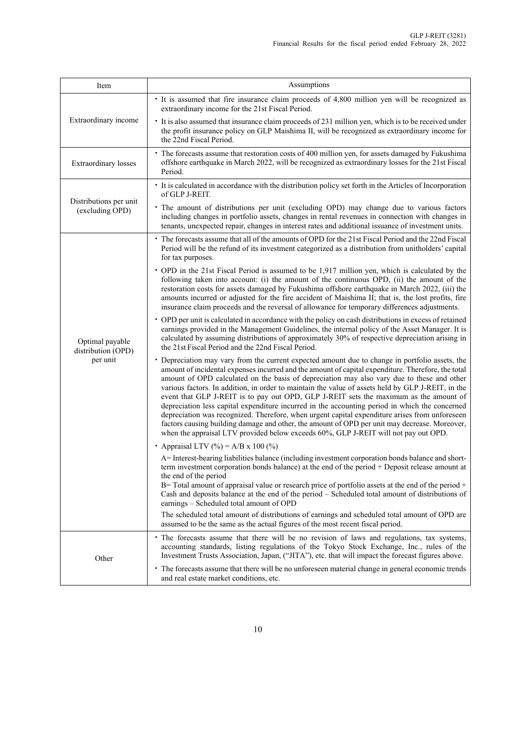| Item | Assumptions |
|---|---|
| Extraordinary income | • It is assumed that fire insurance claim proceeds of 4,800 million yen will be recognized as extraordinary income for the 21st Fiscal Period.<br>• It is also assumed that insurance claim proceeds of 231 million yen, which is to be received under the profit insurance policy on GLP Maishima II, will be recognized as extraordinary income for the 22nd Fiscal Period. |
| Extraordinary losses | • The forecasts assume that restoration costs of 400 million yen, for assets damaged by Fukushima offshore earthquake in March 2022, will be recognized as extraordinary losses for the 21st Fiscal Period. |
| Distributions per unit (excluding OPD) | • It is calculated in accordance with the distribution policy set forth in the Articles of Incorporation of GLP J-REIT.<br>• The amount of distributions per unit (excluding OPD) may change due to various factors including changes in portfolio assets, changes in rental revenues in connection with changes in tenants, unexpected repair, changes in interest rates and additional issuance of investment units. |
| Optimal payable distribution (OPD) per unit | • The forecasts assume that all of the amounts of OPD for the 21st Fiscal Period and the 22nd Fiscal Period will be the refund of its investment categorized as a distribution from unitholders' capital for tax purposes.<br>• OPD in the 21st Fiscal Period is assumed to be 1,917 million yen, which is calculated by the following taken into account: (i) the amount of the continuous OPD, (ii) the amount of the restoration costs for assets damaged by Fukushima offshore earthquake in March 2022, (iii) the amounts incurred or adjusted for the fire accident of Maishima II; that is, the lost profits, fire insurance claim proceeds and the reversal of allowance for temporary differences adjustments.<br>• OPD per unit is calculated in accordance with the policy on cash distributions in excess of retained earnings provided in the Management Guidelines, the internal policy of the Asset Manager. It is calculated by assuming distributions of approximately 30% of respective depreciation arising in the 21st Fiscal Period and the 22nd Fiscal Period.<br>• Depreciation may vary from the current expected amount due to change in portfolio assets, the amount of incidental expenses incurred and the amount of capital expenditure. Therefore, the total amount of OPD calculated on the basis of depreciation may also vary due to these and other various factors. In addition, in order to maintain the value of assets held by GLP J-REIT, in the event that GLP J-REIT is to pay out OPD, GLP J-REIT sets the maximum as the amount of depreciation less capital expenditure incurred in the accounting period in which the concerned depreciation was recognized. Therefore, when urgent capital expenditure arises from unforeseen factors causing building damage and other, the amount of OPD per unit may decrease. Moreover, when the appraisal LTV provided below exceeds 60%, GLP J-REIT will not pay out OPD.<br>• Appraisal LTV (%) = A/B x 100 (%)<br>A= Interest-bearing liabilities balance (including investment corporation bonds balance and short-term investment corporation bonds balance) at the end of the period + Deposit release amount at the end of the period<br>B= Total amount of appraisal value or research price of portfolio assets at the end of the period + Cash and deposits balance at the end of the period – Scheduled total amount of distributions of earnings – Scheduled total amount of OPD<br>The scheduled total amount of distributions of earnings and scheduled total amount of OPD are assumed to be the same as the actual figures of the most recent fiscal period. |
| Other | • The forecasts assume that there will be no revision of laws and regulations, tax systems, accounting standards, listing regulations of the Tokyo Stock Exchange, Inc., rules of the Investment Trusts Association, Japan, ("JITA"), etc. that will impact the forecast figures above.<br>• The forecasts assume that there will be no unforeseen material change in general economic trends and real estate market conditions, etc. |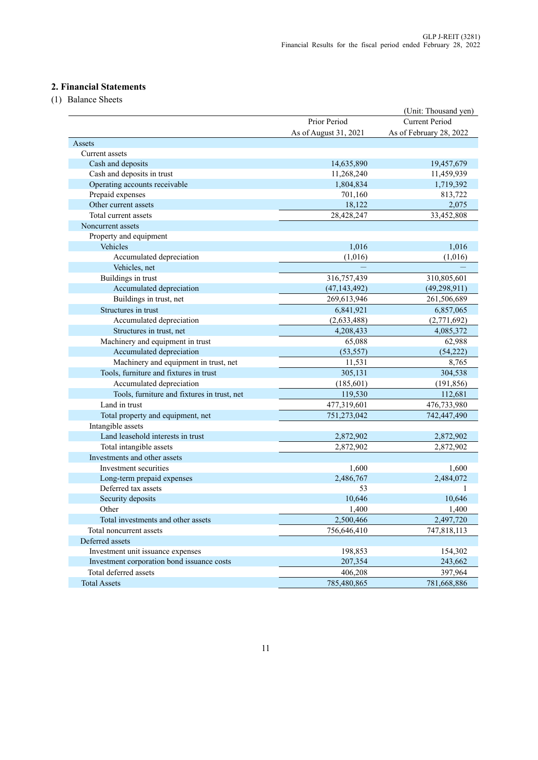## 2. Financial Statements

(1) Balance Sheets

(Unit: Thousand yen)

| | Prior Period As of August 31, 2021 | Current Period As of February 28, 2022 |
|---|---|---|
| Assets | | |
| Current assets | | |
| Cash and deposits | 14,635,890 | 19,457,679 |
| Cash and deposits in trust | 11,268,240 | 11,459,939 |
| Operating accounts receivable | 1,804,834 | 1,719,392 |
| Prepaid expenses | 701,160 | 813,722 |
| Other current assets | 18,122 | 2,075 |
| Total current assets | 28,428,247 | 33,452,808 |
| Noncurrent assets | | |
| Property and equipment | | |
| Vehicles | 1,016 | 1,016 |
| Accumulated depreciation | (1,016) | (1,016) |
| Vehicles, net | — | — |
| Buildings in trust | 316,757,439 | 310,805,601 |
| Accumulated depreciation | (47,143,492) | (49,298,911) |
| Buildings in trust, net | 269,613,946 | 261,506,689 |
| Structures in trust | 6,841,921 | 6,857,065 |
| Accumulated depreciation | (2,633,488) | (2,771,692) |
| Structures in trust, net | 4,208,433 | 4,085,372 |
| Machinery and equipment in trust | 65,088 | 62,988 |
| Accumulated depreciation | (53,557) | (54,222) |
| Machinery and equipment in trust, net | 11,531 | 8,765 |
| Tools, furniture and fixtures in trust | 305,131 | 304,538 |
| Accumulated depreciation | (185,601) | (191,856) |
| Tools, furniture and fixtures in trust, net | 119,530 | 112,681 |
| Land in trust | 477,319,601 | 476,733,980 |
| Total property and equipment, net | 751,273,042 | 742,447,490 |
| Intangible assets | | |
| Land leasehold interests in trust | 2,872,902 | 2,872,902 |
| Total intangible assets | 2,872,902 | 2,872,902 |
| Investments and other assets | | |
| Investment securities | 1,600 | 1,600 |
| Long-term prepaid expenses | 2,486,767 | 2,484,072 |
| Deferred tax assets | 53 | 1 |
| Security deposits | 10,646 | 10,646 |
| Other | 1,400 | 1,400 |
| Total investments and other assets | 2,500,466 | 2,497,720 |
| Total noncurrent assets | 756,646,410 | 747,818,113 |
| Deferred assets | | |
| Investment unit issuance expenses | 198,853 | 154,302 |
| Investment corporation bond issuance costs | 207,354 | 243,662 |
| Total deferred assets | 406,208 | 397,964 |
| Total Assets | 785,480,865 | 781,668,886 |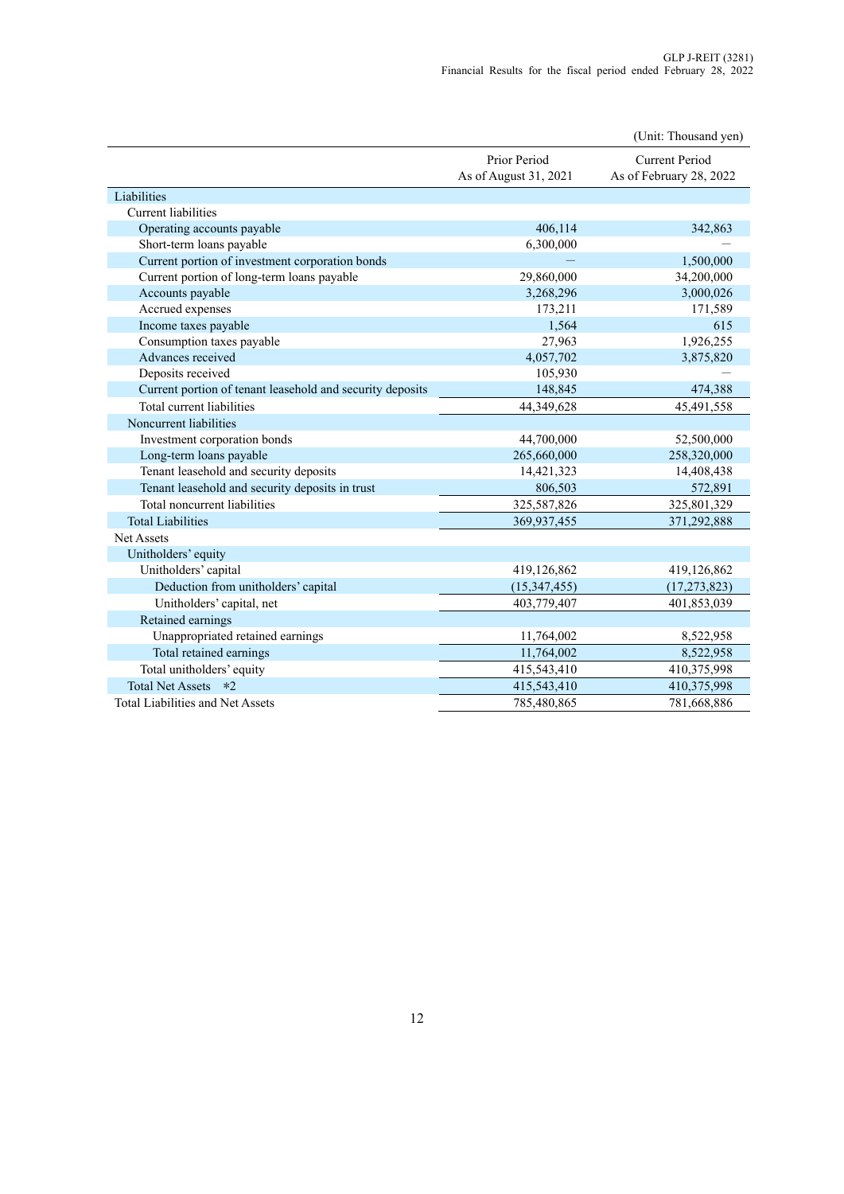(Unit: Thousand yen)

| | Prior Period As of August 31, 2021 | Current Period As of February 28, 2022 |
|---|---|---|
| Liabilities | | |
| Current liabilities | | |
| Operating accounts payable | 406,114 | 342,863 |
| Short-term loans payable | 6,300,000 | ― |
| Current portion of investment corporation bonds | ― | 1,500,000 |
| Current portion of long-term loans payable | 29,860,000 | 34,200,000 |
| Accounts payable | 3,268,296 | 3,000,026 |
| Accrued expenses | 173,211 | 171,589 |
| Income taxes payable | 1,564 | 615 |
| Consumption taxes payable | 27,963 | 1,926,255 |
| Advances received | 4,057,702 | 3,875,820 |
| Deposits received | 105,930 | ― |
| Current portion of tenant leasehold and security deposits | 148,845 | 474,388 |
| Total current liabilities | 44,349,628 | 45,491,558 |
| Noncurrent liabilities | | |
| Investment corporation bonds | 44,700,000 | 52,500,000 |
| Long-term loans payable | 265,660,000 | 258,320,000 |
| Tenant leasehold and security deposits | 14,421,323 | 14,408,438 |
| Tenant leasehold and security deposits in trust | 806,503 | 572,891 |
| Total noncurrent liabilities | 325,587,826 | 325,801,329 |
| Total Liabilities | 369,937,455 | 371,292,888 |
| Net Assets | | |
| Unitholders' equity | | |
| Unitholders' capital | 419,126,862 | 419,126,862 |
| Deduction from unitholders' capital | (15,347,455) | (17,273,823) |
| Unitholders' capital, net | 403,779,407 | 401,853,039 |
| Retained earnings | | |
| Unappropriated retained earnings | 11,764,002 | 8,522,958 |
| Total retained earnings | 11,764,002 | 8,522,958 |
| Total unitholders' equity | 415,543,410 | 410,375,998 |
| Total Net Assets *2 | 415,543,410 | 410,375,998 |
| Total Liabilities and Net Assets | 785,480,865 | 781,668,886 |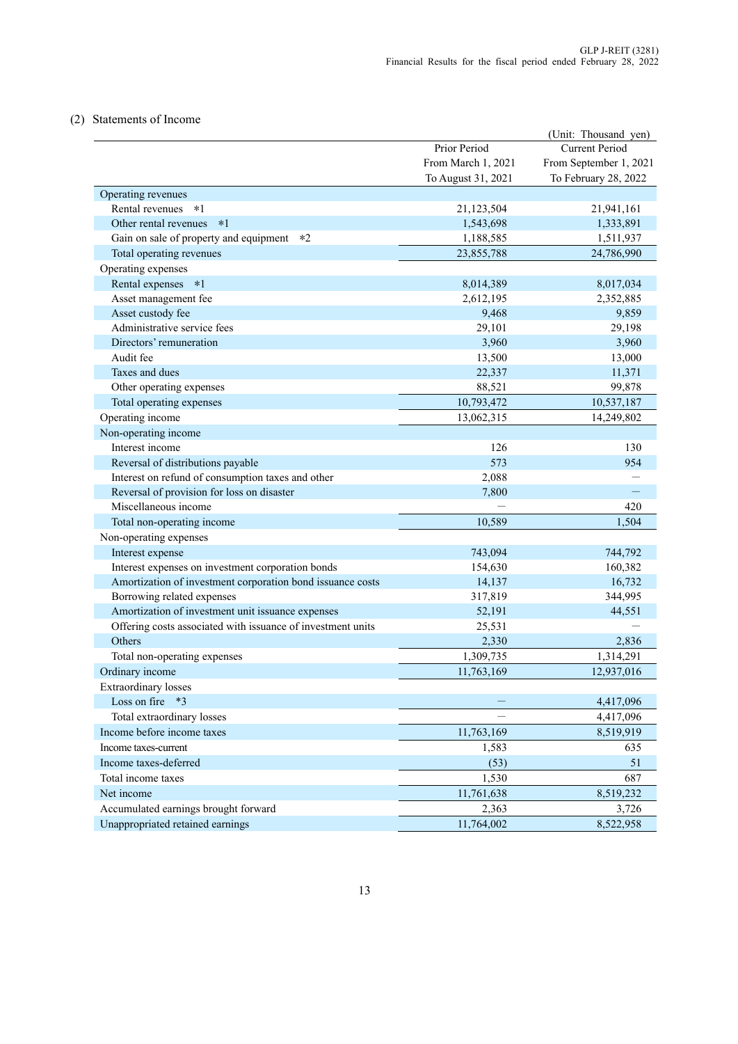## (2) Statements of Income

(Unit: Thousand yen)

| | Prior Period From March 1, 2021 To August 31, 2021 | Current Period From September 1, 2021 To February 28, 2022 |
|---|---|---|
| Operating revenues | | |
| Rental revenues *1 | 21,123,504 | 21,941,161 |
| Other rental revenues *1 | 1,543,698 | 1,333,891 |
| Gain on sale of property and equipment *2 | 1,188,585 | 1,511,937 |
| Total operating revenues | 23,855,788 | 24,786,990 |
| Operating expenses | | |
| Rental expenses *1 | 8,014,389 | 8,017,034 |
| Asset management fee | 2,612,195 | 2,352,885 |
| Asset custody fee | 9,468 | 9,859 |
| Administrative service fees | 29,101 | 29,198 |
| Directors' remuneration | 3,960 | 3,960 |
| Audit fee | 13,500 | 13,000 |
| Taxes and dues | 22,337 | 11,371 |
| Other operating expenses | 88,521 | 99,878 |
| Total operating expenses | 10,793,472 | 10,537,187 |
| Operating income | 13,062,315 | 14,249,802 |
| Non-operating income | | |
| Interest income | 126 | 130 |
| Reversal of distributions payable | 573 | 954 |
| Interest on refund of consumption taxes and other | 2,088 | ― |
| Reversal of provision for loss on disaster | 7,800 | ― |
| Miscellaneous income | ― | 420 |
| Total non-operating income | 10,589 | 1,504 |
| Non-operating expenses | | |
| Interest expense | 743,094 | 744,792 |
| Interest expenses on investment corporation bonds | 154,630 | 160,382 |
| Amortization of investment corporation bond issuance costs | 14,137 | 16,732 |
| Borrowing related expenses | 317,819 | 344,995 |
| Amortization of investment unit issuance expenses | 52,191 | 44,551 |
| Offering costs associated with issuance of investment units | 25,531 | ― |
| Others | 2,330 | 2,836 |
| Total non-operating expenses | 1,309,735 | 1,314,291 |
| Ordinary income | 11,763,169 | 12,937,016 |
| Extraordinary losses | | |
| Loss on fire *3 | ― | 4,417,096 |
| Total extraordinary losses | ― | 4,417,096 |
| Income before income taxes | 11,763,169 | 8,519,919 |
| Income taxes-current | 1,583 | 635 |
| Income taxes-deferred | (53) | 51 |
| Total income taxes | 1,530 | 687 |
| Net income | 11,761,638 | 8,519,232 |
| Accumulated earnings brought forward | 2,363 | 3,726 |
| Unappropriated retained earnings | 11,764,002 | 8,522,958 |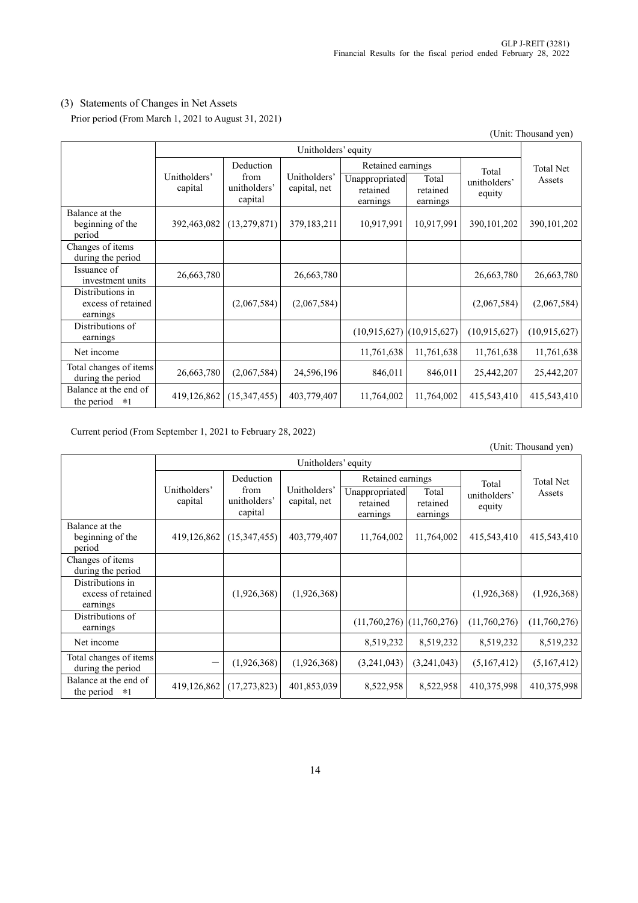### (3) Statements of Changes in Net Assets

Prior period (From March 1, 2021 to August 31, 2021)

(Unit: Thousand yen)

| | Unitholders' equity | | | | | | Total Net Assets |
|---|---|---|---|---|---|---|---|
| | Unitholders' capital | Deduction from unitholders' capital | Unitholders' capital, net | Retained earnings | | Total unitholders' equity | |
| | | | | Unappropriated retained earnings | Total retained earnings | | |
| Balance at the beginning of the period | 392,463,082 | (13,279,871) | 379,183,211 | 10,917,991 | 10,917,991 | 390,101,202 | 390,101,202 |
| Changes of items during the period | | | | | | | |
| Issuance of investment units | 26,663,780 | | 26,663,780 | | | 26,663,780 | 26,663,780 |
| Distributions in excess of retained earnings | | (2,067,584) | (2,067,584) | | | (2,067,584) | (2,067,584) |
| Distributions of earnings | | | | (10,915,627) | (10,915,627) | (10,915,627) | (10,915,627) |
| Net income | | | | 11,761,638 | 11,761,638 | 11,761,638 | 11,761,638 |
| Total changes of items during the period | 26,663,780 | (2,067,584) | 24,596,196 | 846,011 | 846,011 | 25,442,207 | 25,442,207 |
| Balance at the end of the period *1 | 419,126,862 | (15,347,455) | 403,779,407 | 11,764,002 | 11,764,002 | 415,543,410 | 415,543,410 |

Current period (From September 1, 2021 to February 28, 2022)

(Unit: Thousand yen)

| | Unitholders' equity | | | | | | Total Net Assets |
|---|---|---|---|---|---|---|---|
| | Unitholders' capital | Deduction from unitholders' capital | Unitholders' capital, net | Retained earnings | | Total unitholders' equity | |
| | | | | Unappropriated retained earnings | Total retained earnings | | |
| Balance at the beginning of the period | 419,126,862 | (15,347,455) | 403,779,407 | 11,764,002 | 11,764,002 | 415,543,410 | 415,543,410 |
| Changes of items during the period | | | | | | | |
| Distributions in excess of retained earnings | | (1,926,368) | (1,926,368) | | | (1,926,368) | (1,926,368) |
| Distributions of earnings | | | | (11,760,276) | (11,760,276) | (11,760,276) | (11,760,276) |
| Net income | | | | 8,519,232 | 8,519,232 | 8,519,232 | 8,519,232 |
| Total changes of items during the period | — | (1,926,368) | (1,926,368) | (3,241,043) | (3,241,043) | (5,167,412) | (5,167,412) |
| Balance at the end of the period *1 | 419,126,862 | (17,273,823) | 401,853,039 | 8,522,958 | 8,522,958 | 410,375,998 | 410,375,998 |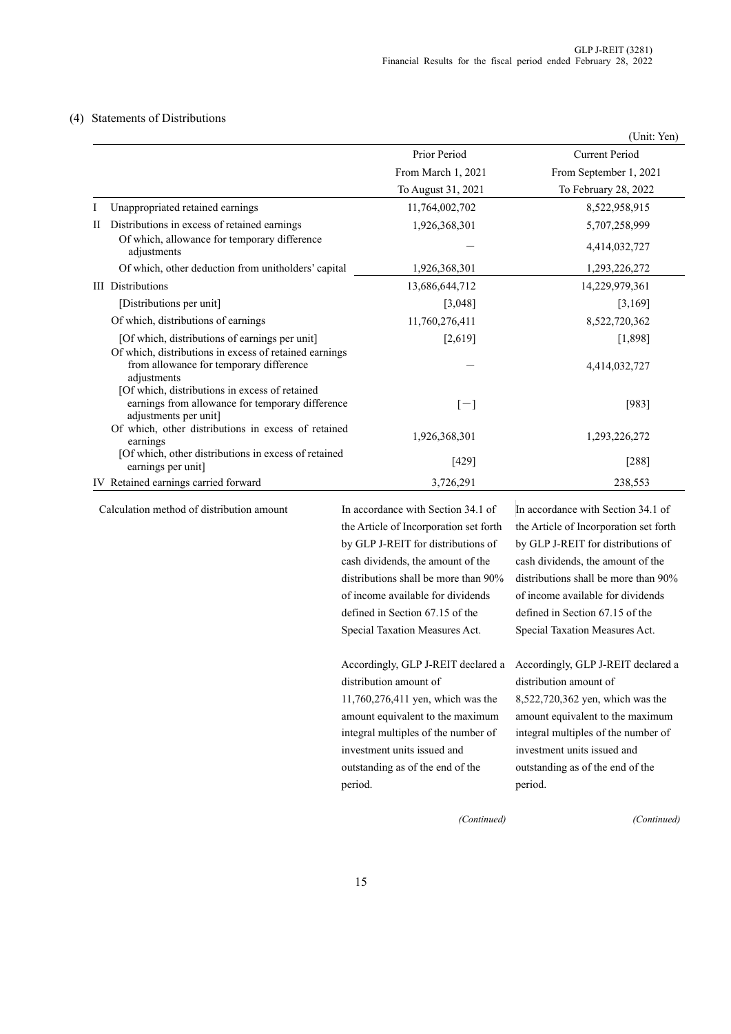### (4) Statements of Distributions

(Unit: Yen)

| | Prior Period<br>From March 1, 2021<br>To August 31, 2021 | Current Period<br>From September 1, 2021<br>To February 28, 2022 |
|---|---|---|
| I Unappropriated retained earnings | 11,764,002,702 | 8,522,958,915 |
| II Distributions in excess of retained earnings | 1,926,368,301 | 5,707,258,999 |
| Of which, allowance for temporary difference adjustments | － | 4,414,032,727 |
| Of which, other deduction from unitholders' capital | 1,926,368,301 | 1,293,226,272 |
| III Distributions | 13,686,644,712 | 14,229,979,361 |
| [Distributions per unit] | [3,048] | [3,169] |
| Of which, distributions of earnings | 11,760,276,411 | 8,522,720,362 |
| [Of which, distributions of earnings per unit] | [2,619] | [1,898] |
| Of which, distributions in excess of retained earnings from allowance for temporary difference adjustments | － | 4,414,032,727 |
| [Of which, distributions in excess of retained earnings from allowance for temporary difference adjustments per unit] | [－] | [983] |
| Of which, other distributions in excess of retained earnings | 1,926,368,301 | 1,293,226,272 |
| [Of which, other distributions in excess of retained earnings per unit] | [429] | [288] |
| IV Retained earnings carried forward | 3,726,291 | 238,553 |
| Calculation method of distribution amount | In accordance with Section 34.1 of the Article of Incorporation set forth by GLP J-REIT for distributions of cash dividends, the amount of the distributions shall be more than 90% of income available for dividends defined in Section 67.15 of the Special Taxation Measures Act.<br><br>Accordingly, GLP J-REIT declared a distribution amount of 11,760,276,411 yen, which was the amount equivalent to the maximum integral multiples of the number of investment units issued and outstanding as of the end of the period.<br><br>*(Continued)* | In accordance with Section 34.1 of the Article of Incorporation set forth by GLP J-REIT for distributions of cash dividends, the amount of the distributions shall be more than 90% of income available for dividends defined in Section 67.15 of the Special Taxation Measures Act.<br><br>Accordingly, GLP J-REIT declared a distribution amount of 8,522,720,362 yen, which was the amount equivalent to the maximum integral multiples of the number of investment units issued and outstanding as of the end of the period.<br><br>*(Continued)* |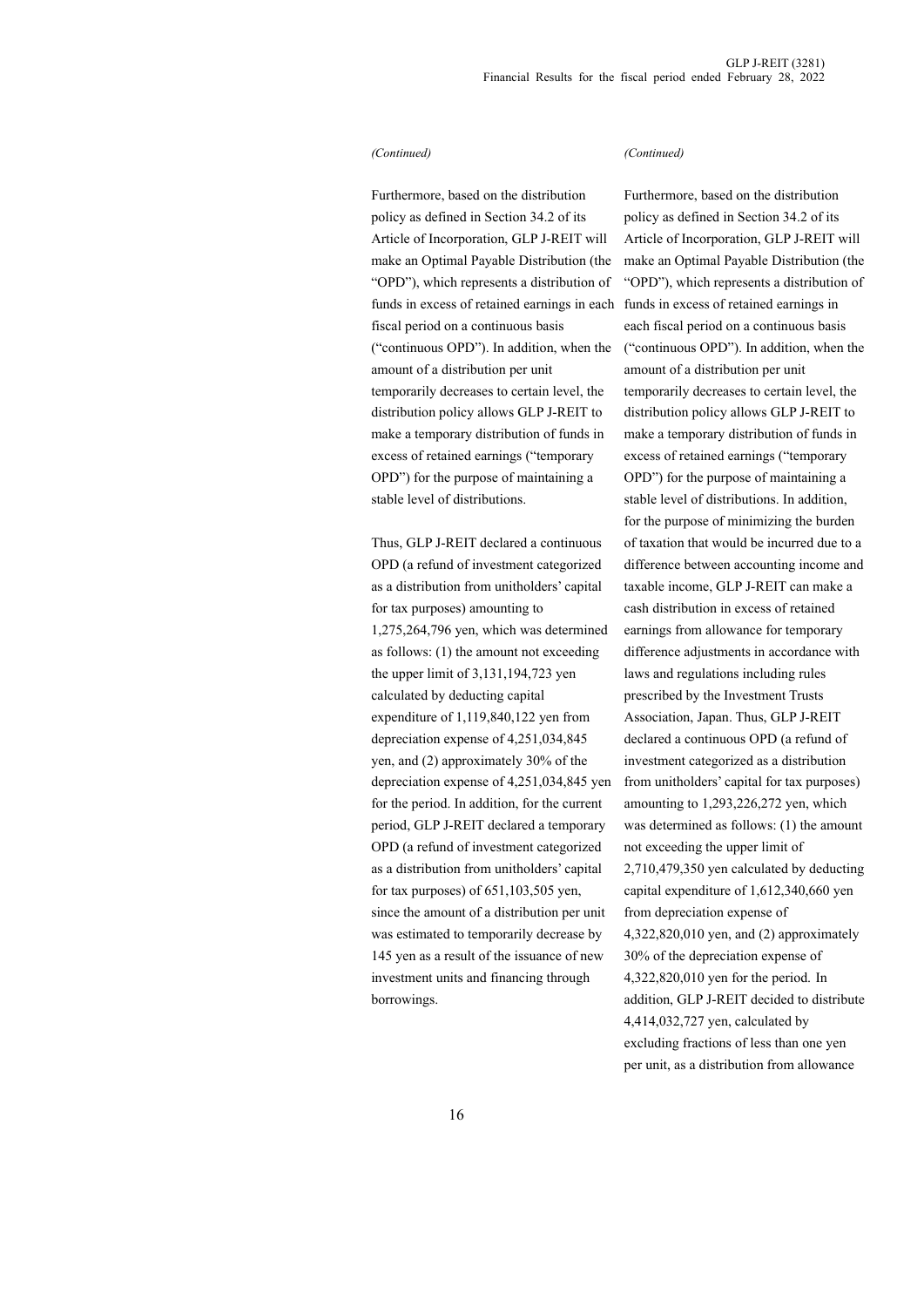*(Continued)*

Furthermore, based on the distribution policy as defined in Section 34.2 of its Article of Incorporation, GLP J-REIT will make an Optimal Payable Distribution (the "OPD"), which represents a distribution of funds in excess of retained earnings in each fiscal period on a continuous basis ("continuous OPD"). In addition, when the amount of a distribution per unit temporarily decreases to certain level, the distribution policy allows GLP J-REIT to make a temporary distribution of funds in excess of retained earnings ("temporary OPD") for the purpose of maintaining a stable level of distributions.

Thus, GLP J-REIT declared a continuous OPD (a refund of investment categorized as a distribution from unitholders' capital for tax purposes) amounting to 1,275,264,796 yen, which was determined as follows: (1) the amount not exceeding the upper limit of 3,131,194,723 yen calculated by deducting capital expenditure of 1,119,840,122 yen from depreciation expense of 4,251,034,845 yen, and (2) approximately 30% of the depreciation expense of 4,251,034,845 yen for the period. In addition, for the current period, GLP J-REIT declared a temporary OPD (a refund of investment categorized as a distribution from unitholders' capital for tax purposes) of 651,103,505 yen, since the amount of a distribution per unit was estimated to temporarily decrease by 145 yen as a result of the issuance of new investment units and financing through borrowings.

*(Continued)*

Furthermore, based on the distribution policy as defined in Section 34.2 of its Article of Incorporation, GLP J-REIT will make an Optimal Payable Distribution (the "OPD"), which represents a distribution of funds in excess of retained earnings in each fiscal period on a continuous basis ("continuous OPD"). In addition, when the amount of a distribution per unit temporarily decreases to certain level, the distribution policy allows GLP J-REIT to make a temporary distribution of funds in excess of retained earnings ("temporary OPD") for the purpose of maintaining a stable level of distributions. In addition, for the purpose of minimizing the burden of taxation that would be incurred due to a difference between accounting income and taxable income, GLP J-REIT can make a cash distribution in excess of retained earnings from allowance for temporary difference adjustments in accordance with laws and regulations including rules prescribed by the Investment Trusts Association, Japan. Thus, GLP J-REIT declared a continuous OPD (a refund of investment categorized as a distribution from unitholders' capital for tax purposes) amounting to 1,293,226,272 yen, which was determined as follows: (1) the amount not exceeding the upper limit of 2,710,479,350 yen calculated by deducting capital expenditure of 1,612,340,660 yen from depreciation expense of 4,322,820,010 yen, and (2) approximately 30% of the depreciation expense of 4,322,820,010 yen for the period. In addition, GLP J-REIT decided to distribute 4,414,032,727 yen, calculated by excluding fractions of less than one yen per unit, as a distribution from allowance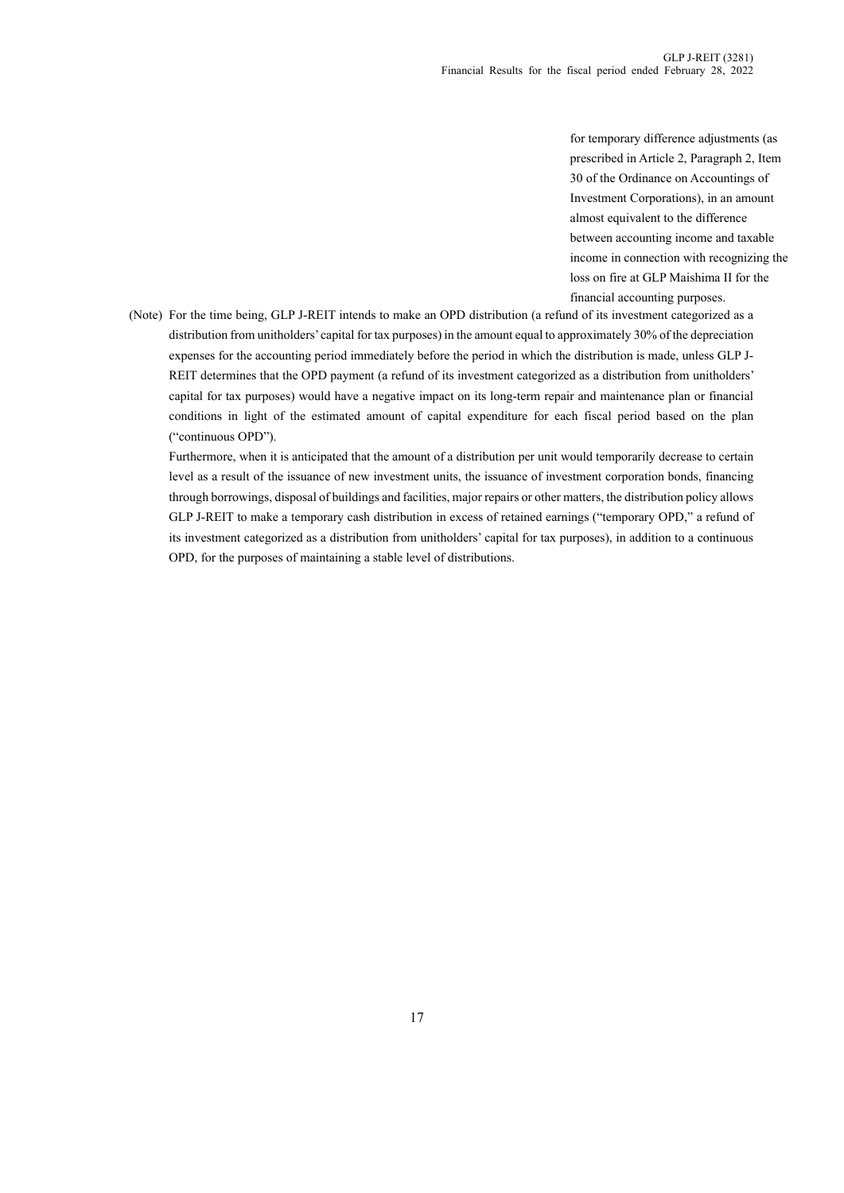for temporary difference adjustments (as prescribed in Article 2, Paragraph 2, Item 30 of the Ordinance on Accountings of Investment Corporations), in an amount almost equivalent to the difference between accounting income and taxable income in connection with recognizing the loss on fire at GLP Maishima II for the financial accounting purposes.

(Note) For the time being, GLP J-REIT intends to make an OPD distribution (a refund of its investment categorized as a distribution from unitholders' capital for tax purposes) in the amount equal to approximately 30% of the depreciation expenses for the accounting period immediately before the period in which the distribution is made, unless GLP J-REIT determines that the OPD payment (a refund of its investment categorized as a distribution from unitholders' capital for tax purposes) would have a negative impact on its long-term repair and maintenance plan or financial conditions in light of the estimated amount of capital expenditure for each fiscal period based on the plan ("continuous OPD").

Furthermore, when it is anticipated that the amount of a distribution per unit would temporarily decrease to certain level as a result of the issuance of new investment units, the issuance of investment corporation bonds, financing through borrowings, disposal of buildings and facilities, major repairs or other matters, the distribution policy allows GLP J-REIT to make a temporary cash distribution in excess of retained earnings ("temporary OPD," a refund of its investment categorized as a distribution from unitholders' capital for tax purposes), in addition to a continuous OPD, for the purposes of maintaining a stable level of distributions.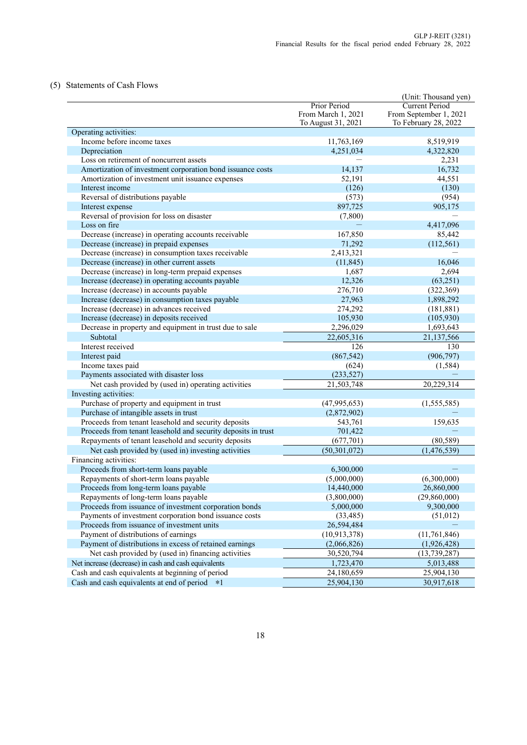(5) Statements of Cash Flows

(Unit: Thousand yen)

| | Prior Period From March 1, 2021 To August 31, 2021 | Current Period From September 1, 2021 To February 28, 2022 |
|---|---|---|
| Operating activities: | | |
| Income before income taxes | 11,763,169 | 8,519,919 |
| Depreciation | 4,251,034 | 4,322,820 |
| Loss on retirement of noncurrent assets | — | 2,231 |
| Amortization of investment corporation bond issuance costs | 14,137 | 16,732 |
| Amortization of investment unit issuance expenses | 52,191 | 44,551 |
| Interest income | (126) | (130) |
| Reversal of distributions payable | (573) | (954) |
| Interest expense | 897,725 | 905,175 |
| Reversal of provision for loss on disaster | (7,800) | — |
| Loss on fire | — | 4,417,096 |
| Decrease (increase) in operating accounts receivable | 167,850 | 85,442 |
| Decrease (increase) in prepaid expenses | 71,292 | (112,561) |
| Decrease (increase) in consumption taxes receivable | 2,413,321 | — |
| Decrease (increase) in other current assets | (11,845) | 16,046 |
| Decrease (increase) in long-term prepaid expenses | 1,687 | 2,694 |
| Increase (decrease) in operating accounts payable | 12,326 | (63,251) |
| Increase (decrease) in accounts payable | 276,710 | (322,369) |
| Increase (decrease) in consumption taxes payable | 27,963 | 1,898,292 |
| Increase (decrease) in advances received | 274,292 | (181,881) |
| Increase (decrease) in deposits received | 105,930 | (105,930) |
| Decrease in property and equipment in trust due to sale | 2,296,029 | 1,693,643 |
| Subtotal | 22,605,316 | 21,137,566 |
| Interest received | 126 | 130 |
| Interest paid | (867,542) | (906,797) |
| Income taxes paid | (624) | (1,584) |
| Payments associated with disaster loss | (233,527) | — |
| Net cash provided by (used in) operating activities | 21,503,748 | 20,229,314 |
| Investing activities: | | |
| Purchase of property and equipment in trust | (47,995,653) | (1,555,585) |
| Purchase of intangible assets in trust | (2,872,902) | — |
| Proceeds from tenant leasehold and security deposits | 543,761 | 159,635 |
| Proceeds from tenant leasehold and security deposits in trust | 701,422 | — |
| Repayments of tenant leasehold and security deposits | (677,701) | (80,589) |
| Net cash provided by (used in) investing activities | (50,301,072) | (1,476,539) |
| Financing activities: | | |
| Proceeds from short-term loans payable | 6,300,000 | — |
| Repayments of short-term loans payable | (5,000,000) | (6,300,000) |
| Proceeds from long-term loans payable | 14,440,000 | 26,860,000 |
| Repayments of long-term loans payable | (3,800,000) | (29,860,000) |
| Proceeds from issuance of investment corporation bonds | 5,000,000 | 9,300,000 |
| Payments of investment corporation bond issuance costs | (33,485) | (51,012) |
| Proceeds from issuance of investment units | 26,594,484 | — |
| Payment of distributions of earnings | (10,913,378) | (11,761,846) |
| Payment of distributions in excess of retained earnings | (2,066,826) | (1,926,428) |
| Net cash provided by (used in) financing activities | 30,520,794 | (13,739,287) |
| Net increase (decrease) in cash and cash equivalents | 1,723,470 | 5,013,488 |
| Cash and cash equivalents at beginning of period | 24,180,659 | 25,904,130 |
| Cash and cash equivalents at end of period *1 | 25,904,130 | 30,917,618 |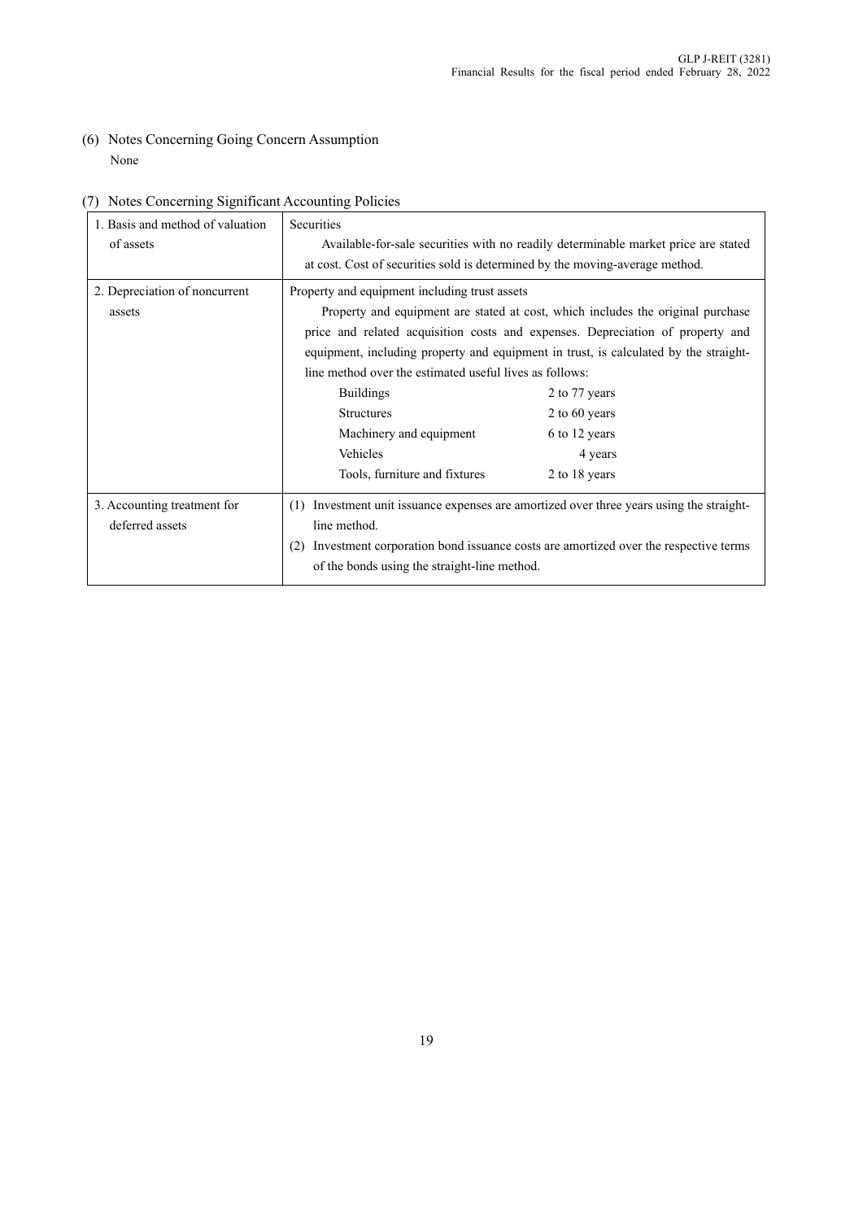(6) Notes Concerning Going Concern Assumption

None

(7) Notes Concerning Significant Accounting Policies

| | |
|---|---|
| 1. Basis and method of valuation of assets | Securities<br>Available-for-sale securities with no readily determinable market price are stated at cost. Cost of securities sold is determined by the moving-average method. |
| 2. Depreciation of noncurrent assets | Property and equipment including trust assets<br>Property and equipment are stated at cost, which includes the original purchase price and related acquisition costs and expenses. Depreciation of property and equipment, including property and equipment in trust, is calculated by the straight-line method over the estimated useful lives as follows:<br>Buildings 2 to 77 years<br>Structures 2 to 60 years<br>Machinery and equipment 6 to 12 years<br>Vehicles 4 years<br>Tools, furniture and fixtures 2 to 18 years |
| 3. Accounting treatment for deferred assets | (1) Investment unit issuance expenses are amortized over three years using the straight-line method.<br>(2) Investment corporation bond issuance costs are amortized over the respective terms of the bonds using the straight-line method. |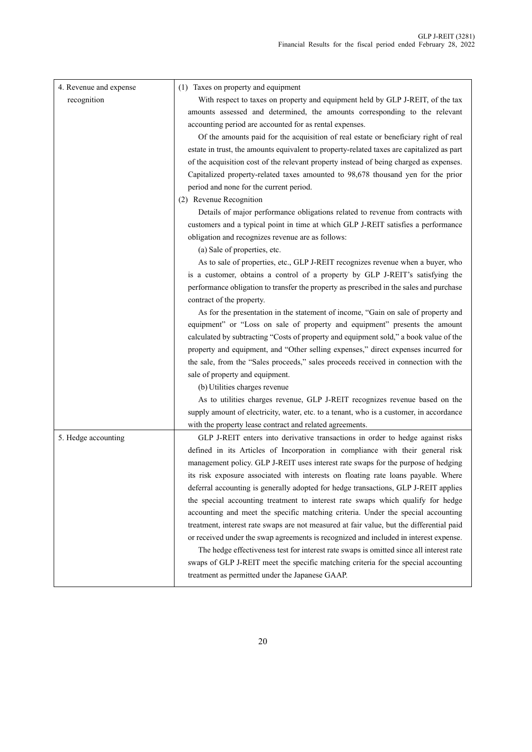| | |
|---|---|
| 4. Revenue and expense recognition | (1) Taxes on property and equipment<br>With respect to taxes on property and equipment held by GLP J-REIT, of the tax amounts assessed and determined, the amounts corresponding to the relevant accounting period are accounted for as rental expenses.<br>Of the amounts paid for the acquisition of real estate or beneficiary right of real estate in trust, the amounts equivalent to property-related taxes are capitalized as part of the acquisition cost of the relevant property instead of being charged as expenses. Capitalized property-related taxes amounted to 98,678 thousand yen for the prior period and none for the current period.<br>(2) Revenue Recognition<br>Details of major performance obligations related to revenue from contracts with customers and a typical point in time at which GLP J-REIT satisfies a performance obligation and recognizes revenue are as follows:<br>(a) Sale of properties, etc.<br>As to sale of properties, etc., GLP J-REIT recognizes revenue when a buyer, who is a customer, obtains a control of a property by GLP J-REIT's satisfying the performance obligation to transfer the property as prescribed in the sales and purchase contract of the property.<br>As for the presentation in the statement of income, "Gain on sale of property and equipment" or "Loss on sale of property and equipment" presents the amount calculated by subtracting "Costs of property and equipment sold," a book value of the property and equipment, and "Other selling expenses," direct expenses incurred for the sale, from the "Sales proceeds," sales proceeds received in connection with the sale of property and equipment.<br>(b) Utilities charges revenue<br>As to utilities charges revenue, GLP J-REIT recognizes revenue based on the supply amount of electricity, water, etc. to a tenant, who is a customer, in accordance with the property lease contract and related agreements. |
| 5. Hedge accounting | GLP J-REIT enters into derivative transactions in order to hedge against risks defined in its Articles of Incorporation in compliance with their general risk management policy. GLP J-REIT uses interest rate swaps for the purpose of hedging its risk exposure associated with interests on floating rate loans payable. Where deferral accounting is generally adopted for hedge transactions, GLP J-REIT applies the special accounting treatment to interest rate swaps which qualify for hedge accounting and meet the specific matching criteria. Under the special accounting treatment, interest rate swaps are not measured at fair value, but the differential paid or received under the swap agreements is recognized and included in interest expense.<br>The hedge effectiveness test for interest rate swaps is omitted since all interest rate swaps of GLP J-REIT meet the specific matching criteria for the special accounting treatment as permitted under the Japanese GAAP. |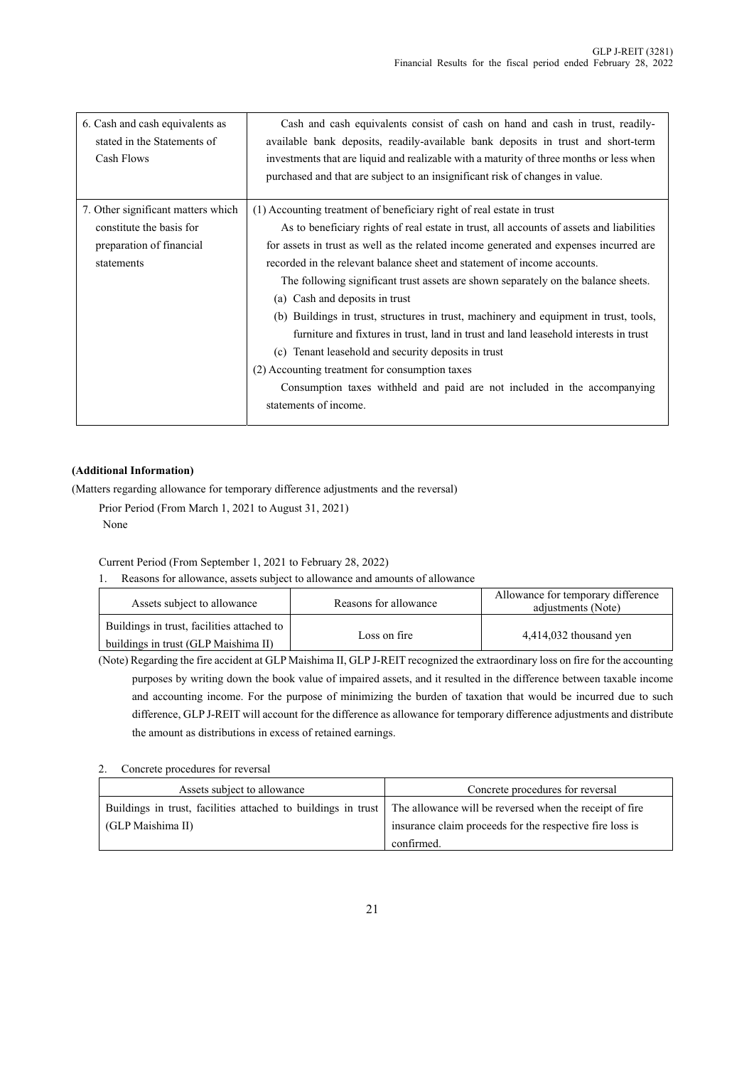| 6. Cash and cash equivalents as stated in the Statements of Cash Flows | Cash and cash equivalents consist of cash on hand and cash in trust, readily-available bank deposits, readily-available bank deposits in trust and short-term investments that are liquid and realizable with a maturity of three months or less when purchased and that are subject to an insignificant risk of changes in value. |
|---|---|
| 7. Other significant matters which constitute the basis for preparation of financial statements | (1) Accounting treatment of beneficiary right of real estate in trust<br>As to beneficiary rights of real estate in trust, all accounts of assets and liabilities for assets in trust as well as the related income generated and expenses incurred are recorded in the relevant balance sheet and statement of income accounts.<br>The following significant trust assets are shown separately on the balance sheets.<br>(a) Cash and deposits in trust<br>(b) Buildings in trust, structures in trust, machinery and equipment in trust, tools, furniture and fixtures in trust, land in trust and land leasehold interests in trust<br>(c) Tenant leasehold and security deposits in trust<br>(2) Accounting treatment for consumption taxes<br>Consumption taxes withheld and paid are not included in the accompanying statements of income. |

**(Additional Information)**

(Matters regarding allowance for temporary difference adjustments and the reversal)

Prior Period (From March 1, 2021 to August 31, 2021)

None

Current Period (From September 1, 2021 to February 28, 2022)

1. Reasons for allowance, assets subject to allowance and amounts of allowance

| Assets subject to allowance | Reasons for allowance | Allowance for temporary difference adjustments (Note) |
|---|---|---|
| Buildings in trust, facilities attached to buildings in trust (GLP Maishima II) | Loss on fire | 4,414,032 thousand yen |

(Note) Regarding the fire accident at GLP Maishima II, GLP J-REIT recognized the extraordinary loss on fire for the accounting purposes by writing down the book value of impaired assets, and it resulted in the difference between taxable income and accounting income. For the purpose of minimizing the burden of taxation that would be incurred due to such difference, GLP J-REIT will account for the difference as allowance for temporary difference adjustments and distribute the amount as distributions in excess of retained earnings.

2. Concrete procedures for reversal

| Assets subject to allowance | Concrete procedures for reversal |
|---|---|
| Buildings in trust, facilities attached to buildings in trust (GLP Maishima II) | The allowance will be reversed when the receipt of fire insurance claim proceeds for the respective fire loss is confirmed. |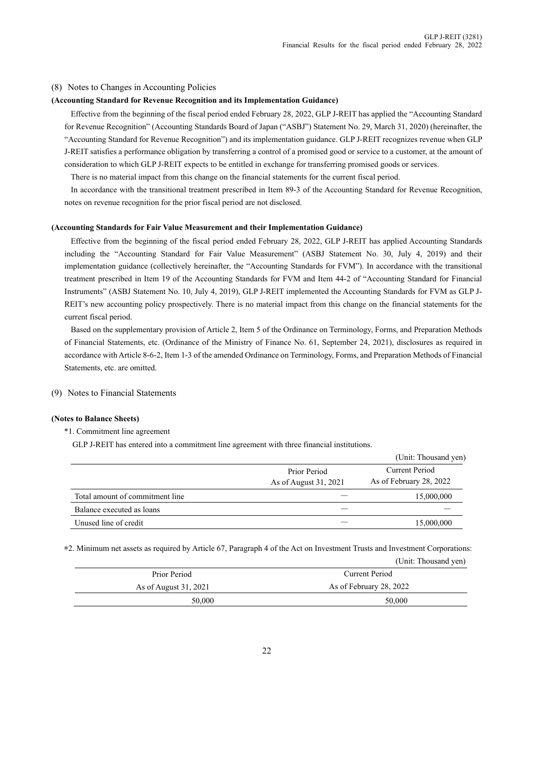## (8) Notes to Changes in Accounting Policies

**(Accounting Standard for Revenue Recognition and its Implementation Guidance)**

Effective from the beginning of the fiscal period ended February 28, 2022, GLP J-REIT has applied the "Accounting Standard for Revenue Recognition" (Accounting Standards Board of Japan ("ASBJ") Statement No. 29, March 31, 2020) (hereinafter, the "Accounting Standard for Revenue Recognition") and its implementation guidance. GLP J-REIT recognizes revenue when GLP J-REIT satisfies a performance obligation by transferring a control of a promised good or service to a customer, at the amount of consideration to which GLP J-REIT expects to be entitled in exchange for transferring promised goods or services.

There is no material impact from this change on the financial statements for the current fiscal period.

In accordance with the transitional treatment prescribed in Item 89-3 of the Accounting Standard for Revenue Recognition, notes on revenue recognition for the prior fiscal period are not disclosed.

**(Accounting Standards for Fair Value Measurement and their Implementation Guidance)**

Effective from the beginning of the fiscal period ended February 28, 2022, GLP J-REIT has applied Accounting Standards including the "Accounting Standard for Fair Value Measurement" (ASBJ Statement No. 30, July 4, 2019) and their implementation guidance (collectively hereinafter, the "Accounting Standards for FVM"). In accordance with the transitional treatment prescribed in Item 19 of the Accounting Standards for FVM and Item 44-2 of "Accounting Standard for Financial Instruments" (ASBJ Statement No. 10, July 4, 2019), GLP J-REIT implemented the Accounting Standards for FVM as GLP J-REIT's new accounting policy prospectively. There is no material impact from this change on the financial statements for the current fiscal period.

Based on the supplementary provision of Article 2, Item 5 of the Ordinance on Terminology, Forms, and Preparation Methods of Financial Statements, etc. (Ordinance of the Ministry of Finance No. 61, September 24, 2021), disclosures as required in accordance with Article 8-6-2, Item 1-3 of the amended Ordinance on Terminology, Forms, and Preparation Methods of Financial Statements, etc. are omitted.

## (9) Notes to Financial Statements

**(Notes to Balance Sheets)**

*1. Commitment line agreement

GLP J-REIT has entered into a commitment line agreement with three financial institutions.

(Unit: Thousand yen)

| | Prior Period<br>As of August 31, 2021 | Current Period<br>As of February 28, 2022 |
|---|---|---|
| Total amount of commitment line | ― | 15,000,000 |
| Balance executed as loans | ― | ― |
| Unused line of credit | ― | 15,000,000 |

*2. Minimum net assets as required by Article 67, Paragraph 4 of the Act on Investment Trusts and Investment Corporations:

(Unit: Thousand yen)

| Prior Period<br>As of August 31, 2021 | Current Period<br>As of February 28, 2022 |
|---|---|
| 50,000 | 50,000 |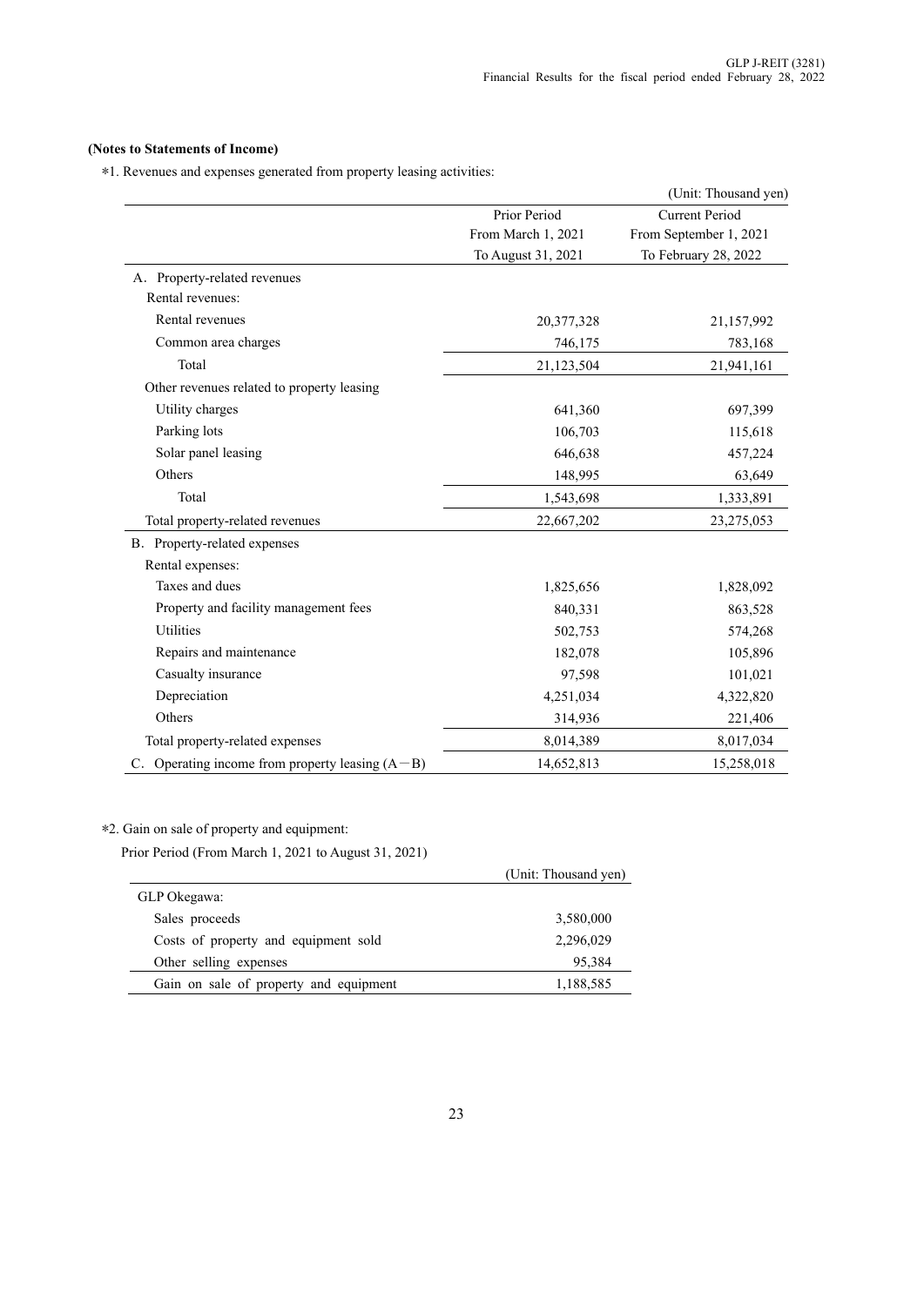**(Notes to Statements of Income)**

*1. Revenues and expenses generated from property leasing activities:

(Unit: Thousand yen)

| | Prior Period<br>From March 1, 2021<br>To August 31, 2021 | Current Period<br>From September 1, 2021<br>To February 28, 2022 |
|---|---|---|
| A. Property-related revenues | | |
| Rental revenues: | | |
| Rental revenues | 20,377,328 | 21,157,992 |
| Common area charges | 746,175 | 783,168 |
| Total | 21,123,504 | 21,941,161 |
| Other revenues related to property leasing | | |
| Utility charges | 641,360 | 697,399 |
| Parking lots | 106,703 | 115,618 |
| Solar panel leasing | 646,638 | 457,224 |
| Others | 148,995 | 63,649 |
| Total | 1,543,698 | 1,333,891 |
| Total property-related revenues | 22,667,202 | 23,275,053 |
| B. Property-related expenses | | |
| Rental expenses: | | |
| Taxes and dues | 1,825,656 | 1,828,092 |
| Property and facility management fees | 840,331 | 863,528 |
| Utilities | 502,753 | 574,268 |
| Repairs and maintenance | 182,078 | 105,896 |
| Casualty insurance | 97,598 | 101,021 |
| Depreciation | 4,251,034 | 4,322,820 |
| Others | 314,936 | 221,406 |
| Total property-related expenses | 8,014,389 | 8,017,034 |
| C. Operating income from property leasing (A－B) | 14,652,813 | 15,258,018 |

*2. Gain on sale of property and equipment:

Prior Period (From March 1, 2021 to August 31, 2021)

| | (Unit: Thousand yen) |
|---|---|
| GLP Okegawa: | |
| Sales proceeds | 3,580,000 |
| Costs of property and equipment sold | 2,296,029 |
| Other selling expenses | 95,384 |
| Gain on sale of property and equipment | 1,188,585 |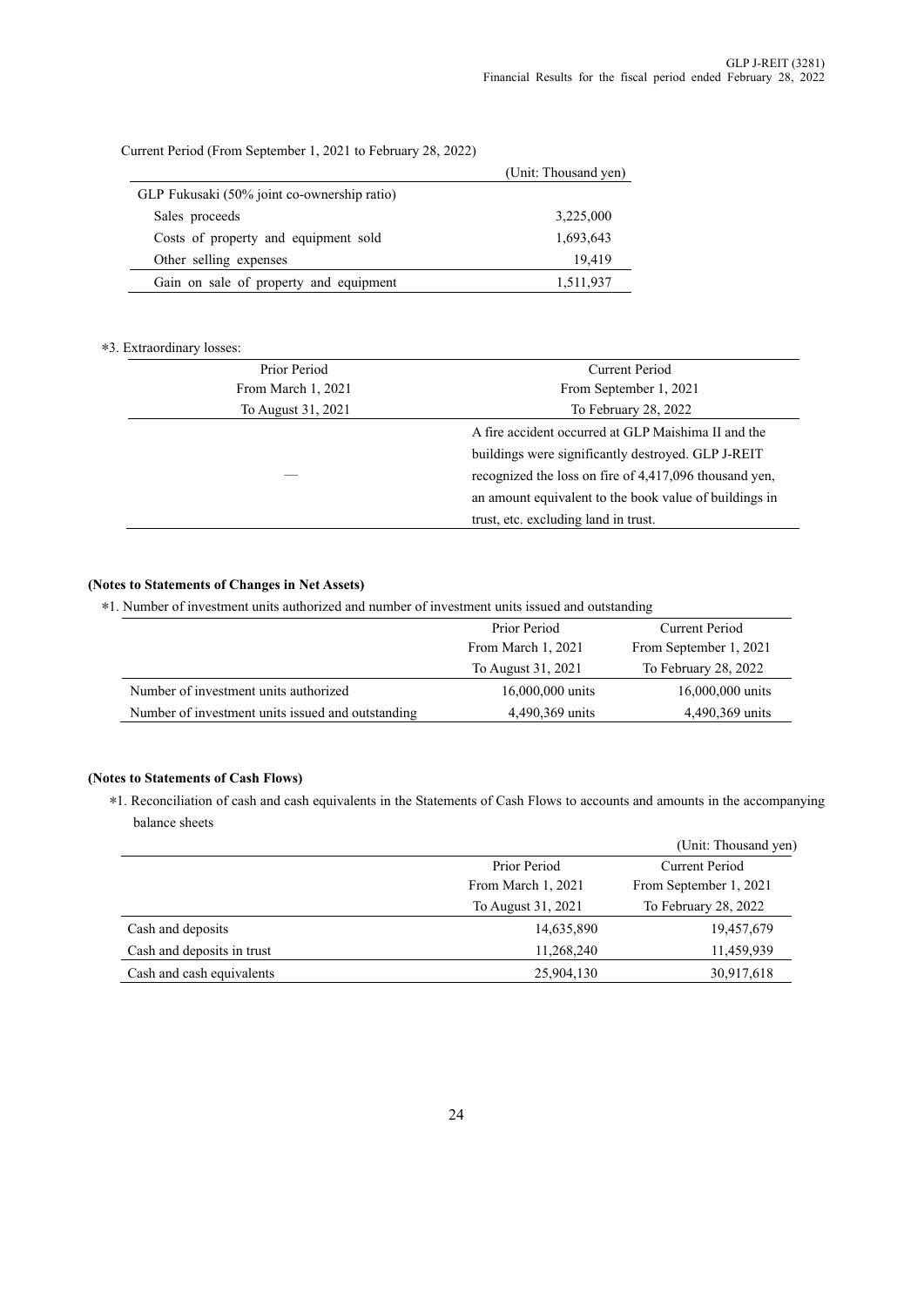Current Period (From September 1, 2021 to February 28, 2022)

| | (Unit: Thousand yen) |
|---|---|
| GLP Fukusaki (50% joint co-ownership ratio) | |
| Sales proceeds | 3,225,000 |
| Costs of property and equipment sold | 1,693,643 |
| Other selling expenses | 19,419 |
| Gain on sale of property and equipment | 1,511,937 |

*3. Extraordinary losses:

| Prior Period<br>From March 1, 2021<br>To August 31, 2021 | Current Period<br>From September 1, 2021<br>To February 28, 2022 |
|---|---|
| — | A fire accident occurred at GLP Maishima II and the buildings were significantly destroyed. GLP J-REIT recognized the loss on fire of 4,417,096 thousand yen, an amount equivalent to the book value of buildings in trust, etc. excluding land in trust. |

**(Notes to Statements of Changes in Net Assets)**

*1. Number of investment units authorized and number of investment units issued and outstanding

| | Prior Period<br>From March 1, 2021<br>To August 31, 2021 | Current Period<br>From September 1, 2021<br>To February 28, 2022 |
|---|---|---|
| Number of investment units authorized | 16,000,000 units | 16,000,000 units |
| Number of investment units issued and outstanding | 4,490,369 units | 4,490,369 units |

**(Notes to Statements of Cash Flows)**

*1. Reconciliation of cash and cash equivalents in the Statements of Cash Flows to accounts and amounts in the accompanying balance sheets

(Unit: Thousand yen)

| | Prior Period<br>From March 1, 2021<br>To August 31, 2021 | Current Period<br>From September 1, 2021<br>To February 28, 2022 |
|---|---|---|
| Cash and deposits | 14,635,890 | 19,457,679 |
| Cash and deposits in trust | 11,268,240 | 11,459,939 |
| Cash and cash equivalents | 25,904,130 | 30,917,618 |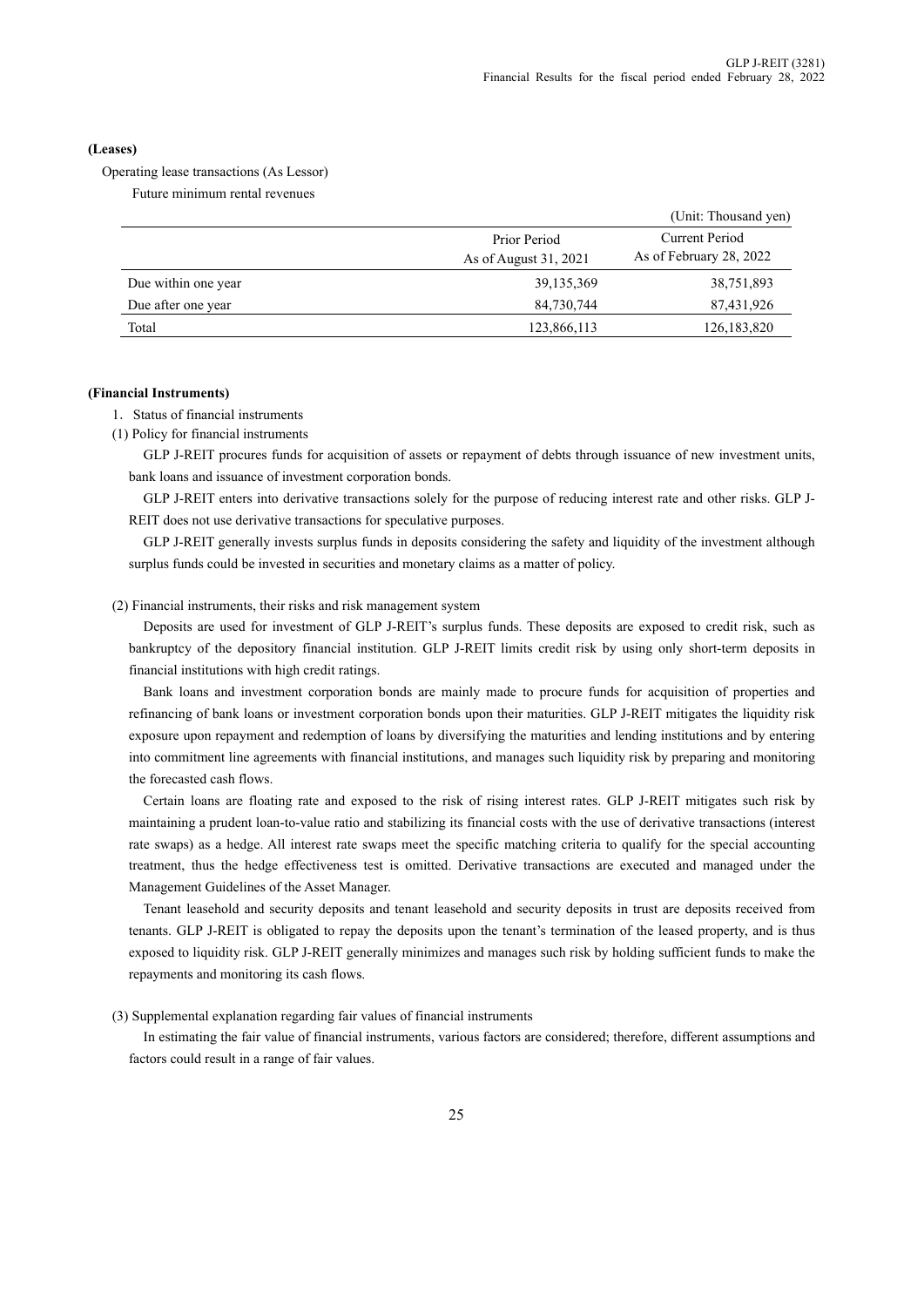**(Leases)**

Operating lease transactions (As Lessor)

Future minimum rental revenues

(Unit: Thousand yen)

| | Prior Period As of August 31, 2021 | Current Period As of February 28, 2022 |
|---|---|---|
| Due within one year | 39,135,369 | 38,751,893 |
| Due after one year | 84,730,744 | 87,431,926 |
| Total | 123,866,113 | 126,183,820 |

**(Financial Instruments)**

1. Status of financial instruments

(1) Policy for financial instruments

GLP J-REIT procures funds for acquisition of assets or repayment of debts through issuance of new investment units, bank loans and issuance of investment corporation bonds.

GLP J-REIT enters into derivative transactions solely for the purpose of reducing interest rate and other risks. GLP J-REIT does not use derivative transactions for speculative purposes.

GLP J-REIT generally invests surplus funds in deposits considering the safety and liquidity of the investment although surplus funds could be invested in securities and monetary claims as a matter of policy.

(2) Financial instruments, their risks and risk management system

Deposits are used for investment of GLP J-REIT's surplus funds. These deposits are exposed to credit risk, such as bankruptcy of the depository financial institution. GLP J-REIT limits credit risk by using only short-term deposits in financial institutions with high credit ratings.

Bank loans and investment corporation bonds are mainly made to procure funds for acquisition of properties and refinancing of bank loans or investment corporation bonds upon their maturities. GLP J-REIT mitigates the liquidity risk exposure upon repayment and redemption of loans by diversifying the maturities and lending institutions and by entering into commitment line agreements with financial institutions, and manages such liquidity risk by preparing and monitoring the forecasted cash flows.

Certain loans are floating rate and exposed to the risk of rising interest rates. GLP J-REIT mitigates such risk by maintaining a prudent loan-to-value ratio and stabilizing its financial costs with the use of derivative transactions (interest rate swaps) as a hedge. All interest rate swaps meet the specific matching criteria to qualify for the special accounting treatment, thus the hedge effectiveness test is omitted. Derivative transactions are executed and managed under the Management Guidelines of the Asset Manager.

Tenant leasehold and security deposits and tenant leasehold and security deposits in trust are deposits received from tenants. GLP J-REIT is obligated to repay the deposits upon the tenant's termination of the leased property, and is thus exposed to liquidity risk. GLP J-REIT generally minimizes and manages such risk by holding sufficient funds to make the repayments and monitoring its cash flows.

(3) Supplemental explanation regarding fair values of financial instruments

In estimating the fair value of financial instruments, various factors are considered; therefore, different assumptions and factors could result in a range of fair values.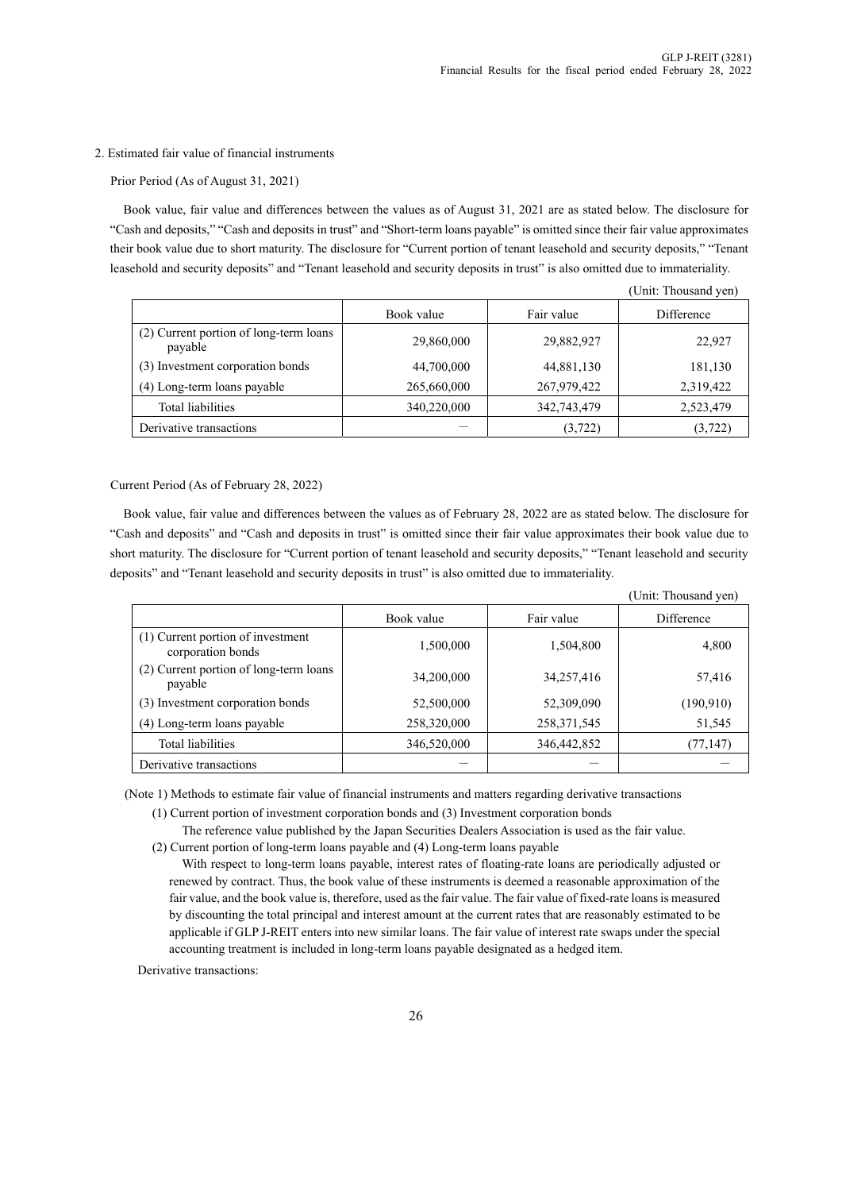2. Estimated fair value of financial instruments

Prior Period (As of August 31, 2021)

Book value, fair value and differences between the values as of August 31, 2021 are as stated below. The disclosure for "Cash and deposits," "Cash and deposits in trust" and "Short-term loans payable" is omitted since their fair value approximates their book value due to short maturity. The disclosure for "Current portion of tenant leasehold and security deposits," "Tenant leasehold and security deposits" and "Tenant leasehold and security deposits in trust" is also omitted due to immateriality.

(Unit: Thousand yen)

| | Book value | Fair value | Difference |
|---|---|---|---|
| (2) Current portion of long-term loans payable | 29,860,000 | 29,882,927 | 22,927 |
| (3) Investment corporation bonds | 44,700,000 | 44,881,130 | 181,130 |
| (4) Long-term loans payable | 265,660,000 | 267,979,422 | 2,319,422 |
| Total liabilities | 340,220,000 | 342,743,479 | 2,523,479 |
| Derivative transactions | − | (3,722) | (3,722) |

Current Period (As of February 28, 2022)

Book value, fair value and differences between the values as of February 28, 2022 are as stated below. The disclosure for "Cash and deposits" and "Cash and deposits in trust" is omitted since their fair value approximates their book value due to short maturity. The disclosure for "Current portion of tenant leasehold and security deposits," "Tenant leasehold and security deposits" and "Tenant leasehold and security deposits in trust" is also omitted due to immateriality.

(Unit: Thousand yen)

| | Book value | Fair value | Difference |
|---|---|---|---|
| (1) Current portion of investment corporation bonds | 1,500,000 | 1,504,800 | 4,800 |
| (2) Current portion of long-term loans payable | 34,200,000 | 34,257,416 | 57,416 |
| (3) Investment corporation bonds | 52,500,000 | 52,309,090 | (190,910) |
| (4) Long-term loans payable | 258,320,000 | 258,371,545 | 51,545 |
| Total liabilities | 346,520,000 | 346,442,852 | (77,147) |
| Derivative transactions | − | − | − |

(Note 1) Methods to estimate fair value of financial instruments and matters regarding derivative transactions

(1) Current portion of investment corporation bonds and (3) Investment corporation bonds

The reference value published by the Japan Securities Dealers Association is used as the fair value.

(2) Current portion of long-term loans payable and (4) Long-term loans payable

With respect to long-term loans payable, interest rates of floating-rate loans are periodically adjusted or renewed by contract. Thus, the book value of these instruments is deemed a reasonable approximation of the fair value, and the book value is, therefore, used as the fair value. The fair value of fixed-rate loans is measured by discounting the total principal and interest amount at the current rates that are reasonably estimated to be applicable if GLP J-REIT enters into new similar loans. The fair value of interest rate swaps under the special accounting treatment is included in long-term loans payable designated as a hedged item.

Derivative transactions: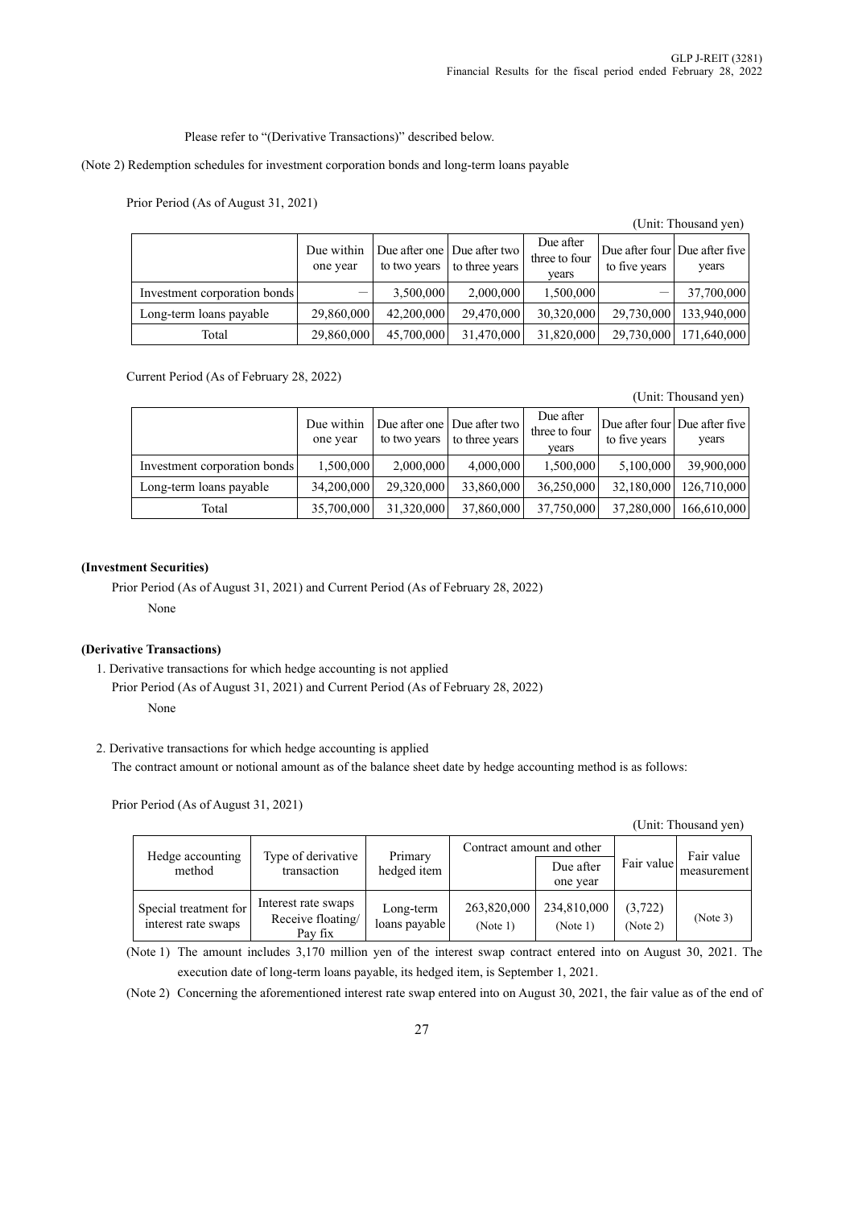Please refer to "(Derivative Transactions)" described below.

(Note 2) Redemption schedules for investment corporation bonds and long-term loans payable

Prior Period (As of August 31, 2021)

(Unit: Thousand yen)

| | Due within one year | Due after one to two years | Due after two to three years | Due after three to four years | Due after four to five years | Due after five years |
|---|---|---|---|---|---|---|
| Investment corporation bonds | — | 3,500,000 | 2,000,000 | 1,500,000 | — | 37,700,000 |
| Long-term loans payable | 29,860,000 | 42,200,000 | 29,470,000 | 30,320,000 | 29,730,000 | 133,940,000 |
| Total | 29,860,000 | 45,700,000 | 31,470,000 | 31,820,000 | 29,730,000 | 171,640,000 |

Current Period (As of February 28, 2022)

(Unit: Thousand yen)

| | Due within one year | Due after one to two years | Due after two to three years | Due after three to four years | Due after four to five years | Due after five years |
|---|---|---|---|---|---|---|
| Investment corporation bonds | 1,500,000 | 2,000,000 | 4,000,000 | 1,500,000 | 5,100,000 | 39,900,000 |
| Long-term loans payable | 34,200,000 | 29,320,000 | 33,860,000 | 36,250,000 | 32,180,000 | 126,710,000 |
| Total | 35,700,000 | 31,320,000 | 37,860,000 | 37,750,000 | 37,280,000 | 166,610,000 |

**(Investment Securities)**

Prior Period (As of August 31, 2021) and Current Period (As of February 28, 2022)

None

**(Derivative Transactions)**

1. Derivative transactions for which hedge accounting is not applied

Prior Period (As of August 31, 2021) and Current Period (As of February 28, 2022)

None

2. Derivative transactions for which hedge accounting is applied

The contract amount or notional amount as of the balance sheet date by hedge accounting method is as follows:

Prior Period (As of August 31, 2021)

(Unit: Thousand yen)

| Hedge accounting method | Type of derivative transaction | Primary hedged item | Contract amount and other | | Fair value | Fair value measurement |
|---|---|---|---|---|---|---|
| | | | | Due after one year | | |
| Special treatment for interest rate swaps | Interest rate swaps Receive floating/ Pay fix | Long-term loans payable | 263,820,000 (Note 1) | 234,810,000 (Note 1) | (3,722) (Note 2) | (Note 3) |

(Note 1) The amount includes 3,170 million yen of the interest swap contract entered into on August 30, 2021. The execution date of long-term loans payable, its hedged item, is September 1, 2021.

(Note 2) Concerning the aforementioned interest rate swap entered into on August 30, 2021, the fair value as of the end of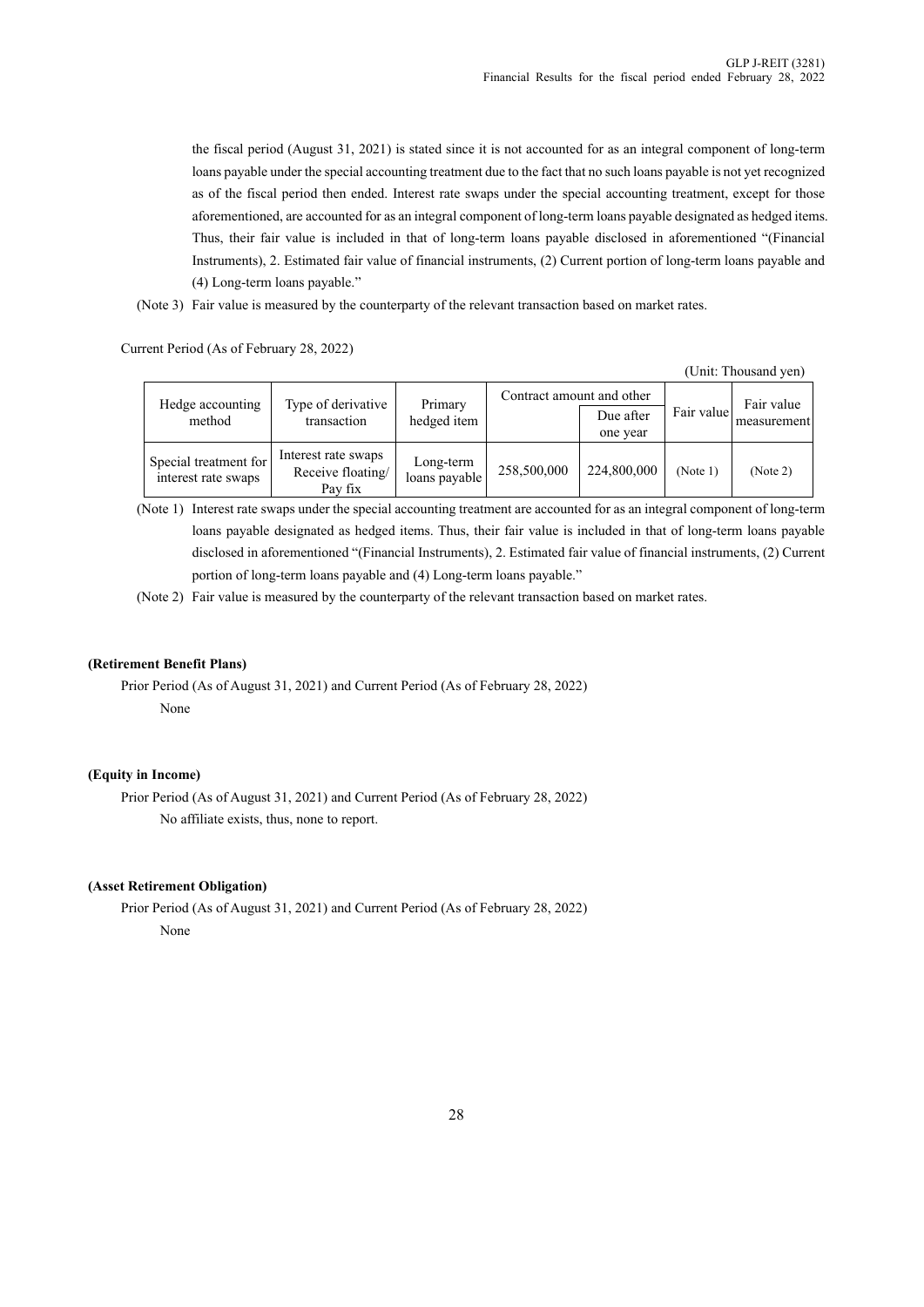the fiscal period (August 31, 2021) is stated since it is not accounted for as an integral component of long-term loans payable under the special accounting treatment due to the fact that no such loans payable is not yet recognized as of the fiscal period then ended. Interest rate swaps under the special accounting treatment, except for those aforementioned, are accounted for as an integral component of long-term loans payable designated as hedged items. Thus, their fair value is included in that of long-term loans payable disclosed in aforementioned "(Financial Instruments), 2. Estimated fair value of financial instruments, (2) Current portion of long-term loans payable and (4) Long-term loans payable."

(Note 3) Fair value is measured by the counterparty of the relevant transaction based on market rates.

Current Period (As of February 28, 2022)

(Unit: Thousand yen)

| Hedge accounting method | Type of derivative transaction | Primary hedged item | Contract amount and other | | Fair value | Fair value measurement |
|---|---|---|---|---|---|---|
| | | | | Due after one year | | |
| Special treatment for interest rate swaps | Interest rate swaps Receive floating/ Pay fix | Long-term loans payable | 258,500,000 | 224,800,000 | (Note 1) | (Note 2) |

(Note 1) Interest rate swaps under the special accounting treatment are accounted for as an integral component of long-term loans payable designated as hedged items. Thus, their fair value is included in that of long-term loans payable disclosed in aforementioned "(Financial Instruments), 2. Estimated fair value of financial instruments, (2) Current portion of long-term loans payable and (4) Long-term loans payable."

(Note 2) Fair value is measured by the counterparty of the relevant transaction based on market rates.

**(Retirement Benefit Plans)**

Prior Period (As of August 31, 2021) and Current Period (As of February 28, 2022)

None

**(Equity in Income)**

Prior Period (As of August 31, 2021) and Current Period (As of February 28, 2022)

No affiliate exists, thus, none to report.

**(Asset Retirement Obligation)**

Prior Period (As of August 31, 2021) and Current Period (As of February 28, 2022)

None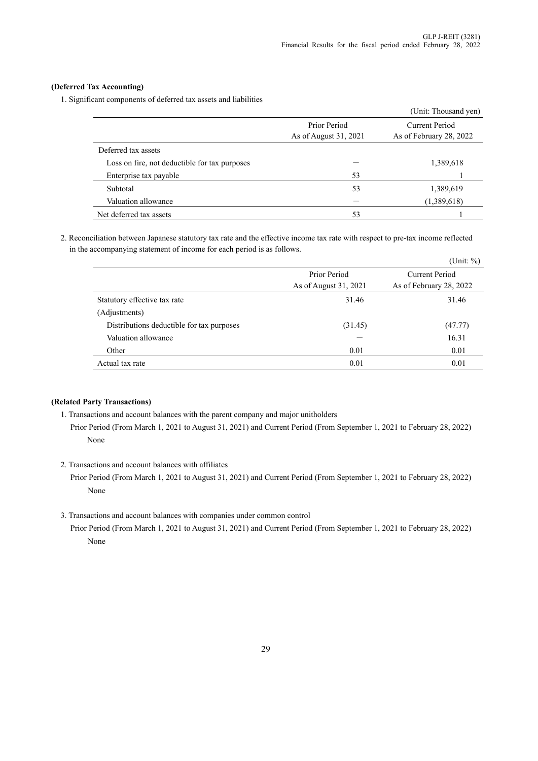**(Deferred Tax Accounting)**

1. Significant components of deferred tax assets and liabilities

(Unit: Thousand yen)

| | Prior Period As of August 31, 2021 | Current Period As of February 28, 2022 |
|---|---|---|
| Deferred tax assets | | |
| Loss on fire, not deductible for tax purposes | — | 1,389,618 |
| Enterprise tax payable | 53 | 1 |
| Subtotal | 53 | 1,389,619 |
| Valuation allowance | — | (1,389,618) |
| Net deferred tax assets | 53 | 1 |

2. Reconciliation between Japanese statutory tax rate and the effective income tax rate with respect to pre-tax income reflected in the accompanying statement of income for each period is as follows.

(Unit: %)

| | Prior Period As of August 31, 2021 | Current Period As of February 28, 2022 |
|---|---|---|
| Statutory effective tax rate | 31.46 | 31.46 |
| (Adjustments) | | |
| Distributions deductible for tax purposes | (31.45) | (47.77) |
| Valuation allowance | — | 16.31 |
| Other | 0.01 | 0.01 |
| Actual tax rate | 0.01 | 0.01 |

**(Related Party Transactions)**

1. Transactions and account balances with the parent company and major unitholders

   Prior Period (From March 1, 2021 to August 31, 2021) and Current Period (From September 1, 2021 to February 28, 2022)

   None

2. Transactions and account balances with affiliates

   Prior Period (From March 1, 2021 to August 31, 2021) and Current Period (From September 1, 2021 to February 28, 2022)

   None

3. Transactions and account balances with companies under common control

   Prior Period (From March 1, 2021 to August 31, 2021) and Current Period (From September 1, 2021 to February 28, 2022)

   None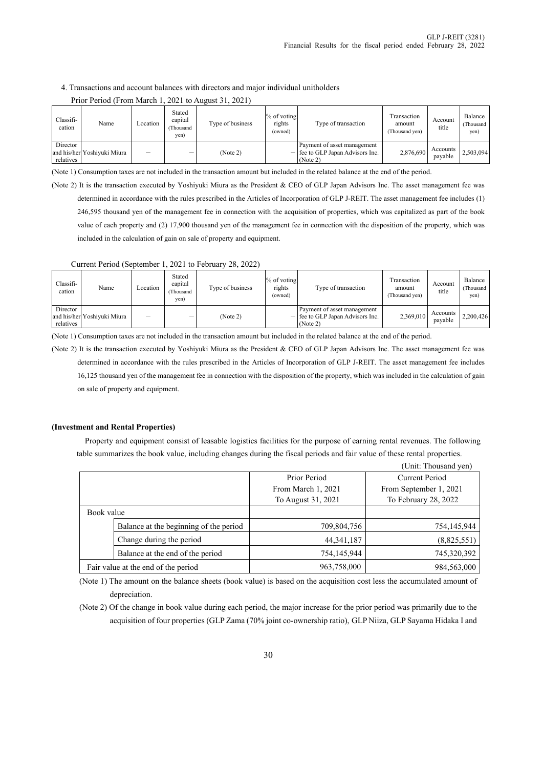4. Transactions and account balances with directors and major individual unitholders

Prior Period (From March 1, 2021 to August 31, 2021)

| Classification | Name | Location | Stated capital (Thousand yen) | Type of business | % of voting rights (owned) | Type of transaction | Transaction amount (Thousand yen) | Account title | Balance (Thousand yen) |
|---|---|---|---|---|---|---|---|---|---|
| Director and his/her relatives | Yoshiyuki Miura | － | － | (Note 2) | － | Payment of asset management fee to GLP Japan Advisors Inc. (Note 2) | 2,876,690 | Accounts payable | 2,503,094 |

(Note 1) Consumption taxes are not included in the transaction amount but included in the related balance at the end of the period.

(Note 2) It is the transaction executed by Yoshiyuki Miura as the President & CEO of GLP Japan Advisors Inc. The asset management fee was determined in accordance with the rules prescribed in the Articles of Incorporation of GLP J-REIT. The asset management fee includes (1) 246,595 thousand yen of the management fee in connection with the acquisition of properties, which was capitalized as part of the book value of each property and (2) 17,900 thousand yen of the management fee in connection with the disposition of the property, which was included in the calculation of gain on sale of property and equipment.

Current Period (September 1, 2021 to February 28, 2022)

| Classification | Name | Location | Stated capital (Thousand yen) | Type of business | % of voting rights (owned) | Type of transaction | Transaction amount (Thousand yen) | Account title | Balance (Thousand yen) |
|---|---|---|---|---|---|---|---|---|---|
| Director and his/her relatives | Yoshiyuki Miura | － | － | (Note 2) | － | Payment of asset management fee to GLP Japan Advisors Inc. (Note 2) | 2,369,010 | Accounts payable | 2,200,426 |

(Note 1) Consumption taxes are not included in the transaction amount but included in the related balance at the end of the period.

(Note 2) It is the transaction executed by Yoshiyuki Miura as the President & CEO of GLP Japan Advisors Inc. The asset management fee was determined in accordance with the rules prescribed in the Articles of Incorporation of GLP J-REIT. The asset management fee includes 16,125 thousand yen of the management fee in connection with the disposition of the property, which was included in the calculation of gain on sale of property and equipment.

**(Investment and Rental Properties)**

Property and equipment consist of leasable logistics facilities for the purpose of earning rental revenues. The following table summarizes the book value, including changes during the fiscal periods and fair value of these rental properties.

(Unit: Thousand yen)

| | | Prior Period From March 1, 2021 To August 31, 2021 | Current Period From September 1, 2021 To February 28, 2022 |
|---|---|---|---|
| Book value | | | |
| | Balance at the beginning of the period | 709,804,756 | 754,145,944 |
| | Change during the period | 44,341,187 | (8,825,551) |
| | Balance at the end of the period | 754,145,944 | 745,320,392 |
| Fair value at the end of the period | | 963,758,000 | 984,563,000 |

(Note 1) The amount on the balance sheets (book value) is based on the acquisition cost less the accumulated amount of depreciation.

(Note 2) Of the change in book value during each period, the major increase for the prior period was primarily due to the acquisition of four properties (GLP Zama (70% joint co-ownership ratio), GLP Niiza, GLP Sayama Hidaka I and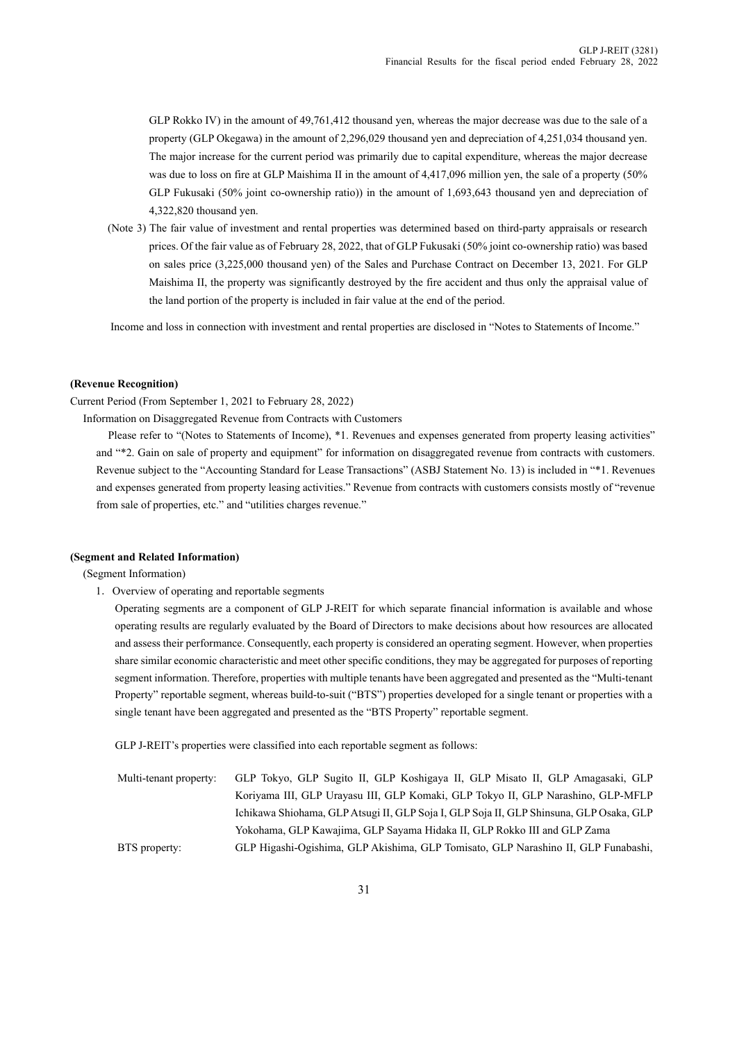GLP Rokko IV) in the amount of 49,761,412 thousand yen, whereas the major decrease was due to the sale of a property (GLP Okegawa) in the amount of 2,296,029 thousand yen and depreciation of 4,251,034 thousand yen. The major increase for the current period was primarily due to capital expenditure, whereas the major decrease was due to loss on fire at GLP Maishima II in the amount of 4,417,096 million yen, the sale of a property (50% GLP Fukusaki (50% joint co-ownership ratio)) in the amount of 1,693,643 thousand yen and depreciation of 4,322,820 thousand yen.

(Note 3) The fair value of investment and rental properties was determined based on third-party appraisals or research prices. Of the fair value as of February 28, 2022, that of GLP Fukusaki (50% joint co-ownership ratio) was based on sales price (3,225,000 thousand yen) of the Sales and Purchase Contract on December 13, 2021. For GLP Maishima II, the property was significantly destroyed by the fire accident and thus only the appraisal value of the land portion of the property is included in fair value at the end of the period.

Income and loss in connection with investment and rental properties are disclosed in "Notes to Statements of Income."

**(Revenue Recognition)**

Current Period (From September 1, 2021 to February 28, 2022)

Information on Disaggregated Revenue from Contracts with Customers

Please refer to "(Notes to Statements of Income), *1. Revenues and expenses generated from property leasing activities" and "*2. Gain on sale of property and equipment" for information on disaggregated revenue from contracts with customers. Revenue subject to the "Accounting Standard for Lease Transactions" (ASBJ Statement No. 13) is included in "*1. Revenues and expenses generated from property leasing activities." Revenue from contracts with customers consists mostly of "revenue from sale of properties, etc." and "utilities charges revenue."

**(Segment and Related Information)**

(Segment Information)

1. Overview of operating and reportable segments

Operating segments are a component of GLP J-REIT for which separate financial information is available and whose operating results are regularly evaluated by the Board of Directors to make decisions about how resources are allocated and assess their performance. Consequently, each property is considered an operating segment. However, when properties share similar economic characteristic and meet other specific conditions, they may be aggregated for purposes of reporting segment information. Therefore, properties with multiple tenants have been aggregated and presented as the "Multi-tenant Property" reportable segment, whereas build-to-suit ("BTS") properties developed for a single tenant or properties with a single tenant have been aggregated and presented as the "BTS Property" reportable segment.

GLP J-REIT's properties were classified into each reportable segment as follows:

Multi-tenant property: GLP Tokyo, GLP Sugito II, GLP Koshigaya II, GLP Misato II, GLP Amagasaki, GLP Koriyama III, GLP Urayasu III, GLP Komaki, GLP Tokyo II, GLP Narashino, GLP-MFLP Ichikawa Shiohama, GLP Atsugi II, GLP Soja I, GLP Soja II, GLP Shinsuna, GLP Osaka, GLP Yokohama, GLP Kawajima, GLP Sayama Hidaka II, GLP Rokko III and GLP Zama

BTS property: GLP Higashi-Ogishima, GLP Akishima, GLP Tomisato, GLP Narashino II, GLP Funabashi,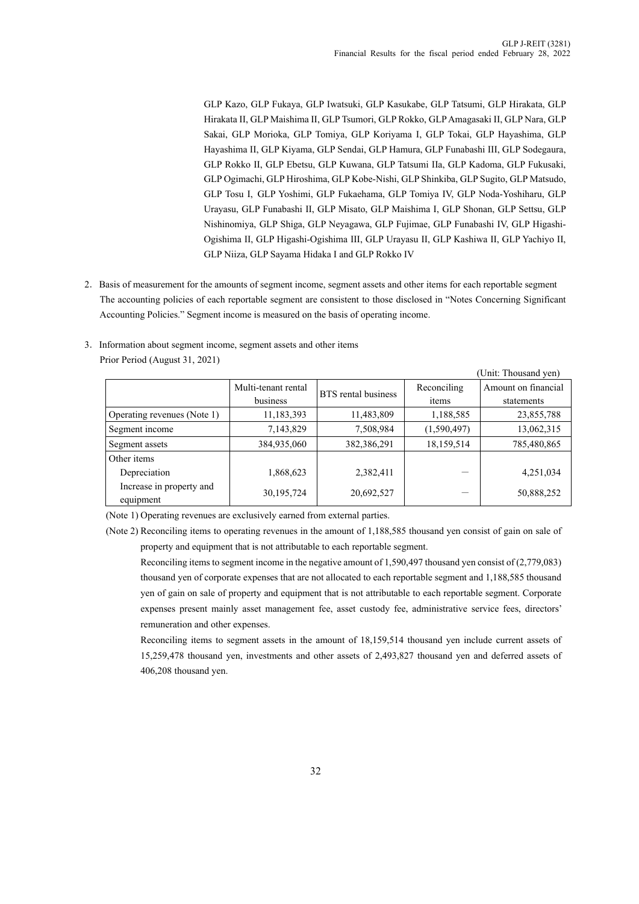GLP Kazo, GLP Fukaya, GLP Iwatsuki, GLP Kasukabe, GLP Tatsumi, GLP Hirakata, GLP Hirakata II, GLP Maishima II, GLP Tsumori, GLP Rokko, GLP Amagasaki II, GLP Nara, GLP Sakai, GLP Morioka, GLP Tomiya, GLP Koriyama I, GLP Tokai, GLP Hayashima, GLP Hayashima II, GLP Kiyama, GLP Sendai, GLP Hamura, GLP Funabashi III, GLP Sodegaura, GLP Rokko II, GLP Ebetsu, GLP Kuwana, GLP Tatsumi IIa, GLP Kadoma, GLP Fukusaki, GLP Ogimachi, GLP Hiroshima, GLP Kobe-Nishi, GLP Shinkiba, GLP Sugito, GLP Matsudo, GLP Tosu I, GLP Yoshimi, GLP Fukaehama, GLP Tomiya IV, GLP Noda-Yoshiharu, GLP Urayasu, GLP Funabashi II, GLP Misato, GLP Maishima I, GLP Shonan, GLP Settsu, GLP Nishinomiya, GLP Shiga, GLP Neyagawa, GLP Fujimae, GLP Funabashi IV, GLP Higashi-Ogishima II, GLP Higashi-Ogishima III, GLP Urayasu II, GLP Kashiwa II, GLP Yachiyo II, GLP Niiza, GLP Sayama Hidaka I and GLP Rokko IV

2. Basis of measurement for the amounts of segment income, segment assets and other items for each reportable segment
   The accounting policies of each reportable segment are consistent to those disclosed in "Notes Concerning Significant Accounting Policies." Segment income is measured on the basis of operating income.

3. Information about segment income, segment assets and other items
   Prior Period (August 31, 2021)

(Unit: Thousand yen)

| | Multi-tenant rental business | BTS rental business | Reconciling items | Amount on financial statements |
|---|---|---|---|---|
| Operating revenues (Note 1) | 11,183,393 | 11,483,809 | 1,188,585 | 23,855,788 |
| Segment income | 7,143,829 | 7,508,984 | (1,590,497) | 13,062,315 |
| Segment assets | 384,935,060 | 382,386,291 | 18,159,514 | 785,480,865 |
| Other items | | | | |
| Depreciation | 1,868,623 | 2,382,411 | — | 4,251,034 |
| Increase in property and equipment | 30,195,724 | 20,692,527 | — | 50,888,252 |

(Note 1) Operating revenues are exclusively earned from external parties.

(Note 2) Reconciling items to operating revenues in the amount of 1,188,585 thousand yen consist of gain on sale of property and equipment that is not attributable to each reportable segment.

Reconciling items to segment income in the negative amount of 1,590,497 thousand yen consist of (2,779,083) thousand yen of corporate expenses that are not allocated to each reportable segment and 1,188,585 thousand yen of gain on sale of property and equipment that is not attributable to each reportable segment. Corporate expenses present mainly asset management fee, asset custody fee, administrative service fees, directors' remuneration and other expenses.

Reconciling items to segment assets in the amount of 18,159,514 thousand yen include current assets of 15,259,478 thousand yen, investments and other assets of 2,493,827 thousand yen and deferred assets of 406,208 thousand yen.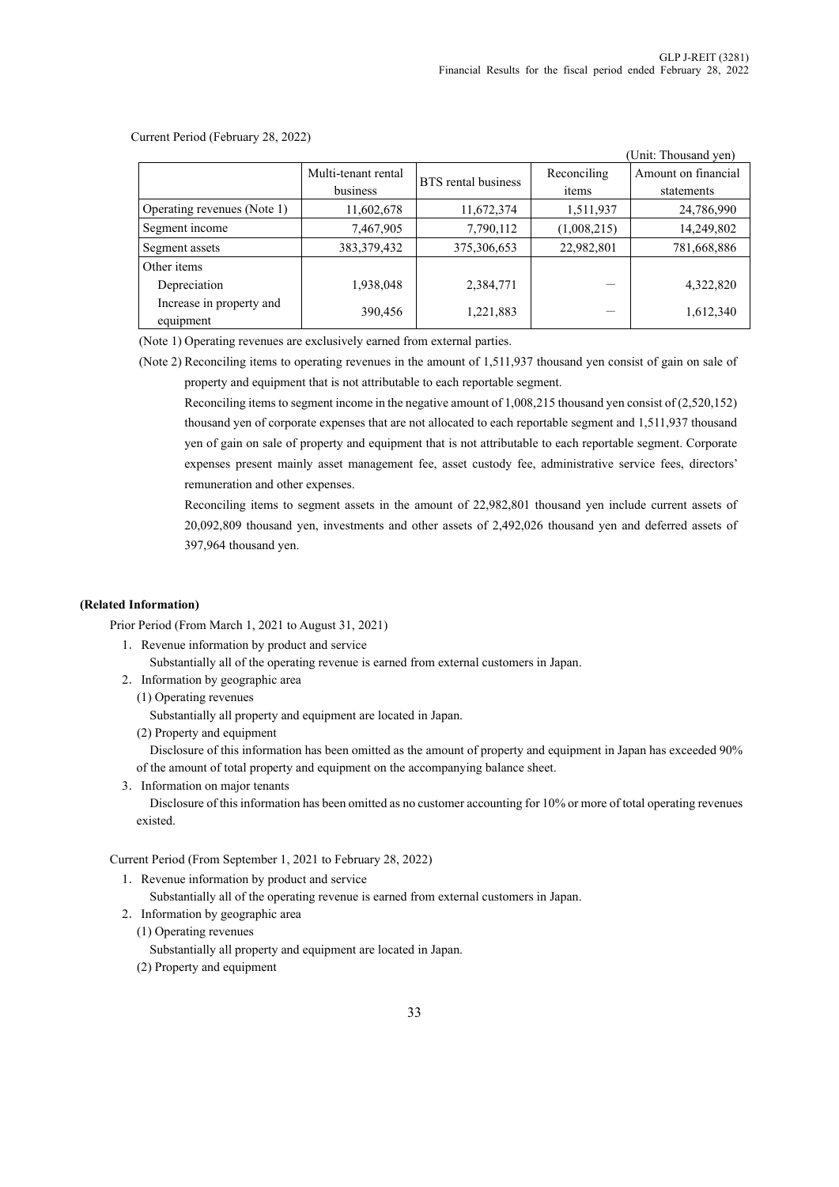Current Period (February 28, 2022)

(Unit: Thousand yen)

| | Multi-tenant rental business | BTS rental business | Reconciling items | Amount on financial statements |
|---|---|---|---|---|
| Operating revenues (Note 1) | 11,602,678 | 11,672,374 | 1,511,937 | 24,786,990 |
| Segment income | 7,467,905 | 7,790,112 | (1,008,215) | 14,249,802 |
| Segment assets | 383,379,432 | 375,306,653 | 22,982,801 | 781,668,886 |
| Other items | | | | |
| Depreciation | 1,938,048 | 2,384,771 | — | 4,322,820 |
| Increase in property and equipment | 390,456 | 1,221,883 | — | 1,612,340 |

(Note 1) Operating revenues are exclusively earned from external parties.

(Note 2) Reconciling items to operating revenues in the amount of 1,511,937 thousand yen consist of gain on sale of property and equipment that is not attributable to each reportable segment.

Reconciling items to segment income in the negative amount of 1,008,215 thousand yen consist of (2,520,152) thousand yen of corporate expenses that are not allocated to each reportable segment and 1,511,937 thousand yen of gain on sale of property and equipment that is not attributable to each reportable segment. Corporate expenses present mainly asset management fee, asset custody fee, administrative service fees, directors' remuneration and other expenses.

Reconciling items to segment assets in the amount of 22,982,801 thousand yen include current assets of 20,092,809 thousand yen, investments and other assets of 2,492,026 thousand yen and deferred assets of 397,964 thousand yen.

**(Related Information)**

Prior Period (From March 1, 2021 to August 31, 2021)

1. Revenue information by product and service

   Substantially all of the operating revenue is earned from external customers in Japan.

2. Information by geographic area

   (1) Operating revenues

   Substantially all property and equipment are located in Japan.

   (2) Property and equipment

   Disclosure of this information has been omitted as the amount of property and equipment in Japan has exceeded 90% of the amount of total property and equipment on the accompanying balance sheet.

3. Information on major tenants

   Disclosure of this information has been omitted as no customer accounting for 10% or more of total operating revenues existed.

Current Period (From September 1, 2021 to February 28, 2022)

1. Revenue information by product and service

   Substantially all of the operating revenue is earned from external customers in Japan.

2. Information by geographic area

   (1) Operating revenues

   Substantially all property and equipment are located in Japan.

   (2) Property and equipment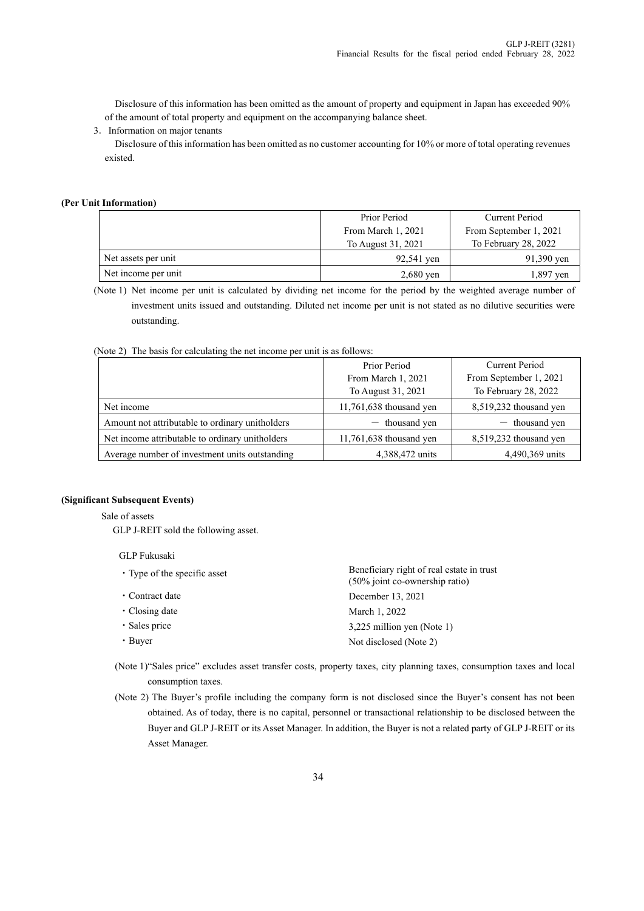Disclosure of this information has been omitted as the amount of property and equipment in Japan has exceeded 90% of the amount of total property and equipment on the accompanying balance sheet.

3．Information on major tenants

Disclosure of this information has been omitted as no customer accounting for 10% or more of total operating revenues existed.

**(Per Unit Information)**

| | Prior Period From March 1, 2021 To August 31, 2021 | Current Period From September 1, 2021 To February 28, 2022 |
|---|---|---|
| Net assets per unit | 92,541 yen | 91,390 yen |
| Net income per unit | 2,680 yen | 1,897 yen |

(Note 1) Net income per unit is calculated by dividing net income for the period by the weighted average number of investment units issued and outstanding. Diluted net income per unit is not stated as no dilutive securities were outstanding.

(Note 2) The basis for calculating the net income per unit is as follows:

| | Prior Period From March 1, 2021 To August 31, 2021 | Current Period From September 1, 2021 To February 28, 2022 |
|---|---|---|
| Net income | 11,761,638 thousand yen | 8,519,232 thousand yen |
| Amount not attributable to ordinary unitholders | － thousand yen | － thousand yen |
| Net income attributable to ordinary unitholders | 11,761,638 thousand yen | 8,519,232 thousand yen |
| Average number of investment units outstanding | 4,388,472 units | 4,490,369 units |

**(Significant Subsequent Events)**

Sale of assets

GLP J-REIT sold the following asset.

GLP Fukusaki

- Type of the specific asset: Beneficiary right of real estate in trust (50% joint co-ownership ratio)
- Contract date: December 13, 2021
- Closing date: March 1, 2022
- Sales price: 3,225 million yen (Note 1)
- Buyer: Not disclosed (Note 2)

(Note 1)"Sales price" excludes asset transfer costs, property taxes, city planning taxes, consumption taxes and local consumption taxes.

(Note 2) The Buyer's profile including the company form is not disclosed since the Buyer's consent has not been obtained. As of today, there is no capital, personnel or transactional relationship to be disclosed between the Buyer and GLP J-REIT or its Asset Manager. In addition, the Buyer is not a related party of GLP J-REIT or its Asset Manager.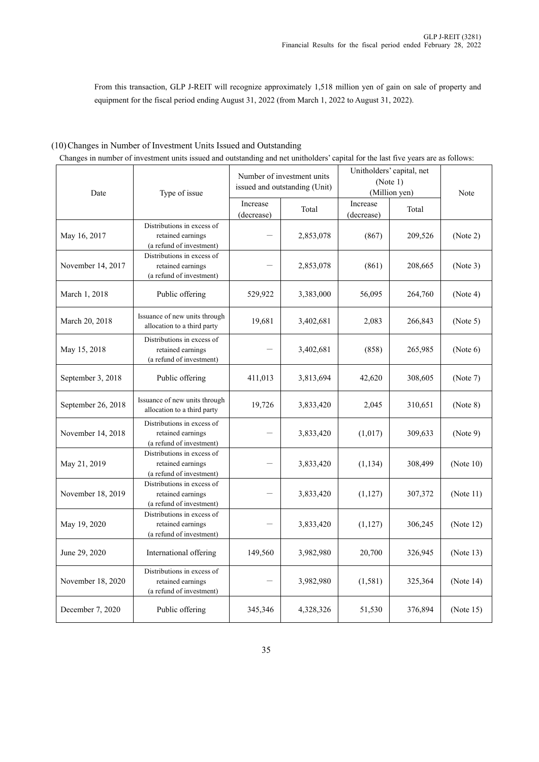From this transaction, GLP J-REIT will recognize approximately 1,518 million yen of gain on sale of property and equipment for the fiscal period ending August 31, 2022 (from March 1, 2022 to August 31, 2022).

## (10) Changes in Number of Investment Units Issued and Outstanding

Changes in number of investment units issued and outstanding and net unitholders' capital for the last five years are as follows:

| Date | Type of issue | Number of investment units issued and outstanding (Unit) | | Unitholders' capital, net (Note 1) (Million yen) | | Note |
|---|---|---|---|---|---|---|
| | | Increase (decrease) | Total | Increase (decrease) | Total | |
| May 16, 2017 | Distributions in excess of retained earnings (a refund of investment) | – | 2,853,078 | (867) | 209,526 | (Note 2) |
| November 14, 2017 | Distributions in excess of retained earnings (a refund of investment) | – | 2,853,078 | (861) | 208,665 | (Note 3) |
| March 1, 2018 | Public offering | 529,922 | 3,383,000 | 56,095 | 264,760 | (Note 4) |
| March 20, 2018 | Issuance of new units through allocation to a third party | 19,681 | 3,402,681 | 2,083 | 266,843 | (Note 5) |
| May 15, 2018 | Distributions in excess of retained earnings (a refund of investment) | – | 3,402,681 | (858) | 265,985 | (Note 6) |
| September 3, 2018 | Public offering | 411,013 | 3,813,694 | 42,620 | 308,605 | (Note 7) |
| September 26, 2018 | Issuance of new units through allocation to a third party | 19,726 | 3,833,420 | 2,045 | 310,651 | (Note 8) |
| November 14, 2018 | Distributions in excess of retained earnings (a refund of investment) | – | 3,833,420 | (1,017) | 309,633 | (Note 9) |
| May 21, 2019 | Distributions in excess of retained earnings (a refund of investment) | – | 3,833,420 | (1,134) | 308,499 | (Note 10) |
| November 18, 2019 | Distributions in excess of retained earnings (a refund of investment) | – | 3,833,420 | (1,127) | 307,372 | (Note 11) |
| May 19, 2020 | Distributions in excess of retained earnings (a refund of investment) | – | 3,833,420 | (1,127) | 306,245 | (Note 12) |
| June 29, 2020 | International offering | 149,560 | 3,982,980 | 20,700 | 326,945 | (Note 13) |
| November 18, 2020 | Distributions in excess of retained earnings (a refund of investment) | – | 3,982,980 | (1,581) | 325,364 | (Note 14) |
| December 7, 2020 | Public offering | 345,346 | 4,328,326 | 51,530 | 376,894 | (Note 15) |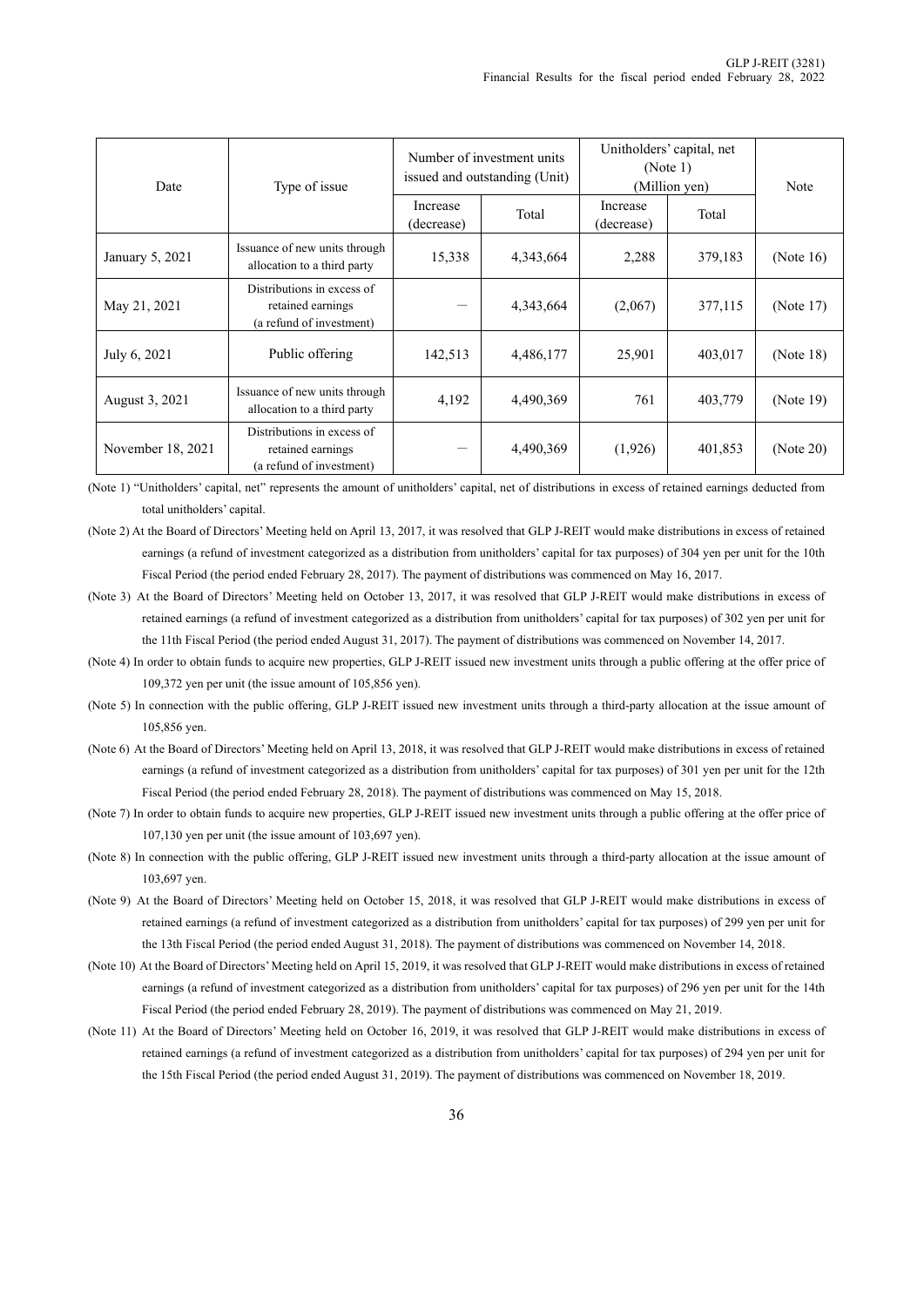| Date | Type of issue | Number of investment units issued and outstanding (Unit) | | Unitholders' capital, net (Note 1) (Million yen) | | Note |
|---|---|---|---|---|---|---|
| | | Increase (decrease) | Total | Increase (decrease) | Total | |
| January 5, 2021 | Issuance of new units through allocation to a third party | 15,338 | 4,343,664 | 2,288 | 379,183 | (Note 16) |
| May 21, 2021 | Distributions in excess of retained earnings (a refund of investment) | — | 4,343,664 | (2,067) | 377,115 | (Note 17) |
| July 6, 2021 | Public offering | 142,513 | 4,486,177 | 25,901 | 403,017 | (Note 18) |
| August 3, 2021 | Issuance of new units through allocation to a third party | 4,192 | 4,490,369 | 761 | 403,779 | (Note 19) |
| November 18, 2021 | Distributions in excess of retained earnings (a refund of investment) | — | 4,490,369 | (1,926) | 401,853 | (Note 20) |

(Note 1) "Unitholders' capital, net" represents the amount of unitholders' capital, net of distributions in excess of retained earnings deducted from total unitholders' capital.

(Note 2) At the Board of Directors' Meeting held on April 13, 2017, it was resolved that GLP J-REIT would make distributions in excess of retained earnings (a refund of investment categorized as a distribution from unitholders' capital for tax purposes) of 304 yen per unit for the 10th Fiscal Period (the period ended February 28, 2017). The payment of distributions was commenced on May 16, 2017.

(Note 3) At the Board of Directors' Meeting held on October 13, 2017, it was resolved that GLP J-REIT would make distributions in excess of retained earnings (a refund of investment categorized as a distribution from unitholders' capital for tax purposes) of 302 yen per unit for the 11th Fiscal Period (the period ended August 31, 2017). The payment of distributions was commenced on November 14, 2017.

(Note 4) In order to obtain funds to acquire new properties, GLP J-REIT issued new investment units through a public offering at the offer price of 109,372 yen per unit (the issue amount of 105,856 yen).

(Note 5) In connection with the public offering, GLP J-REIT issued new investment units through a third-party allocation at the issue amount of 105,856 yen.

(Note 6) At the Board of Directors' Meeting held on April 13, 2018, it was resolved that GLP J-REIT would make distributions in excess of retained earnings (a refund of investment categorized as a distribution from unitholders' capital for tax purposes) of 301 yen per unit for the 12th Fiscal Period (the period ended February 28, 2018). The payment of distributions was commenced on May 15, 2018.

(Note 7) In order to obtain funds to acquire new properties, GLP J-REIT issued new investment units through a public offering at the offer price of 107,130 yen per unit (the issue amount of 103,697 yen).

(Note 8) In connection with the public offering, GLP J-REIT issued new investment units through a third-party allocation at the issue amount of 103,697 yen.

(Note 9) At the Board of Directors' Meeting held on October 15, 2018, it was resolved that GLP J-REIT would make distributions in excess of retained earnings (a refund of investment categorized as a distribution from unitholders' capital for tax purposes) of 299 yen per unit for the 13th Fiscal Period (the period ended August 31, 2018). The payment of distributions was commenced on November 14, 2018.

(Note 10) At the Board of Directors' Meeting held on April 15, 2019, it was resolved that GLP J-REIT would make distributions in excess of retained earnings (a refund of investment categorized as a distribution from unitholders' capital for tax purposes) of 296 yen per unit for the 14th Fiscal Period (the period ended February 28, 2019). The payment of distributions was commenced on May 21, 2019.

(Note 11) At the Board of Directors' Meeting held on October 16, 2019, it was resolved that GLP J-REIT would make distributions in excess of retained earnings (a refund of investment categorized as a distribution from unitholders' capital for tax purposes) of 294 yen per unit for the 15th Fiscal Period (the period ended August 31, 2019). The payment of distributions was commenced on November 18, 2019.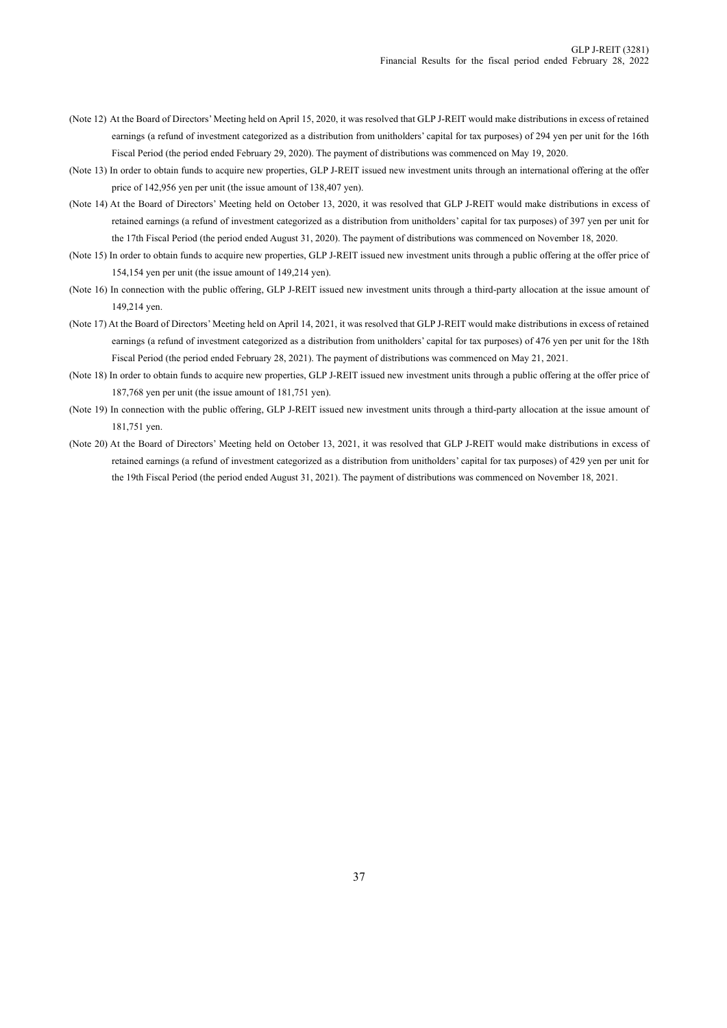(Note 12) At the Board of Directors' Meeting held on April 15, 2020, it was resolved that GLP J-REIT would make distributions in excess of retained earnings (a refund of investment categorized as a distribution from unitholders' capital for tax purposes) of 294 yen per unit for the 16th Fiscal Period (the period ended February 29, 2020). The payment of distributions was commenced on May 19, 2020.

(Note 13) In order to obtain funds to acquire new properties, GLP J-REIT issued new investment units through an international offering at the offer price of 142,956 yen per unit (the issue amount of 138,407 yen).

(Note 14) At the Board of Directors' Meeting held on October 13, 2020, it was resolved that GLP J-REIT would make distributions in excess of retained earnings (a refund of investment categorized as a distribution from unitholders' capital for tax purposes) of 397 yen per unit for the 17th Fiscal Period (the period ended August 31, 2020). The payment of distributions was commenced on November 18, 2020.

(Note 15) In order to obtain funds to acquire new properties, GLP J-REIT issued new investment units through a public offering at the offer price of 154,154 yen per unit (the issue amount of 149,214 yen).

(Note 16) In connection with the public offering, GLP J-REIT issued new investment units through a third-party allocation at the issue amount of 149,214 yen.

(Note 17) At the Board of Directors' Meeting held on April 14, 2021, it was resolved that GLP J-REIT would make distributions in excess of retained earnings (a refund of investment categorized as a distribution from unitholders' capital for tax purposes) of 476 yen per unit for the 18th Fiscal Period (the period ended February 28, 2021). The payment of distributions was commenced on May 21, 2021.

(Note 18) In order to obtain funds to acquire new properties, GLP J-REIT issued new investment units through a public offering at the offer price of 187,768 yen per unit (the issue amount of 181,751 yen).

(Note 19) In connection with the public offering, GLP J-REIT issued new investment units through a third-party allocation at the issue amount of 181,751 yen.

(Note 20) At the Board of Directors' Meeting held on October 13, 2021, it was resolved that GLP J-REIT would make distributions in excess of retained earnings (a refund of investment categorized as a distribution from unitholders' capital for tax purposes) of 429 yen per unit for the 19th Fiscal Period (the period ended August 31, 2021). The payment of distributions was commenced on November 18, 2021.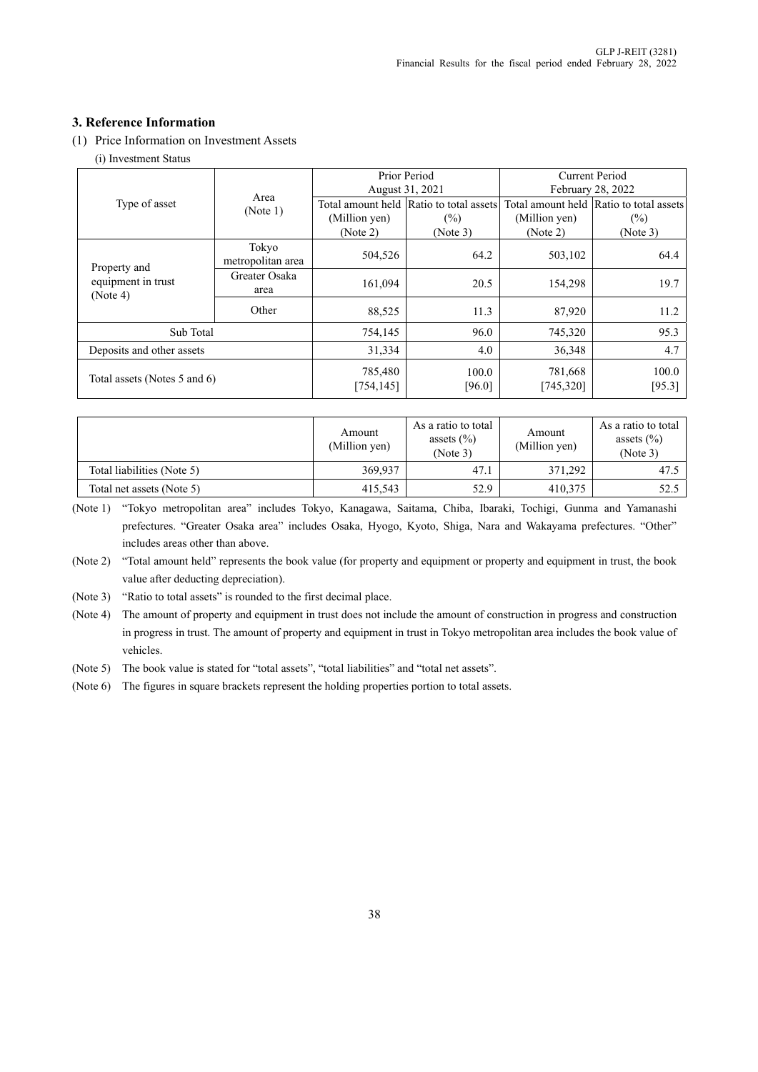## 3. Reference Information

(1) Price Information on Investment Assets

(i) Investment Status

| Type of asset | Area (Note 1) | Prior Period August 31, 2021 | | Current Period February 28, 2022 | |
|---|---|---|---|---|---|
| | | Total amount held (Million yen) (Note 2) | Ratio to total assets (%) (Note 3) | Total amount held (Million yen) (Note 2) | Ratio to total assets (%) (Note 3) |
| Property and equipment in trust (Note 4) | Tokyo metropolitan area | 504,526 | 64.2 | 503,102 | 64.4 |
| | Greater Osaka area | 161,094 | 20.5 | 154,298 | 19.7 |
| | Other | 88,525 | 11.3 | 87,920 | 11.2 |
| Sub Total | | 754,145 | 96.0 | 745,320 | 95.3 |
| Deposits and other assets | | 31,334 | 4.0 | 36,348 | 4.7 |
| Total assets (Notes 5 and 6) | | 785,480 [754,145] | 100.0 [96.0] | 781,668 [745,320] | 100.0 [95.3] |

| | Amount (Million yen) | As a ratio to total assets (%) (Note 3) | Amount (Million yen) | As a ratio to total assets (%) (Note 3) |
|---|---|---|---|---|
| Total liabilities (Note 5) | 369,937 | 47.1 | 371,292 | 47.5 |
| Total net assets (Note 5) | 415,543 | 52.9 | 410,375 | 52.5 |

(Note 1) "Tokyo metropolitan area" includes Tokyo, Kanagawa, Saitama, Chiba, Ibaraki, Tochigi, Gunma and Yamanashi prefectures. "Greater Osaka area" includes Osaka, Hyogo, Kyoto, Shiga, Nara and Wakayama prefectures. "Other" includes areas other than above.

(Note 2) "Total amount held" represents the book value (for property and equipment or property and equipment in trust, the book value after deducting depreciation).

(Note 3) "Ratio to total assets" is rounded to the first decimal place.

(Note 4) The amount of property and equipment in trust does not include the amount of construction in progress and construction in progress in trust. The amount of property and equipment in trust in Tokyo metropolitan area includes the book value of vehicles.

(Note 5) The book value is stated for "total assets", "total liabilities" and "total net assets".

(Note 6) The figures in square brackets represent the holding properties portion to total assets.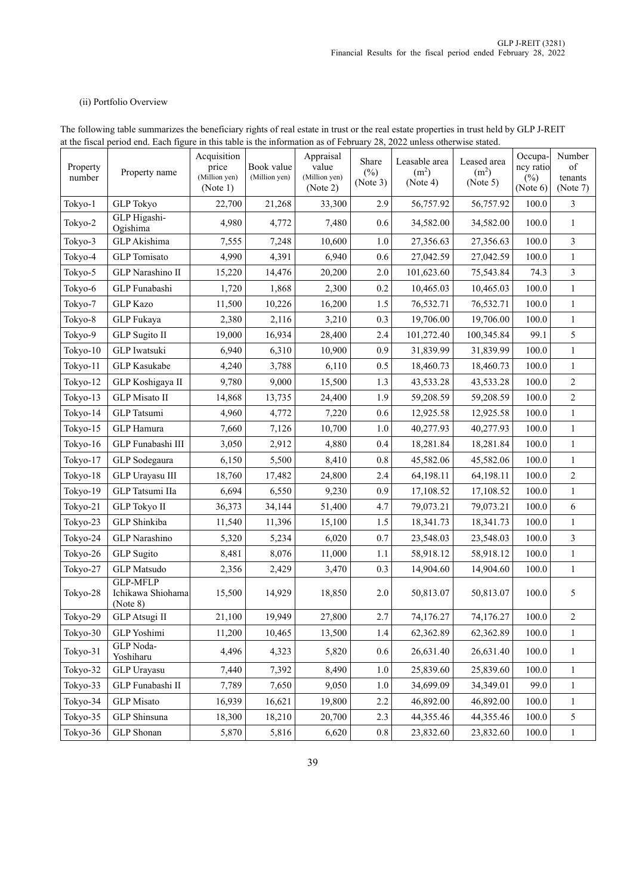(ii) Portfolio Overview

The following table summarizes the beneficiary rights of real estate in trust or the real estate properties in trust held by GLP J-REIT at the fiscal period end. Each figure in this table is the information as of February 28, 2022 unless otherwise stated.

| Property number | Property name | Acquisition price (Million yen) (Note 1) | Book value (Million yen) | Appraisal value (Million yen) (Note 2) | Share (%) (Note 3) | Leasable area ($m^2$) (Note 4) | Leased area ($m^2$) (Note 5) | Occupancy ratio (%) (Note 6) | Number of tenants (Note 7) |
|---|---|---|---|---|---|---|---|---|---|
| Tokyo-1 | GLP Tokyo | 22,700 | 21,268 | 33,300 | 2.9 | 56,757.92 | 56,757.92 | 100.0 | 3 |
| Tokyo-2 | GLP Higashi-Ogishima | 4,980 | 4,772 | 7,480 | 0.6 | 34,582.00 | 34,582.00 | 100.0 | 1 |
| Tokyo-3 | GLP Akishima | 7,555 | 7,248 | 10,600 | 1.0 | 27,356.63 | 27,356.63 | 100.0 | 3 |
| Tokyo-4 | GLP Tomisato | 4,990 | 4,391 | 6,940 | 0.6 | 27,042.59 | 27,042.59 | 100.0 | 1 |
| Tokyo-5 | GLP Narashino II | 15,220 | 14,476 | 20,200 | 2.0 | 101,623.60 | 75,543.84 | 74.3 | 3 |
| Tokyo-6 | GLP Funabashi | 1,720 | 1,868 | 2,300 | 0.2 | 10,465.03 | 10,465.03 | 100.0 | 1 |
| Tokyo-7 | GLP Kazo | 11,500 | 10,226 | 16,200 | 1.5 | 76,532.71 | 76,532.71 | 100.0 | 1 |
| Tokyo-8 | GLP Fukaya | 2,380 | 2,116 | 3,210 | 0.3 | 19,706.00 | 19,706.00 | 100.0 | 1 |
| Tokyo-9 | GLP Sugito II | 19,000 | 16,934 | 28,400 | 2.4 | 101,272.40 | 100,345.84 | 99.1 | 5 |
| Tokyo-10 | GLP Iwatsuki | 6,940 | 6,310 | 10,900 | 0.9 | 31,839.99 | 31,839.99 | 100.0 | 1 |
| Tokyo-11 | GLP Kasukabe | 4,240 | 3,788 | 6,110 | 0.5 | 18,460.73 | 18,460.73 | 100.0 | 1 |
| Tokyo-12 | GLP Koshigaya II | 9,780 | 9,000 | 15,500 | 1.3 | 43,533.28 | 43,533.28 | 100.0 | 2 |
| Tokyo-13 | GLP Misato II | 14,868 | 13,735 | 24,400 | 1.9 | 59,208.59 | 59,208.59 | 100.0 | 2 |
| Tokyo-14 | GLP Tatsumi | 4,960 | 4,772 | 7,220 | 0.6 | 12,925.58 | 12,925.58 | 100.0 | 1 |
| Tokyo-15 | GLP Hamura | 7,660 | 7,126 | 10,700 | 1.0 | 40,277.93 | 40,277.93 | 100.0 | 1 |
| Tokyo-16 | GLP Funabashi III | 3,050 | 2,912 | 4,880 | 0.4 | 18,281.84 | 18,281.84 | 100.0 | 1 |
| Tokyo-17 | GLP Sodegaura | 6,150 | 5,500 | 8,410 | 0.8 | 45,582.06 | 45,582.06 | 100.0 | 1 |
| Tokyo-18 | GLP Urayasu III | 18,760 | 17,482 | 24,800 | 2.4 | 64,198.11 | 64,198.11 | 100.0 | 2 |
| Tokyo-19 | GLP Tatsumi IIa | 6,694 | 6,550 | 9,230 | 0.9 | 17,108.52 | 17,108.52 | 100.0 | 1 |
| Tokyo-21 | GLP Tokyo II | 36,373 | 34,144 | 51,400 | 4.7 | 79,073.21 | 79,073.21 | 100.0 | 6 |
| Tokyo-23 | GLP Shinkiba | 11,540 | 11,396 | 15,100 | 1.5 | 18,341.73 | 18,341.73 | 100.0 | 1 |
| Tokyo-24 | GLP Narashino | 5,320 | 5,234 | 6,020 | 0.7 | 23,548.03 | 23,548.03 | 100.0 | 3 |
| Tokyo-26 | GLP Sugito | 8,481 | 8,076 | 11,000 | 1.1 | 58,918.12 | 58,918.12 | 100.0 | 1 |
| Tokyo-27 | GLP Matsudo | 2,356 | 2,429 | 3,470 | 0.3 | 14,904.60 | 14,904.60 | 100.0 | 1 |
| Tokyo-28 | GLP-MFLP Ichikawa Shiohama (Note 8) | 15,500 | 14,929 | 18,850 | 2.0 | 50,813.07 | 50,813.07 | 100.0 | 5 |
| Tokyo-29 | GLP Atsugi II | 21,100 | 19,949 | 27,800 | 2.7 | 74,176.27 | 74,176.27 | 100.0 | 2 |
| Tokyo-30 | GLP Yoshimi | 11,200 | 10,465 | 13,500 | 1.4 | 62,362.89 | 62,362.89 | 100.0 | 1 |
| Tokyo-31 | GLP Noda-Yoshiharu | 4,496 | 4,323 | 5,820 | 0.6 | 26,631.40 | 26,631.40 | 100.0 | 1 |
| Tokyo-32 | GLP Urayasu | 7,440 | 7,392 | 8,490 | 1.0 | 25,839.60 | 25,839.60 | 100.0 | 1 |
| Tokyo-33 | GLP Funabashi II | 7,789 | 7,650 | 9,050 | 1.0 | 34,699.09 | 34,349.01 | 99.0 | 1 |
| Tokyo-34 | GLP Misato | 16,939 | 16,621 | 19,800 | 2.2 | 46,892.00 | 46,892.00 | 100.0 | 1 |
| Tokyo-35 | GLP Shinsuna | 18,300 | 18,210 | 20,700 | 2.3 | 44,355.46 | 44,355.46 | 100.0 | 5 |
| Tokyo-36 | GLP Shonan | 5,870 | 5,816 | 6,620 | 0.8 | 23,832.60 | 23,832.60 | 100.0 | 1 |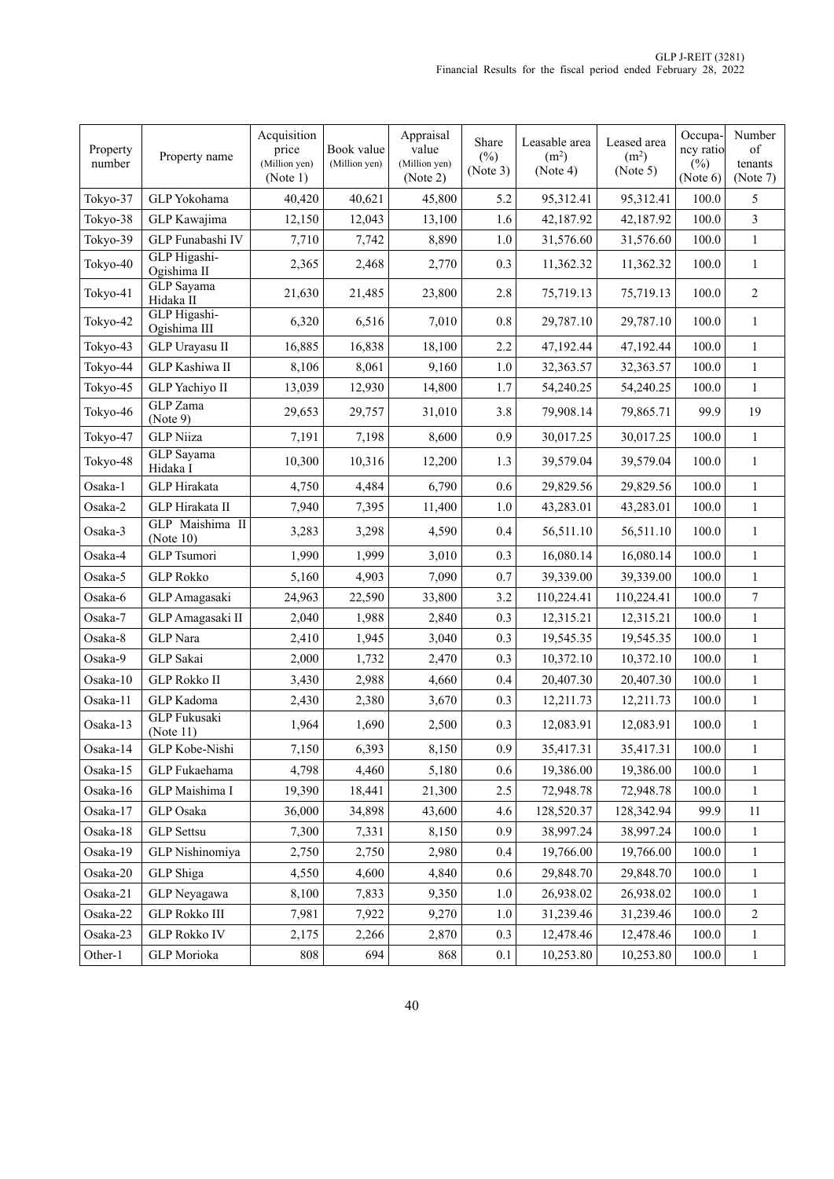| Property number | Property name | Acquisition price (Million yen) (Note 1) | Book value (Million yen) | Appraisal value (Million yen) (Note 2) | Share (%) (Note 3) | Leasable area ($m^2$) (Note 4) | Leased area ($m^2$) (Note 5) | Occupancy ratio (%) (Note 6) | Number of tenants (Note 7) |
|---|---|---|---|---|---|---|---|---|---|
| Tokyo-37 | GLP Yokohama | 40,420 | 40,621 | 45,800 | 5.2 | 95,312.41 | 95,312.41 | 100.0 | 5 |
| Tokyo-38 | GLP Kawajima | 12,150 | 12,043 | 13,100 | 1.6 | 42,187.92 | 42,187.92 | 100.0 | 3 |
| Tokyo-39 | GLP Funabashi IV | 7,710 | 7,742 | 8,890 | 1.0 | 31,576.60 | 31,576.60 | 100.0 | 1 |
| Tokyo-40 | GLP Higashi-Ogishima II | 2,365 | 2,468 | 2,770 | 0.3 | 11,362.32 | 11,362.32 | 100.0 | 1 |
| Tokyo-41 | GLP Sayama Hidaka II | 21,630 | 21,485 | 23,800 | 2.8 | 75,719.13 | 75,719.13 | 100.0 | 2 |
| Tokyo-42 | GLP Higashi-Ogishima III | 6,320 | 6,516 | 7,010 | 0.8 | 29,787.10 | 29,787.10 | 100.0 | 1 |
| Tokyo-43 | GLP Urayasu II | 16,885 | 16,838 | 18,100 | 2.2 | 47,192.44 | 47,192.44 | 100.0 | 1 |
| Tokyo-44 | GLP Kashiwa II | 8,106 | 8,061 | 9,160 | 1.0 | 32,363.57 | 32,363.57 | 100.0 | 1 |
| Tokyo-45 | GLP Yachiyo II | 13,039 | 12,930 | 14,800 | 1.7 | 54,240.25 | 54,240.25 | 100.0 | 1 |
| Tokyo-46 | GLP Zama (Note 9) | 29,653 | 29,757 | 31,010 | 3.8 | 79,908.14 | 79,865.71 | 99.9 | 19 |
| Tokyo-47 | GLP Niiza | 7,191 | 7,198 | 8,600 | 0.9 | 30,017.25 | 30,017.25 | 100.0 | 1 |
| Tokyo-48 | GLP Sayama Hidaka I | 10,300 | 10,316 | 12,200 | 1.3 | 39,579.04 | 39,579.04 | 100.0 | 1 |
| Osaka-1 | GLP Hirakata | 4,750 | 4,484 | 6,790 | 0.6 | 29,829.56 | 29,829.56 | 100.0 | 1 |
| Osaka-2 | GLP Hirakata II | 7,940 | 7,395 | 11,400 | 1.0 | 43,283.01 | 43,283.01 | 100.0 | 1 |
| Osaka-3 | GLP Maishima II (Note 10) | 3,283 | 3,298 | 4,590 | 0.4 | 56,511.10 | 56,511.10 | 100.0 | 1 |
| Osaka-4 | GLP Tsumori | 1,990 | 1,999 | 3,010 | 0.3 | 16,080.14 | 16,080.14 | 100.0 | 1 |
| Osaka-5 | GLP Rokko | 5,160 | 4,903 | 7,090 | 0.7 | 39,339.00 | 39,339.00 | 100.0 | 1 |
| Osaka-6 | GLP Amagasaki | 24,963 | 22,590 | 33,800 | 3.2 | 110,224.41 | 110,224.41 | 100.0 | 7 |
| Osaka-7 | GLP Amagasaki II | 2,040 | 1,988 | 2,840 | 0.3 | 12,315.21 | 12,315.21 | 100.0 | 1 |
| Osaka-8 | GLP Nara | 2,410 | 1,945 | 3,040 | 0.3 | 19,545.35 | 19,545.35 | 100.0 | 1 |
| Osaka-9 | GLP Sakai | 2,000 | 1,732 | 2,470 | 0.3 | 10,372.10 | 10,372.10 | 100.0 | 1 |
| Osaka-10 | GLP Rokko II | 3,430 | 2,988 | 4,660 | 0.4 | 20,407.30 | 20,407.30 | 100.0 | 1 |
| Osaka-11 | GLP Kadoma | 2,430 | 2,380 | 3,670 | 0.3 | 12,211.73 | 12,211.73 | 100.0 | 1 |
| Osaka-13 | GLP Fukusaki (Note 11) | 1,964 | 1,690 | 2,500 | 0.3 | 12,083.91 | 12,083.91 | 100.0 | 1 |
| Osaka-14 | GLP Kobe-Nishi | 7,150 | 6,393 | 8,150 | 0.9 | 35,417.31 | 35,417.31 | 100.0 | 1 |
| Osaka-15 | GLP Fukaehama | 4,798 | 4,460 | 5,180 | 0.6 | 19,386.00 | 19,386.00 | 100.0 | 1 |
| Osaka-16 | GLP Maishima I | 19,390 | 18,441 | 21,300 | 2.5 | 72,948.78 | 72,948.78 | 100.0 | 1 |
| Osaka-17 | GLP Osaka | 36,000 | 34,898 | 43,600 | 4.6 | 128,520.37 | 128,342.94 | 99.9 | 11 |
| Osaka-18 | GLP Settsu | 7,300 | 7,331 | 8,150 | 0.9 | 38,997.24 | 38,997.24 | 100.0 | 1 |
| Osaka-19 | GLP Nishinomiya | 2,750 | 2,750 | 2,980 | 0.4 | 19,766.00 | 19,766.00 | 100.0 | 1 |
| Osaka-20 | GLP Shiga | 4,550 | 4,600 | 4,840 | 0.6 | 29,848.70 | 29,848.70 | 100.0 | 1 |
| Osaka-21 | GLP Neyagawa | 8,100 | 7,833 | 9,350 | 1.0 | 26,938.02 | 26,938.02 | 100.0 | 1 |
| Osaka-22 | GLP Rokko III | 7,981 | 7,922 | 9,270 | 1.0 | 31,239.46 | 31,239.46 | 100.0 | 2 |
| Osaka-23 | GLP Rokko IV | 2,175 | 2,266 | 2,870 | 0.3 | 12,478.46 | 12,478.46 | 100.0 | 1 |
| Other-1 | GLP Morioka | 808 | 694 | 868 | 0.1 | 10,253.80 | 10,253.80 | 100.0 | 1 |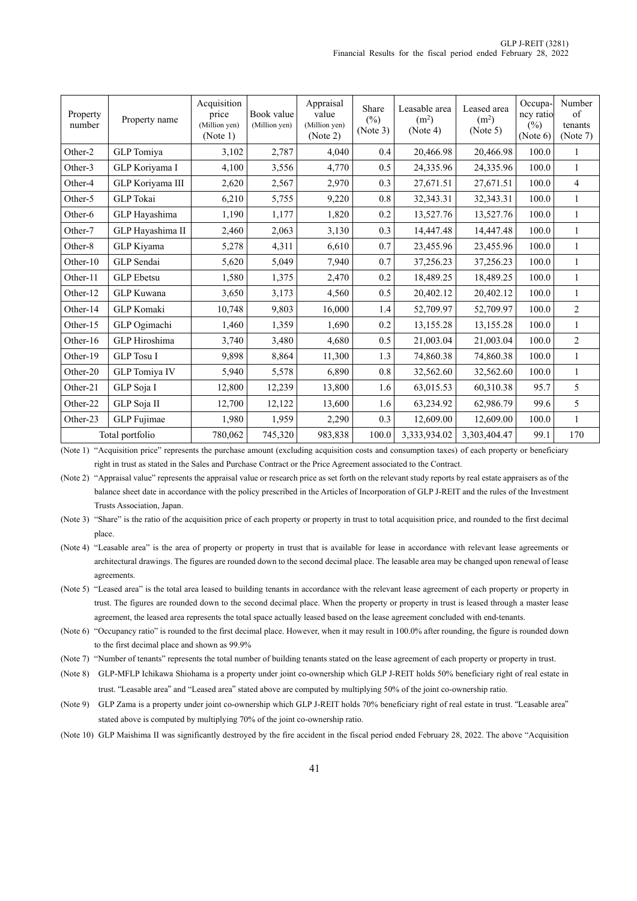| Property number | Property name | Acquisition price (Million yen) (Note 1) | Book value (Million yen) | Appraisal value (Million yen) (Note 2) | Share (%) (Note 3) | Leasable area ($m^2$) (Note 4) | Leased area ($m^2$) (Note 5) | Occupancy ratio (%) (Note 6) | Number of tenants (Note 7) |
|---|---|---|---|---|---|---|---|---|---|
| Other-2 | GLP Tomiya | 3,102 | 2,787 | 4,040 | 0.4 | 20,466.98 | 20,466.98 | 100.0 | 1 |
| Other-3 | GLP Koriyama I | 4,100 | 3,556 | 4,770 | 0.5 | 24,335.96 | 24,335.96 | 100.0 | 1 |
| Other-4 | GLP Koriyama III | 2,620 | 2,567 | 2,970 | 0.3 | 27,671.51 | 27,671.51 | 100.0 | 4 |
| Other-5 | GLP Tokai | 6,210 | 5,755 | 9,220 | 0.8 | 32,343.31 | 32,343.31 | 100.0 | 1 |
| Other-6 | GLP Hayashima | 1,190 | 1,177 | 1,820 | 0.2 | 13,527.76 | 13,527.76 | 100.0 | 1 |
| Other-7 | GLP Hayashima II | 2,460 | 2,063 | 3,130 | 0.3 | 14,447.48 | 14,447.48 | 100.0 | 1 |
| Other-8 | GLP Kiyama | 5,278 | 4,311 | 6,610 | 0.7 | 23,455.96 | 23,455.96 | 100.0 | 1 |
| Other-10 | GLP Sendai | 5,620 | 5,049 | 7,940 | 0.7 | 37,256.23 | 37,256.23 | 100.0 | 1 |
| Other-11 | GLP Ebetsu | 1,580 | 1,375 | 2,470 | 0.2 | 18,489.25 | 18,489.25 | 100.0 | 1 |
| Other-12 | GLP Kuwana | 3,650 | 3,173 | 4,560 | 0.5 | 20,402.12 | 20,402.12 | 100.0 | 1 |
| Other-14 | GLP Komaki | 10,748 | 9,803 | 16,000 | 1.4 | 52,709.97 | 52,709.97 | 100.0 | 2 |
| Other-15 | GLP Ogimachi | 1,460 | 1,359 | 1,690 | 0.2 | 13,155.28 | 13,155.28 | 100.0 | 1 |
| Other-16 | GLP Hiroshima | 3,740 | 3,480 | 4,680 | 0.5 | 21,003.04 | 21,003.04 | 100.0 | 2 |
| Other-19 | GLP Tosu I | 9,898 | 8,864 | 11,300 | 1.3 | 74,860.38 | 74,860.38 | 100.0 | 1 |
| Other-20 | GLP Tomiya IV | 5,940 | 5,578 | 6,890 | 0.8 | 32,562.60 | 32,562.60 | 100.0 | 1 |
| Other-21 | GLP Soja I | 12,800 | 12,239 | 13,800 | 1.6 | 63,015.53 | 60,310.38 | 95.7 | 5 |
| Other-22 | GLP Soja II | 12,700 | 12,122 | 13,600 | 1.6 | 63,234.92 | 62,986.79 | 99.6 | 5 |
| Other-23 | GLP Fujimae | 1,980 | 1,959 | 2,290 | 0.3 | 12,609.00 | 12,609.00 | 100.0 | 1 |
| Total portfolio | | 780,062 | 745,320 | 983,838 | 100.0 | 3,333,934.02 | 3,303,404.47 | 99.1 | 170 |

(Note 1) "Acquisition price" represents the purchase amount (excluding acquisition costs and consumption taxes) of each property or beneficiary right in trust as stated in the Sales and Purchase Contract or the Price Agreement associated to the Contract.

(Note 2) "Appraisal value" represents the appraisal value or research price as set forth on the relevant study reports by real estate appraisers as of the balance sheet date in accordance with the policy prescribed in the Articles of Incorporation of GLP J-REIT and the rules of the Investment Trusts Association, Japan.

(Note 3) "Share" is the ratio of the acquisition price of each property or property in trust to total acquisition price, and rounded to the first decimal place.

(Note 4) "Leasable area" is the area of property or property in trust that is available for lease in accordance with relevant lease agreements or architectural drawings. The figures are rounded down to the second decimal place. The leasable area may be changed upon renewal of lease agreements.

(Note 5) "Leased area" is the total area leased to building tenants in accordance with the relevant lease agreement of each property or property in trust. The figures are rounded down to the second decimal place. When the property or property in trust is leased through a master lease agreement, the leased area represents the total space actually leased based on the lease agreement concluded with end-tenants.

(Note 6) "Occupancy ratio" is rounded to the first decimal place. However, when it may result in 100.0% after rounding, the figure is rounded down to the first decimal place and shown as 99.9%

(Note 7) "Number of tenants" represents the total number of building tenants stated on the lease agreement of each property or property in trust.

(Note 8) GLP-MFLP Ichikawa Shiohama is a property under joint co-ownership which GLP J-REIT holds 50% beneficiary right of real estate in trust. "Leasable area" and "Leased area" stated above are computed by multiplying 50% of the joint co-ownership ratio.

(Note 9) GLP Zama is a property under joint co-ownership which GLP J-REIT holds 70% beneficiary right of real estate in trust. "Leasable area" stated above is computed by multiplying 70% of the joint co-ownership ratio.

(Note 10) GLP Maishima II was significantly destroyed by the fire accident in the fiscal period ended February 28, 2022. The above "Acquisition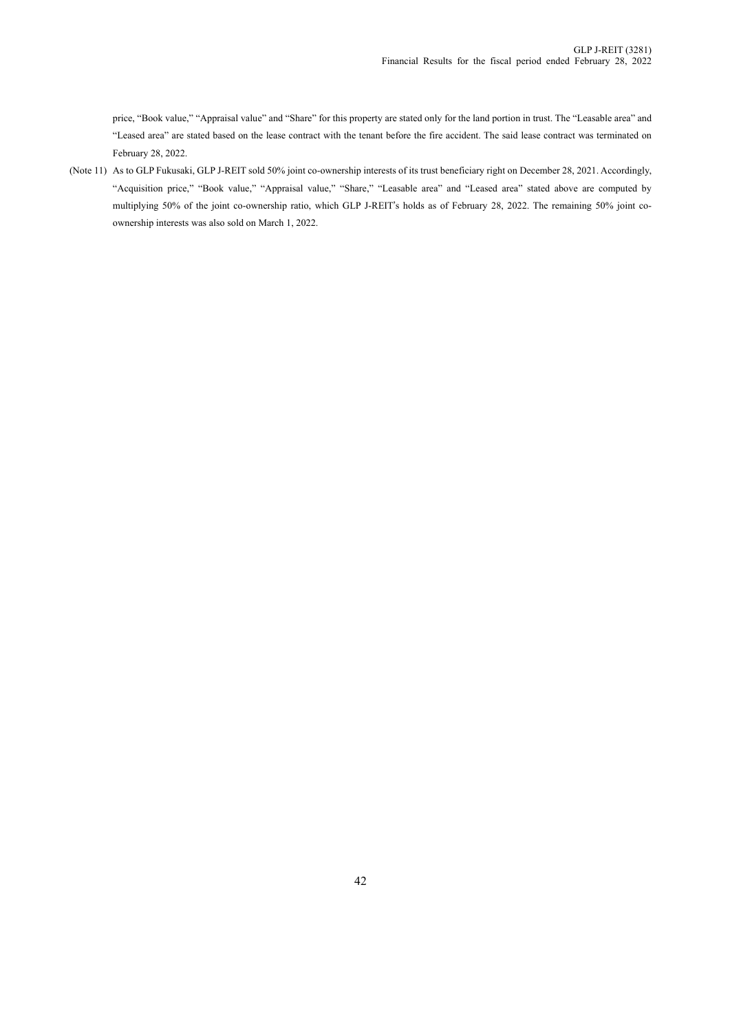price, "Book value," "Appraisal value" and "Share" for this property are stated only for the land portion in trust. The "Leasable area" and "Leased area" are stated based on the lease contract with the tenant before the fire accident. The said lease contract was terminated on February 28, 2022.

(Note 11) As to GLP Fukusaki, GLP J-REIT sold 50% joint co-ownership interests of its trust beneficiary right on December 28, 2021. Accordingly, "Acquisition price," "Book value," "Appraisal value," "Share," "Leasable area" and "Leased area" stated above are computed by multiplying 50% of the joint co-ownership ratio, which GLP J-REIT's holds as of February 28, 2022. The remaining 50% joint co-ownership interests was also sold on March 1, 2022.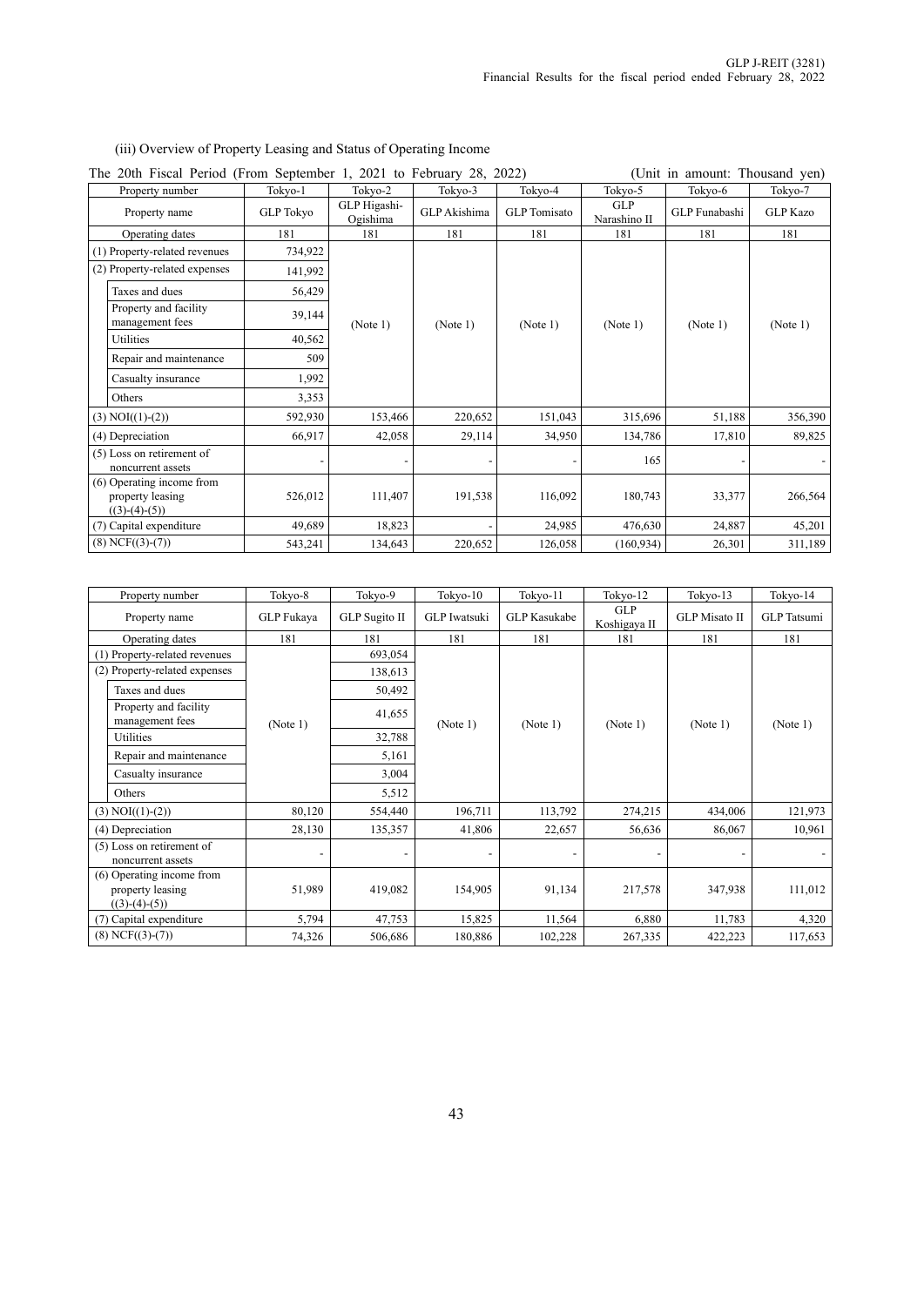(iii) Overview of Property Leasing and Status of Operating Income

The 20th Fiscal Period (From September 1, 2021 to February 28, 2022) (Unit in amount: Thousand yen)

| Property number | Tokyo-1 | Tokyo-2 | Tokyo-3 | Tokyo-4 | Tokyo-5 | Tokyo-6 | Tokyo-7 |
|---|---|---|---|---|---|---|---|
| Property name | GLP Tokyo | GLP Higashi-Ogishima | GLP Akishima | GLP Tomisato | GLP Narashino II | GLP Funabashi | GLP Kazo |
| Operating dates | 181 | 181 | 181 | 181 | 181 | 181 | 181 |
| (1) Property-related revenues | 734,922 | (Note 1) | (Note 1) | (Note 1) | (Note 1) | (Note 1) | (Note 1) |
| (2) Property-related expenses | 141,992 | | | | | | |
| Taxes and dues | 56,429 | | | | | | |
| Property and facility management fees | 39,144 | | | | | | |
| Utilities | 40,562 | | | | | | |
| Repair and maintenance | 509 | | | | | | |
| Casualty insurance | 1,992 | | | | | | |
| Others | 3,353 | | | | | | |
| (3) NOI((1)-(2)) | 592,930 | 153,466 | 220,652 | 151,043 | 315,696 | 51,188 | 356,390 |
| (4) Depreciation | 66,917 | 42,058 | 29,114 | 34,950 | 134,786 | 17,810 | 89,825 |
| (5) Loss on retirement of noncurrent assets | - | - | - | - | 165 | - | - |
| (6) Operating income from property leasing ((3)-(4)-(5)) | 526,012 | 111,407 | 191,538 | 116,092 | 180,743 | 33,377 | 266,564 |
| (7) Capital expenditure | 49,689 | 18,823 | - | 24,985 | 476,630 | 24,887 | 45,201 |
| (8) NCF((3)-(7)) | 543,241 | 134,643 | 220,652 | 126,058 | (160,934) | 26,301 | 311,189 |

| Property number | Tokyo-8 | Tokyo-9 | Tokyo-10 | Tokyo-11 | Tokyo-12 | Tokyo-13 | Tokyo-14 |
|---|---|---|---|---|---|---|---|
| Property name | GLP Fukaya | GLP Sugito II | GLP Iwatsuki | GLP Kasukabe | GLP Koshigaya II | GLP Misato II | GLP Tatsumi |
| Operating dates | 181 | 181 | 181 | 181 | 181 | 181 | 181 |
| (1) Property-related revenues | (Note 1) | 693,054 | (Note 1) | (Note 1) | (Note 1) | (Note 1) | (Note 1) |
| (2) Property-related expenses | | 138,613 | | | | | |
| Taxes and dues | | 50,492 | | | | | |
| Property and facility management fees | | 41,655 | | | | | |
| Utilities | | 32,788 | | | | | |
| Repair and maintenance | | 5,161 | | | | | |
| Casualty insurance | | 3,004 | | | | | |
| Others | | 5,512 | | | | | |
| (3) NOI((1)-(2)) | 80,120 | 554,440 | 196,711 | 113,792 | 274,215 | 434,006 | 121,973 |
| (4) Depreciation | 28,130 | 135,357 | 41,806 | 22,657 | 56,636 | 86,067 | 10,961 |
| (5) Loss on retirement of noncurrent assets | - | - | - | - | - | - | - |
| (6) Operating income from property leasing ((3)-(4)-(5)) | 51,989 | 419,082 | 154,905 | 91,134 | 217,578 | 347,938 | 111,012 |
| (7) Capital expenditure | 5,794 | 47,753 | 15,825 | 11,564 | 6,880 | 11,783 | 4,320 |
| (8) NCF((3)-(7)) | 74,326 | 506,686 | 180,886 | 102,228 | 267,335 | 422,223 | 117,653 |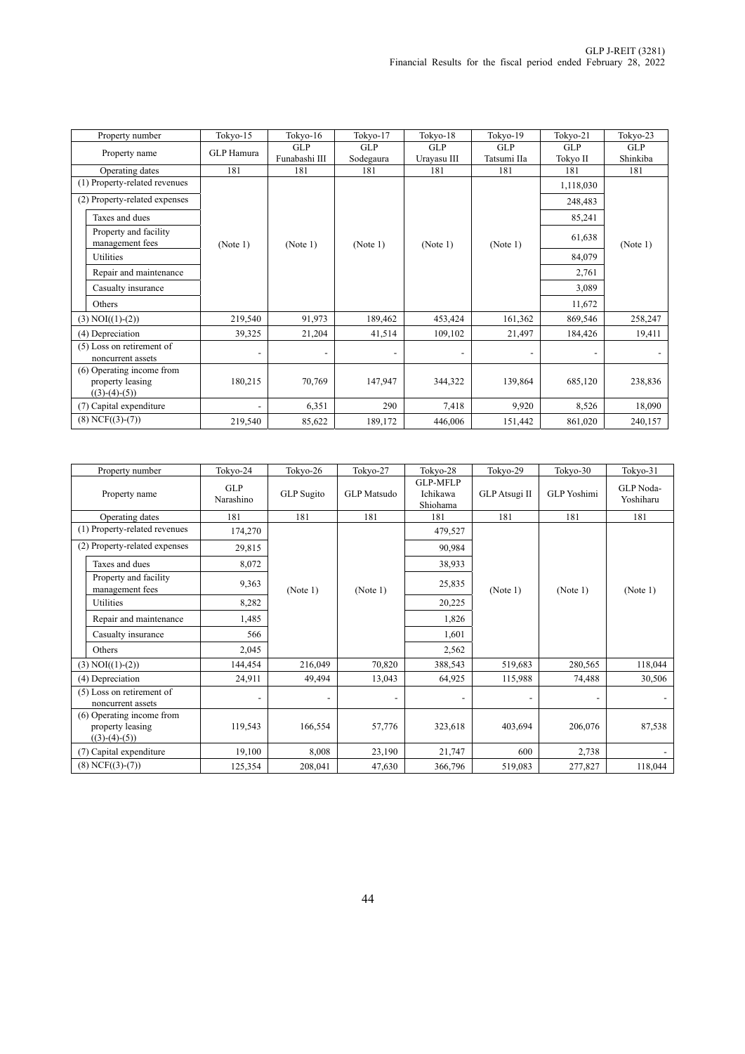| Property number | Tokyo-15 | Tokyo-16 | Tokyo-17 | Tokyo-18 | Tokyo-19 | Tokyo-21 | Tokyo-23 |
|---|---|---|---|---|---|---|---|
| Property name | GLP Hamura | GLP Funabashi III | GLP Sodegaura | GLP Urayasu III | GLP Tatsumi IIa | GLP Tokyo II | GLP Shinkiba |
| Operating dates | 181 | 181 | 181 | 181 | 181 | 181 | 181 |
| (1) Property-related revenues | (Note 1) | (Note 1) | (Note 1) | (Note 1) | (Note 1) | 1,118,030 | (Note 1) |
| (2) Property-related expenses | | | | | | 248,483 | |
| Taxes and dues | | | | | | 85,241 | |
| Property and facility management fees | | | | | | 61,638 | |
| Utilities | | | | | | 84,079 | |
| Repair and maintenance | | | | | | 2,761 | |
| Casualty insurance | | | | | | 3,089 | |
| Others | | | | | | 11,672 | |
| (3) NOI((1)-(2)) | 219,540 | 91,973 | 189,462 | 453,424 | 161,362 | 869,546 | 258,247 |
| (4) Depreciation | 39,325 | 21,204 | 41,514 | 109,102 | 21,497 | 184,426 | 19,411 |
| (5) Loss on retirement of noncurrent assets | - | - | - | - | - | - | - |
| (6) Operating income from property leasing ((3)-(4)-(5)) | 180,215 | 70,769 | 147,947 | 344,322 | 139,864 | 685,120 | 238,836 |
| (7) Capital expenditure | - | 6,351 | 290 | 7,418 | 9,920 | 8,526 | 18,090 |
| (8) NCF((3)-(7)) | 219,540 | 85,622 | 189,172 | 446,006 | 151,442 | 861,020 | 240,157 |

| Property number | Tokyo-24 | Tokyo-26 | Tokyo-27 | Tokyo-28 | Tokyo-29 | Tokyo-30 | Tokyo-31 |
|---|---|---|---|---|---|---|---|
| Property name | GLP Narashino | GLP Sugito | GLP Matsudo | GLP-MFLP Ichikawa Shiohama | GLP Atsugi II | GLP Yoshimi | GLP Noda-Yoshiharu |
| Operating dates | 181 | 181 | 181 | 181 | 181 | 181 | 181 |
| (1) Property-related revenues | 174,270 | (Note 1) | (Note 1) | 479,527 | (Note 1) | (Note 1) | (Note 1) |
| (2) Property-related expenses | 29,815 | | | 90,984 | | | |
| Taxes and dues | 8,072 | | | 38,933 | | | |
| Property and facility management fees | 9,363 | | | 25,835 | | | |
| Utilities | 8,282 | | | 20,225 | | | |
| Repair and maintenance | 1,485 | | | 1,826 | | | |
| Casualty insurance | 566 | | | 1,601 | | | |
| Others | 2,045 | | | 2,562 | | | |
| (3) NOI((1)-(2)) | 144,454 | 216,049 | 70,820 | 388,543 | 519,683 | 280,565 | 118,044 |
| (4) Depreciation | 24,911 | 49,494 | 13,043 | 64,925 | 115,988 | 74,488 | 30,506 |
| (5) Loss on retirement of noncurrent assets | - | - | - | - | - | - | - |
| (6) Operating income from property leasing ((3)-(4)-(5)) | 119,543 | 166,554 | 57,776 | 323,618 | 403,694 | 206,076 | 87,538 |
| (7) Capital expenditure | 19,100 | 8,008 | 23,190 | 21,747 | 600 | 2,738 | - |
| (8) NCF((3)-(7)) | 125,354 | 208,041 | 47,630 | 366,796 | 519,083 | 277,827 | 118,044 |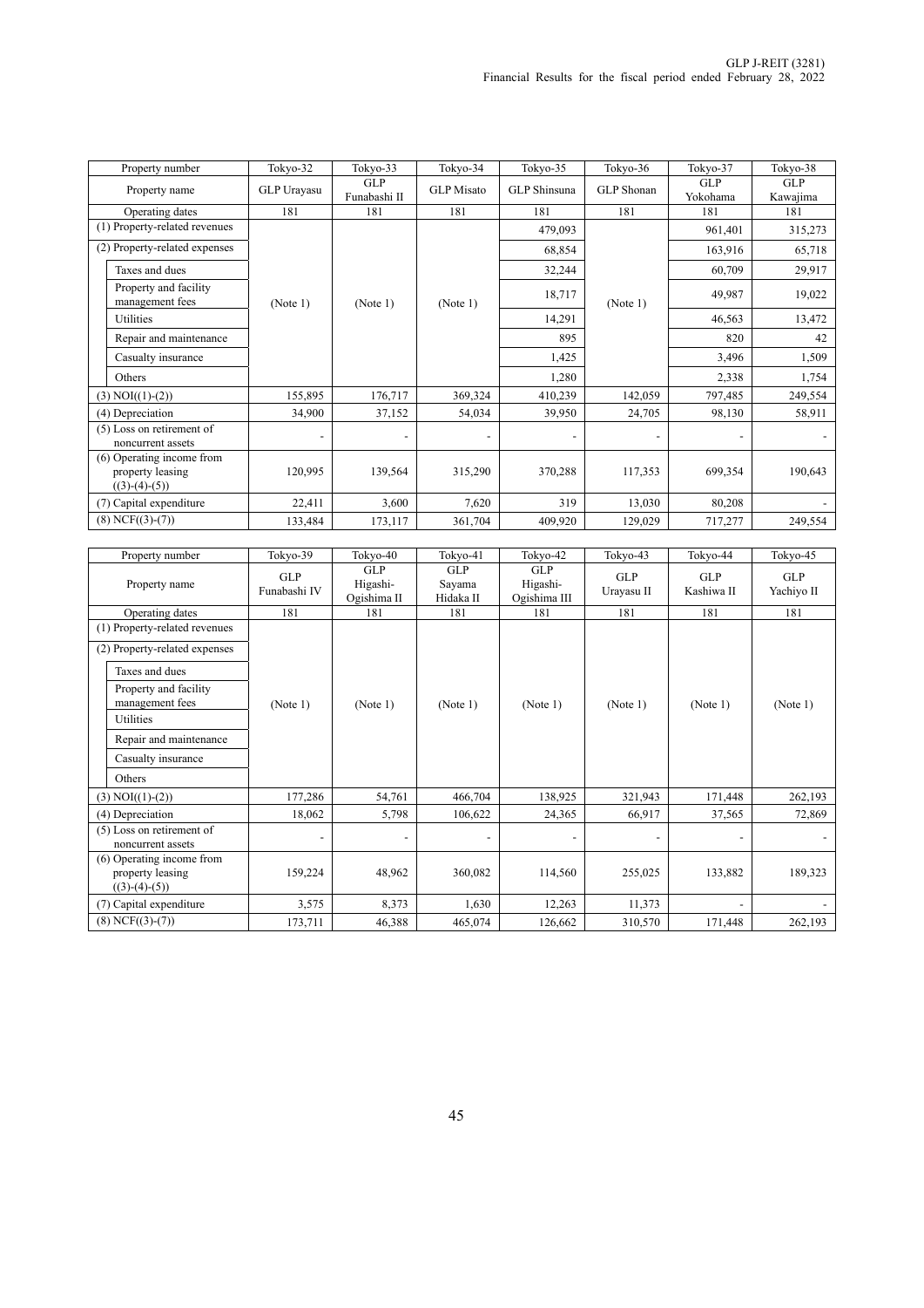| Property number | Tokyo-32 | Tokyo-33 | Tokyo-34 | Tokyo-35 | Tokyo-36 | Tokyo-37 | Tokyo-38 |
|---|---|---|---|---|---|---|---|
| Property name | GLP Urayasu | GLP Funabashi II | GLP Misato | GLP Shinsuna | GLP Shonan | GLP Yokohama | GLP Kawajima |
| Operating dates | 181 | 181 | 181 | 181 | 181 | 181 | 181 |
| (1) Property-related revenues | (Note 1) | (Note 1) | (Note 1) | 479,093 | (Note 1) | 961,401 | 315,273 |
| (2) Property-related expenses | | | | 68,854 | | 163,916 | 65,718 |
| Taxes and dues | | | | 32,244 | | 60,709 | 29,917 |
| Property and facility management fees | | | | 18,717 | | 49,987 | 19,022 |
| Utilities | | | | 14,291 | | 46,563 | 13,472 |
| Repair and maintenance | | | | 895 | | 820 | 42 |
| Casualty insurance | | | | 1,425 | | 3,496 | 1,509 |
| Others | | | | 1,280 | | 2,338 | 1,754 |
| (3) NOI((1)-(2)) | 155,895 | 176,717 | 369,324 | 410,239 | 142,059 | 797,485 | 249,554 |
| (4) Depreciation | 34,900 | 37,152 | 54,034 | 39,950 | 24,705 | 98,130 | 58,911 |
| (5) Loss on retirement of noncurrent assets | - | - | - | - | - | - | - |
| (6) Operating income from property leasing ((3)-(4)-(5)) | 120,995 | 139,564 | 315,290 | 370,288 | 117,353 | 699,354 | 190,643 |
| (7) Capital expenditure | 22,411 | 3,600 | 7,620 | 319 | 13,030 | 80,208 | - |
| (8) NCF((3)-(7)) | 133,484 | 173,117 | 361,704 | 409,920 | 129,029 | 717,277 | 249,554 |

| Property number | Tokyo-39 | Tokyo-40 | Tokyo-41 | Tokyo-42 | Tokyo-43 | Tokyo-44 | Tokyo-45 |
|---|---|---|---|---|---|---|---|
| Property name | GLP Funabashi IV | GLP Higashi-Ogishima II | GLP Sayama Hidaka II | GLP Higashi-Ogishima III | GLP Urayasu II | GLP Kashiwa II | GLP Yachiyo II |
| Operating dates | 181 | 181 | 181 | 181 | 181 | 181 | 181 |
| (1) Property-related revenues | (Note 1) | (Note 1) | (Note 1) | (Note 1) | (Note 1) | (Note 1) | (Note 1) |
| (2) Property-related expenses | | | | | | | |
| Taxes and dues | | | | | | | |
| Property and facility management fees | | | | | | | |
| Utilities | | | | | | | |
| Repair and maintenance | | | | | | | |
| Casualty insurance | | | | | | | |
| Others | | | | | | | |
| (3) NOI((1)-(2)) | 177,286 | 54,761 | 466,704 | 138,925 | 321,943 | 171,448 | 262,193 |
| (4) Depreciation | 18,062 | 5,798 | 106,622 | 24,365 | 66,917 | 37,565 | 72,869 |
| (5) Loss on retirement of noncurrent assets | - | - | - | - | - | - | - |
| (6) Operating income from property leasing ((3)-(4)-(5)) | 159,224 | 48,962 | 360,082 | 114,560 | 255,025 | 133,882 | 189,323 |
| (7) Capital expenditure | 3,575 | 8,373 | 1,630 | 12,263 | 11,373 | - | - |
| (8) NCF((3)-(7)) | 173,711 | 46,388 | 465,074 | 126,662 | 310,570 | 171,448 | 262,193 |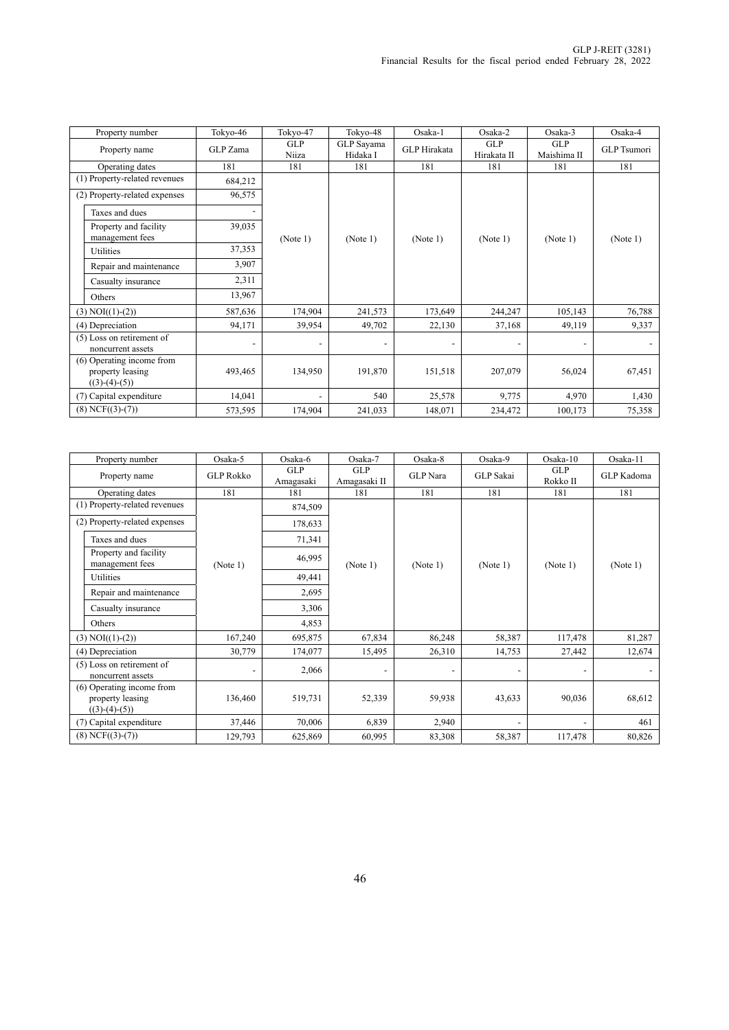| Property number | Tokyo-46 | Tokyo-47 | Tokyo-48 | Osaka-1 | Osaka-2 | Osaka-3 | Osaka-4 |
|---|---|---|---|---|---|---|---|
| Property name | GLP Zama | GLP Niiza | GLP Sayama Hidaka I | GLP Hirakata | GLP Hirakata II | GLP Maishima II | GLP Tsumori |
| Operating dates | 181 | 181 | 181 | 181 | 181 | 181 | 181 |
| (1) Property-related revenues | 684,212 | (Note 1) | (Note 1) | (Note 1) | (Note 1) | (Note 1) | (Note 1) |
| (2) Property-related expenses | 96,575 | | | | | | |
| Taxes and dues | - | | | | | | |
| Property and facility management fees | 39,035 | | | | | | |
| Utilities | 37,353 | | | | | | |
| Repair and maintenance | 3,907 | | | | | | |
| Casualty insurance | 2,311 | | | | | | |
| Others | 13,967 | | | | | | |
| (3) NOI((1)-(2)) | 587,636 | 174,904 | 241,573 | 173,649 | 244,247 | 105,143 | 76,788 |
| (4) Depreciation | 94,171 | 39,954 | 49,702 | 22,130 | 37,168 | 49,119 | 9,337 |
| (5) Loss on retirement of noncurrent assets | - | - | - | - | - | - | - |
| (6) Operating income from property leasing ((3)-(4)-(5)) | 493,465 | 134,950 | 191,870 | 151,518 | 207,079 | 56,024 | 67,451 |
| (7) Capital expenditure | 14,041 | - | 540 | 25,578 | 9,775 | 4,970 | 1,430 |
| (8) NCF((3)-(7)) | 573,595 | 174,904 | 241,033 | 148,071 | 234,472 | 100,173 | 75,358 |

| Property number | Osaka-5 | Osaka-6 | Osaka-7 | Osaka-8 | Osaka-9 | Osaka-10 | Osaka-11 |
|---|---|---|---|---|---|---|---|
| Property name | GLP Rokko | GLP Amagasaki | GLP Amagasaki II | GLP Nara | GLP Sakai | GLP Rokko II | GLP Kadoma |
| Operating dates | 181 | 181 | 181 | 181 | 181 | 181 | 181 |
| (1) Property-related revenues | (Note 1) | 874,509 | (Note 1) | (Note 1) | (Note 1) | (Note 1) | (Note 1) |
| (2) Property-related expenses | | 178,633 | | | | | |
| Taxes and dues | | 71,341 | | | | | |
| Property and facility management fees | | 46,995 | | | | | |
| Utilities | | 49,441 | | | | | |
| Repair and maintenance | | 2,695 | | | | | |
| Casualty insurance | | 3,306 | | | | | |
| Others | | 4,853 | | | | | |
| (3) NOI((1)-(2)) | 167,240 | 695,875 | 67,834 | 86,248 | 58,387 | 117,478 | 81,287 |
| (4) Depreciation | 30,779 | 174,077 | 15,495 | 26,310 | 14,753 | 27,442 | 12,674 |
| (5) Loss on retirement of noncurrent assets | - | 2,066 | - | - | - | - | - |
| (6) Operating income from property leasing ((3)-(4)-(5)) | 136,460 | 519,731 | 52,339 | 59,938 | 43,633 | 90,036 | 68,612 |
| (7) Capital expenditure | 37,446 | 70,006 | 6,839 | 2,940 | - | - | 461 |
| (8) NCF((3)-(7)) | 129,793 | 625,869 | 60,995 | 83,308 | 58,387 | 117,478 | 80,826 |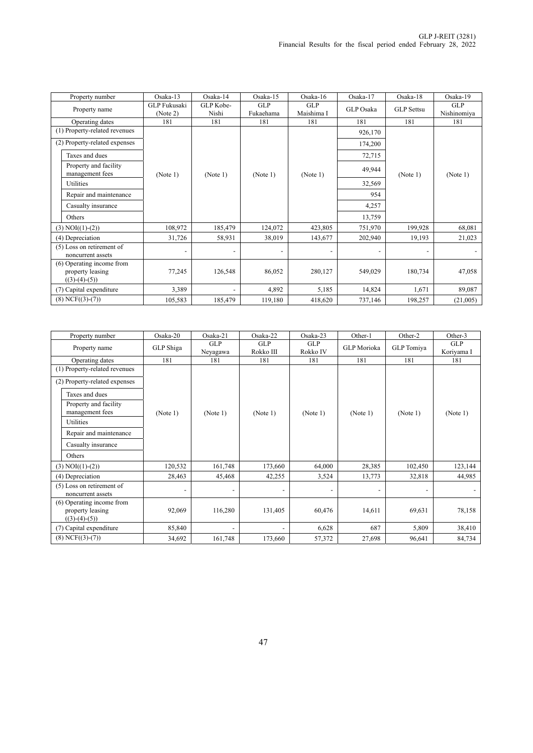| Property number | Osaka-13 | Osaka-14 | Osaka-15 | Osaka-16 | Osaka-17 | Osaka-18 | Osaka-19 |
|---|---|---|---|---|---|---|---|
| Property name | GLP Fukusaki (Note 2) | GLP Kobe-Nishi | GLP Fukaehama | GLP Maishima I | GLP Osaka | GLP Settsu | GLP Nishinomiya |
| Operating dates | 181 | 181 | 181 | 181 | 181 | 181 | 181 |
| (1) Property-related revenues | (Note 1) | (Note 1) | (Note 1) | (Note 1) | 926,170 | (Note 1) | (Note 1) |
| (2) Property-related expenses | | | | | 174,200 | | |
| Taxes and dues | | | | | 72,715 | | |
| Property and facility management fees | | | | | 49,944 | | |
| Utilities | | | | | 32,569 | | |
| Repair and maintenance | | | | | 954 | | |
| Casualty insurance | | | | | 4,257 | | |
| Others | | | | | 13,759 | | |
| (3) NOI((1)-(2)) | 108,972 | 185,479 | 124,072 | 423,805 | 751,970 | 199,928 | 68,081 |
| (4) Depreciation | 31,726 | 58,931 | 38,019 | 143,677 | 202,940 | 19,193 | 21,023 |
| (5) Loss on retirement of noncurrent assets | - | - | - | - | - | - | - |
| (6) Operating income from property leasing ((3)-(4)-(5)) | 77,245 | 126,548 | 86,052 | 280,127 | 549,029 | 180,734 | 47,058 |
| (7) Capital expenditure | 3,389 | - | 4,892 | 5,185 | 14,824 | 1,671 | 89,087 |
| (8) NCF((3)-(7)) | 105,583 | 185,479 | 119,180 | 418,620 | 737,146 | 198,257 | (21,005) |

| Property number | Osaka-20 | Osaka-21 | Osaka-22 | Osaka-23 | Other-1 | Other-2 | Other-3 |
|---|---|---|---|---|---|---|---|
| Property name | GLP Shiga | GLP Neyagawa | GLP Rokko III | GLP Rokko IV | GLP Morioka | GLP Tomiya | GLP Koriyama I |
| Operating dates | 181 | 181 | 181 | 181 | 181 | 181 | 181 |
| (1) Property-related revenues | (Note 1) | (Note 1) | (Note 1) | (Note 1) | (Note 1) | (Note 1) | (Note 1) |
| (2) Property-related expenses | | | | | | | |
| Taxes and dues | | | | | | | |
| Property and facility management fees | | | | | | | |
| Utilities | | | | | | | |
| Repair and maintenance | | | | | | | |
| Casualty insurance | | | | | | | |
| Others | | | | | | | |
| (3) NOI((1)-(2)) | 120,532 | 161,748 | 173,660 | 64,000 | 28,385 | 102,450 | 123,144 |
| (4) Depreciation | 28,463 | 45,468 | 42,255 | 3,524 | 13,773 | 32,818 | 44,985 |
| (5) Loss on retirement of noncurrent assets | - | - | - | - | - | - | - |
| (6) Operating income from property leasing ((3)-(4)-(5)) | 92,069 | 116,280 | 131,405 | 60,476 | 14,611 | 69,631 | 78,158 |
| (7) Capital expenditure | 85,840 | - | - | 6,628 | 687 | 5,809 | 38,410 |
| (8) NCF((3)-(7)) | 34,692 | 161,748 | 173,660 | 57,372 | 27,698 | 96,641 | 84,734 |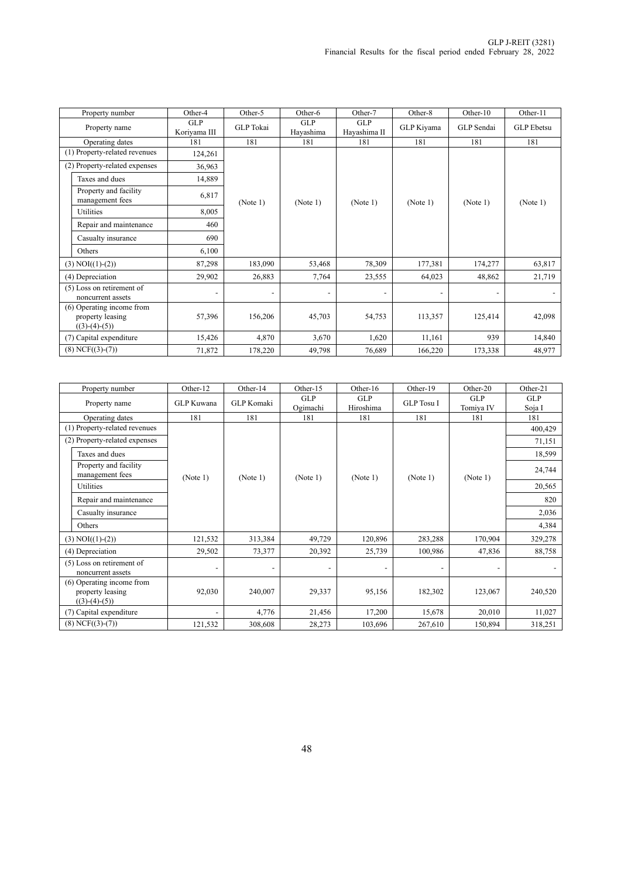| Property number | Other-4 | Other-5 | Other-6 | Other-7 | Other-8 | Other-10 | Other-11 |
|---|---|---|---|---|---|---|---|
| Property name | GLP Koriyama III | GLP Tokai | GLP Hayashima | GLP Hayashima II | GLP Kiyama | GLP Sendai | GLP Ebetsu |
| Operating dates | 181 | 181 | 181 | 181 | 181 | 181 | 181 |
| (1) Property-related revenues | 124,261 | (Note 1) | (Note 1) | (Note 1) | (Note 1) | (Note 1) | (Note 1) |
| (2) Property-related expenses | 36,963 | | | | | | |
| Taxes and dues | 14,889 | | | | | | |
| Property and facility management fees | 6,817 | | | | | | |
| Utilities | 8,005 | | | | | | |
| Repair and maintenance | 460 | | | | | | |
| Casualty insurance | 690 | | | | | | |
| Others | 6,100 | | | | | | |
| (3) NOI((1)-(2)) | 87,298 | 183,090 | 53,468 | 78,309 | 177,381 | 174,277 | 63,817 |
| (4) Depreciation | 29,902 | 26,883 | 7,764 | 23,555 | 64,023 | 48,862 | 21,719 |
| (5) Loss on retirement of noncurrent assets | - | - | - | - | - | - | - |
| (6) Operating income from property leasing ((3)-(4)-(5)) | 57,396 | 156,206 | 45,703 | 54,753 | 113,357 | 125,414 | 42,098 |
| (7) Capital expenditure | 15,426 | 4,870 | 3,670 | 1,620 | 11,161 | 939 | 14,840 |
| (8) NCF((3)-(7)) | 71,872 | 178,220 | 49,798 | 76,689 | 166,220 | 173,338 | 48,977 |

| Property number | Other-12 | Other-14 | Other-15 | Other-16 | Other-19 | Other-20 | Other-21 |
|---|---|---|---|---|---|---|---|
| Property name | GLP Kuwana | GLP Komaki | GLP Ogimachi | GLP Hiroshima | GLP Tosu I | GLP Tomiya IV | GLP Soja I |
| Operating dates | 181 | 181 | 181 | 181 | 181 | 181 | 181 |
| (1) Property-related revenues | (Note 1) | (Note 1) | (Note 1) | (Note 1) | (Note 1) | (Note 1) | 400,429 |
| (2) Property-related expenses | | | | | | | 71,151 |
| Taxes and dues | | | | | | | 18,599 |
| Property and facility management fees | | | | | | | 24,744 |
| Utilities | | | | | | | 20,565 |
| Repair and maintenance | | | | | | | 820 |
| Casualty insurance | | | | | | | 2,036 |
| Others | | | | | | | 4,384 |
| (3) NOI((1)-(2)) | 121,532 | 313,384 | 49,729 | 120,896 | 283,288 | 170,904 | 329,278 |
| (4) Depreciation | 29,502 | 73,377 | 20,392 | 25,739 | 100,986 | 47,836 | 88,758 |
| (5) Loss on retirement of noncurrent assets | - | - | - | - | - | - | - |
| (6) Operating income from property leasing ((3)-(4)-(5)) | 92,030 | 240,007 | 29,337 | 95,156 | 182,302 | 123,067 | 240,520 |
| (7) Capital expenditure | - | 4,776 | 21,456 | 17,200 | 15,678 | 20,010 | 11,027 |
| (8) NCF((3)-(7)) | 121,532 | 308,608 | 28,273 | 103,696 | 267,610 | 150,894 | 318,251 |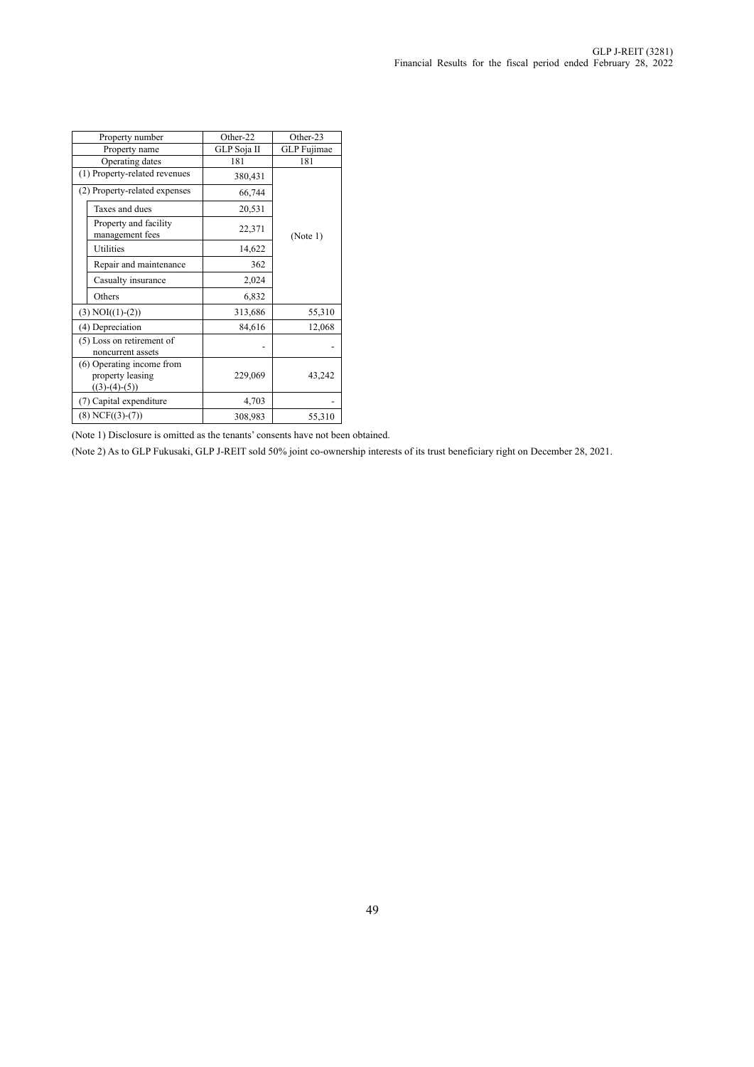| Property number | Other-22 | Other-23 |
|---|---|---|
| Property name | GLP Soja II | GLP Fujimae |
| Operating dates | 181 | 181 |
| (1) Property-related revenues | 380,431 | (Note 1) |
| (2) Property-related expenses | 66,744 | |
| Taxes and dues | 20,531 | |
| Property and facility management fees | 22,371 | |
| Utilities | 14,622 | |
| Repair and maintenance | 362 | |
| Casualty insurance | 2,024 | |
| Others | 6,832 | |
| (3) NOI((1)-(2)) | 313,686 | 55,310 |
| (4) Depreciation | 84,616 | 12,068 |
| (5) Loss on retirement of noncurrent assets | - | - |
| (6) Operating income from property leasing ((3)-(4)-(5)) | 229,069 | 43,242 |
| (7) Capital expenditure | 4,703 | - |
| (8) NCF((3)-(7)) | 308,983 | 55,310 |

(Note 1) Disclosure is omitted as the tenants' consents have not been obtained.

(Note 2) As to GLP Fukusaki, GLP J-REIT sold 50% joint co-ownership interests of its trust beneficiary right on December 28, 2021.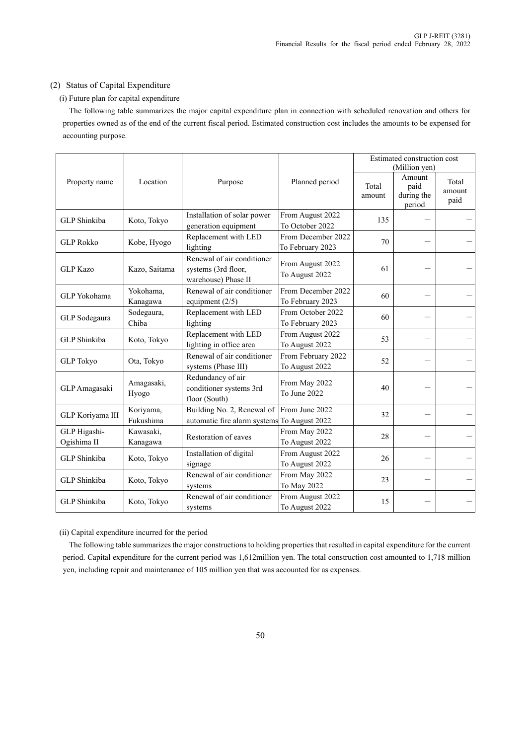## (2) Status of Capital Expenditure

### (i) Future plan for capital expenditure

The following table summarizes the major capital expenditure plan in connection with scheduled renovation and others for properties owned as of the end of the current fiscal period. Estimated construction cost includes the amounts to be expensed for accounting purpose.

| Property name | Location | Purpose | Planned period | Estimated construction cost (Million yen) | | |
|---|---|---|---|---|---|---|
| | | | | Total amount | Amount paid during the period | Total amount paid |
| GLP Shinkiba | Koto, Tokyo | Installation of solar power generation equipment | From August 2022 To October 2022 | 135 | – | – |
| GLP Rokko | Kobe, Hyogo | Replacement with LED lighting | From December 2022 To February 2023 | 70 | – | – |
| GLP Kazo | Kazo, Saitama | Renewal of air conditioner systems (3rd floor, warehouse) Phase II | From August 2022 To August 2022 | 61 | – | – |
| GLP Yokohama | Yokohama, Kanagawa | Renewal of air conditioner equipment (2/5) | From December 2022 To February 2023 | 60 | – | – |
| GLP Sodegaura | Sodegaura, Chiba | Replacement with LED lighting | From October 2022 To February 2023 | 60 | – | – |
| GLP Shinkiba | Koto, Tokyo | Replacement with LED lighting in office area | From August 2022 To August 2022 | 53 | – | – |
| GLP Tokyo | Ota, Tokyo | Renewal of air conditioner systems (Phase III) | From February 2022 To August 2022 | 52 | – | – |
| GLP Amagasaki | Amagasaki, Hyogo | Redundancy of air conditioner systems 3rd floor (South) | From May 2022 To June 2022 | 40 | – | – |
| GLP Koriyama III | Koriyama, Fukushima | Building No. 2, Renewal of automatic fire alarm systems | From June 2022 To August 2022 | 32 | – | – |
| GLP Higashi-Ogishima II | Kawasaki, Kanagawa | Restoration of eaves | From May 2022 To August 2022 | 28 | – | – |
| GLP Shinkiba | Koto, Tokyo | Installation of digital signage | From August 2022 To August 2022 | 26 | – | – |
| GLP Shinkiba | Koto, Tokyo | Renewal of air conditioner systems | From May 2022 To May 2022 | 23 | – | – |
| GLP Shinkiba | Koto, Tokyo | Renewal of air conditioner systems | From August 2022 To August 2022 | 15 | – | – |

### (ii) Capital expenditure incurred for the period

The following table summarizes the major constructions to holding properties that resulted in capital expenditure for the current period. Capital expenditure for the current period was 1,612million yen. The total construction cost amounted to 1,718 million yen, including repair and maintenance of 105 million yen that was accounted for as expenses.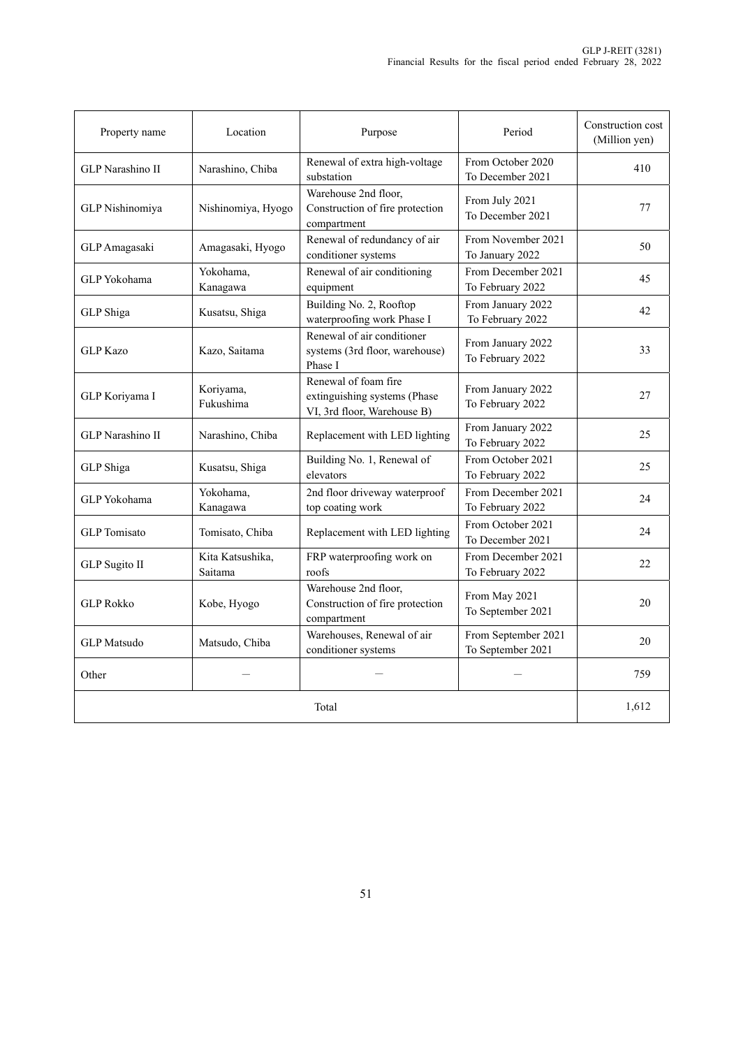| Property name | Location | Purpose | Period | Construction cost (Million yen) |
|---|---|---|---|---|
| GLP Narashino II | Narashino, Chiba | Renewal of extra high-voltage substation | From October 2020 To December 2021 | 410 |
| GLP Nishinomiya | Nishinomiya, Hyogo | Warehouse 2nd floor, Construction of fire protection compartment | From July 2021 To December 2021 | 77 |
| GLP Amagasaki | Amagasaki, Hyogo | Renewal of redundancy of air conditioner systems | From November 2021 To January 2022 | 50 |
| GLP Yokohama | Yokohama, Kanagawa | Renewal of air conditioning equipment | From December 2021 To February 2022 | 45 |
| GLP Shiga | Kusatsu, Shiga | Building No. 2, Rooftop waterproofing work Phase I | From January 2022 To February 2022 | 42 |
| GLP Kazo | Kazo, Saitama | Renewal of air conditioner systems (3rd floor, warehouse) Phase I | From January 2022 To February 2022 | 33 |
| GLP Koriyama I | Koriyama, Fukushima | Renewal of foam fire extinguishing systems (Phase VI, 3rd floor, Warehouse B) | From January 2022 To February 2022 | 27 |
| GLP Narashino II | Narashino, Chiba | Replacement with LED lighting | From January 2022 To February 2022 | 25 |
| GLP Shiga | Kusatsu, Shiga | Building No. 1, Renewal of elevators | From October 2021 To February 2022 | 25 |
| GLP Yokohama | Yokohama, Kanagawa | 2nd floor driveway waterproof top coating work | From December 2021 To February 2022 | 24 |
| GLP Tomisato | Tomisato, Chiba | Replacement with LED lighting | From October 2021 To December 2021 | 24 |
| GLP Sugito II | Kita Katsushika, Saitama | FRP waterproofing work on roofs | From December 2021 To February 2022 | 22 |
| GLP Rokko | Kobe, Hyogo | Warehouse 2nd floor, Construction of fire protection compartment | From May 2021 To September 2021 | 20 |
| GLP Matsudo | Matsudo, Chiba | Warehouses, Renewal of air conditioner systems | From September 2021 To September 2021 | 20 |
| Other | – | – | – | 759 |
| Total | | | | 1,612 |